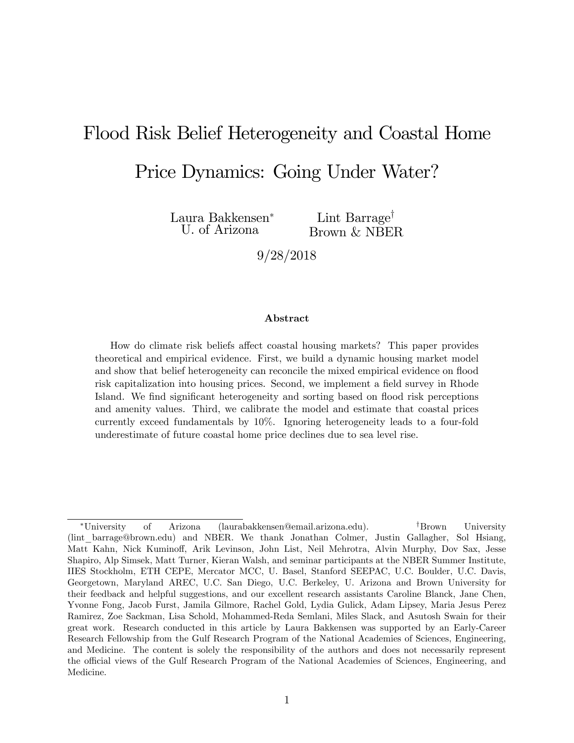# Flood Risk Belief Heterogeneity and Coastal Home Price Dynamics: Going Under Water?

Laura Bakkensen[*]
U. of Arizona

Lint Barrage[†]
Brown & NBER

9/28/2018

### Abstract

How do climate risk beliefs affect coastal housing markets? This paper provides theoretical and empirical evidence. First, we build a dynamic housing market model and show that belief heterogeneity can reconcile the mixed empirical evidence on flood risk capitalization into housing prices. Second, we implement a field survey in Rhode Island. We find significant heterogeneity and sorting based on flood risk perceptions and amenity values. Third, we calibrate the model and estimate that coastal prices currently exceed fundamentals by 10%. Ignoring heterogeneity leads to a four-fold underestimate of future coastal home price declines due to sea level rise.

---

[*]University of Arizona (laurabakkensen@email.arizona.edu). [†]Brown University (lint_barrage@brown.edu) and NBER. We thank Jonathan Colmer, Justin Gallagher, Sol Hsiang, Matt Kahn, Nick Kuminoff, Arik Levinson, John List, Neil Mehrotra, Alvin Murphy, Dov Sax, Jesse Shapiro, Alp Simsek, Matt Turner, Kieran Walsh, and seminar participants at the NBER Summer Institute, IIES Stockholm, ETH CEPE, Mercator MCC, U. Basel, Stanford SEEPAC, U.C. Boulder, U.C. Davis, Georgetown, Maryland AREC, U.C. San Diego, U.C. Berkeley, U. Arizona and Brown University for their feedback and helpful suggestions, and our excellent research assistants Caroline Blanck, Jane Chen, Yvonne Fong, Jacob Furst, Jamila Gilmore, Rachel Gold, Lydia Gulick, Adam Lipsey, Maria Jesus Perez Ramirez, Zoe Sackman, Lisa Schold, Mohammed-Reda Semlani, Miles Slack, and Asutosh Swain for their great work. Research conducted in this article by Laura Bakkensen was supported by an Early-Career Research Fellowship from the Gulf Research Program of the National Academies of Sciences, Engineering, and Medicine. The content is solely the responsibility of the authors and does not necessarily represent the official views of the Gulf Research Program of the National Academies of Sciences, Engineering, and Medicine.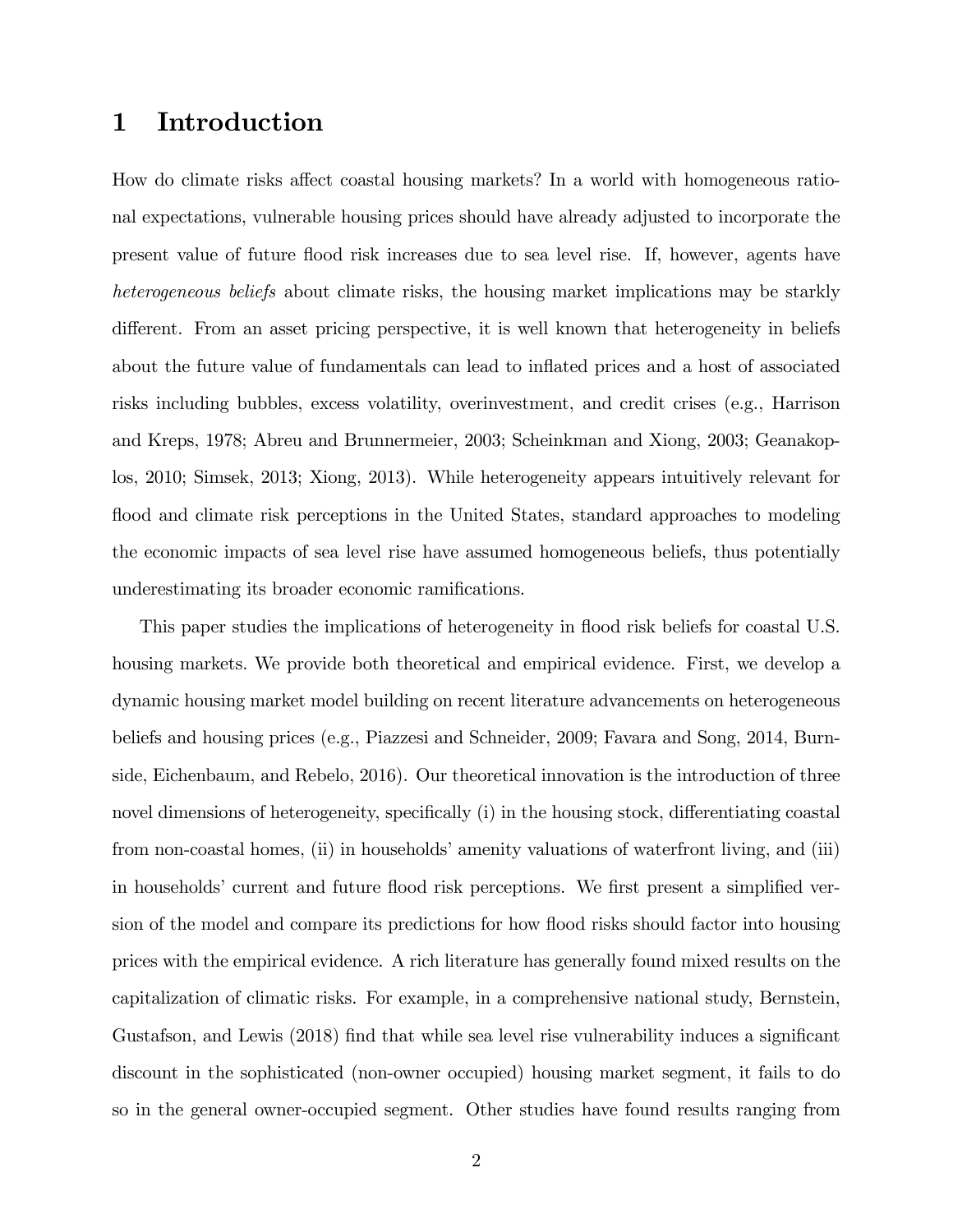# 1 Introduction

How do climate risks affect coastal housing markets? In a world with homogeneous rational expectations, vulnerable housing prices should have already adjusted to incorporate the present value of future flood risk increases due to sea level rise. If, however, agents have *heterogeneous beliefs* about climate risks, the housing market implications may be starkly different. From an asset pricing perspective, it is well known that heterogeneity in beliefs about the future value of fundamentals can lead to inflated prices and a host of associated risks including bubbles, excess volatility, overinvestment, and credit crises (e.g., Harrison and Kreps, 1978; Abreu and Brunnermeier, 2003; Scheinkman and Xiong, 2003; Geanakoplos, 2010; Simsek, 2013; Xiong, 2013). While heterogeneity appears intuitively relevant for flood and climate risk perceptions in the United States, standard approaches to modeling the economic impacts of sea level rise have assumed homogeneous beliefs, thus potentially underestimating its broader economic ramifications.

This paper studies the implications of heterogeneity in flood risk beliefs for coastal U.S. housing markets. We provide both theoretical and empirical evidence. First, we develop a dynamic housing market model building on recent literature advancements on heterogeneous beliefs and housing prices (e.g., Piazzesi and Schneider, 2009; Favara and Song, 2014, Burnside, Eichenbaum, and Rebelo, 2016). Our theoretical innovation is the introduction of three novel dimensions of heterogeneity, specifically (i) in the housing stock, differentiating coastal from non-coastal homes, (ii) in households' amenity valuations of waterfront living, and (iii) in households' current and future flood risk perceptions. We first present a simplified version of the model and compare its predictions for how flood risks should factor into housing prices with the empirical evidence. A rich literature has generally found mixed results on the capitalization of climatic risks. For example, in a comprehensive national study, Bernstein, Gustafson, and Lewis (2018) find that while sea level rise vulnerability induces a significant discount in the sophisticated (non-owner occupied) housing market segment, it fails to do so in the general owner-occupied segment. Other studies have found results ranging from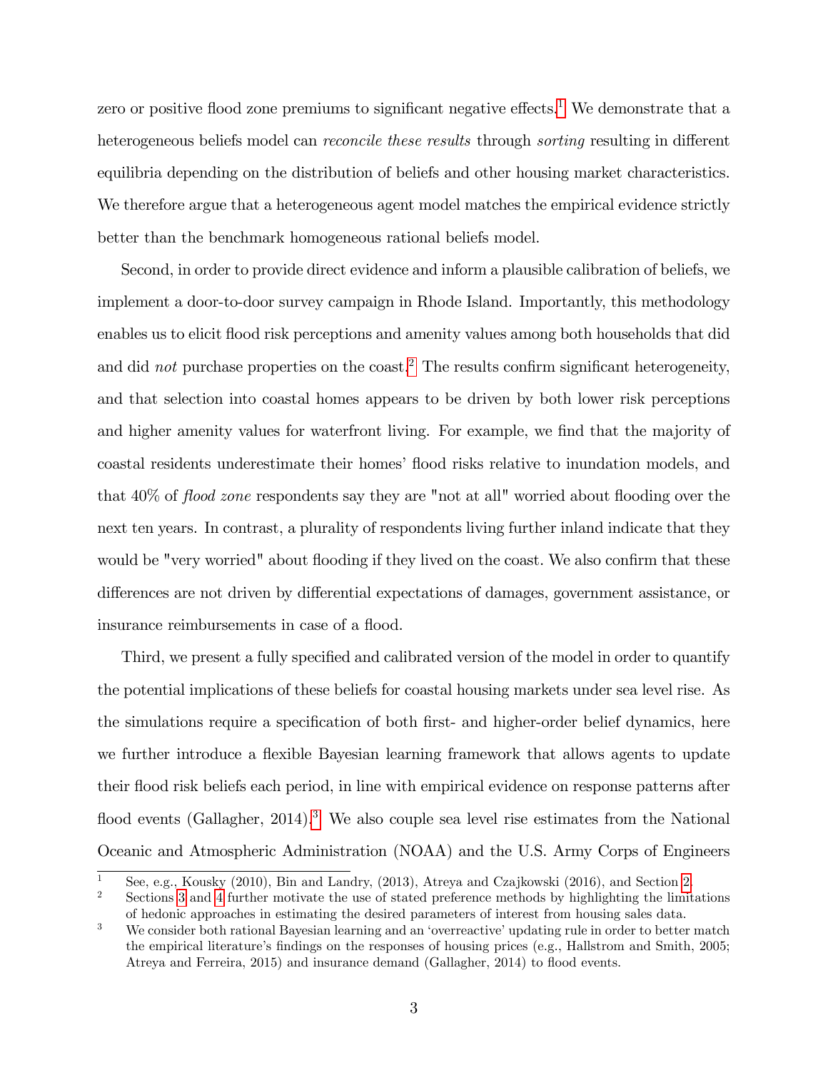zero or positive flood zone premiums to significant negative effects.[1] We demonstrate that a heterogeneous beliefs model can *reconcile these results* through *sorting* resulting in different equilibria depending on the distribution of beliefs and other housing market characteristics. We therefore argue that a heterogeneous agent model matches the empirical evidence strictly better than the benchmark homogeneous rational beliefs model.

Second, in order to provide direct evidence and inform a plausible calibration of beliefs, we implement a door-to-door survey campaign in Rhode Island. Importantly, this methodology enables us to elicit flood risk perceptions and amenity values among both households that did and did *not* purchase properties on the coast.[2] The results confirm significant heterogeneity, and that selection into coastal homes appears to be driven by both lower risk perceptions and higher amenity values for waterfront living. For example, we find that the majority of coastal residents underestimate their homes' flood risks relative to inundation models, and that 40% of *flood zone* respondents say they are "not at all" worried about flooding over the next ten years. In contrast, a plurality of respondents living further inland indicate that they would be "very worried" about flooding if they lived on the coast. We also confirm that these differences are not driven by differential expectations of damages, government assistance, or insurance reimbursements in case of a flood.

Third, we present a fully specified and calibrated version of the model in order to quantify the potential implications of these beliefs for coastal housing markets under sea level rise. As the simulations require a specification of both first- and higher-order belief dynamics, here we further introduce a flexible Bayesian learning framework that allows agents to update their flood risk beliefs each period, in line with empirical evidence on response patterns after flood events (Gallagher, 2014).[3] We also couple sea level rise estimates from the National Oceanic and Atmospheric Administration (NOAA) and the U.S. Army Corps of Engineers

---

[1] See, e.g., Kousky (2010), Bin and Landry, (2013), Atreya and Czajkowski (2016), and Section 2.

[2] Sections 3 and 4 further motivate the use of stated preference methods by highlighting the limitations of hedonic approaches in estimating the desired parameters of interest from housing sales data.

[3] We consider both rational Bayesian learning and an 'overreactive' updating rule in order to better match the empirical literature's findings on the responses of housing prices (e.g., Hallstrom and Smith, 2005; Atreya and Ferreira, 2015) and insurance demand (Gallagher, 2014) to flood events.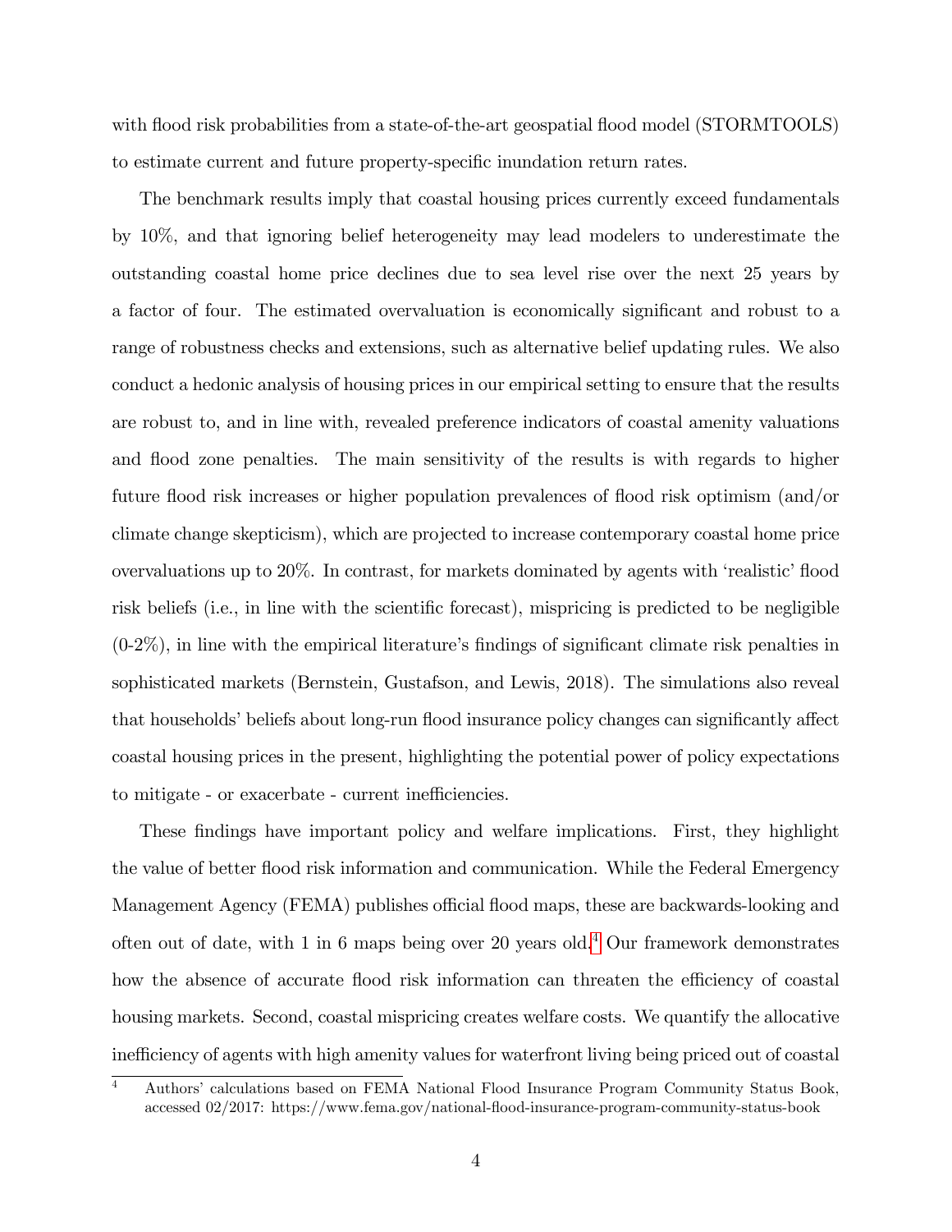with flood risk probabilities from a state-of-the-art geospatial flood model (STORMTOOLS) to estimate current and future property-specific inundation return rates.

The benchmark results imply that coastal housing prices currently exceed fundamentals by 10%, and that ignoring belief heterogeneity may lead modelers to underestimate the outstanding coastal home price declines due to sea level rise over the next 25 years by a factor of four. The estimated overvaluation is economically significant and robust to a range of robustness checks and extensions, such as alternative belief updating rules. We also conduct a hedonic analysis of housing prices in our empirical setting to ensure that the results are robust to, and in line with, revealed preference indicators of coastal amenity valuations and flood zone penalties. The main sensitivity of the results is with regards to higher future flood risk increases or higher population prevalences of flood risk optimism (and/or climate change skepticism), which are projected to increase contemporary coastal home price overvaluations up to 20%. In contrast, for markets dominated by agents with 'realistic' flood risk beliefs (i.e., in line with the scientific forecast), mispricing is predicted to be negligible (0-2%), in line with the empirical literature's findings of significant climate risk penalties in sophisticated markets (Bernstein, Gustafson, and Lewis, 2018). The simulations also reveal that households' beliefs about long-run flood insurance policy changes can significantly affect coastal housing prices in the present, highlighting the potential power of policy expectations to mitigate - or exacerbate - current inefficiencies.

These findings have important policy and welfare implications. First, they highlight the value of better flood risk information and communication. While the Federal Emergency Management Agency (FEMA) publishes official flood maps, these are backwards-looking and often out of date, with 1 in 6 maps being over 20 years old.[4] Our framework demonstrates how the absence of accurate flood risk information can threaten the efficiency of coastal housing markets. Second, coastal mispricing creates welfare costs. We quantify the allocative inefficiency of agents with high amenity values for waterfront living being priced out of coastal

[4] Authors' calculations based on FEMA National Flood Insurance Program Community Status Book, accessed 02/2017: https://www.fema.gov/national-flood-insurance-program-community-status-book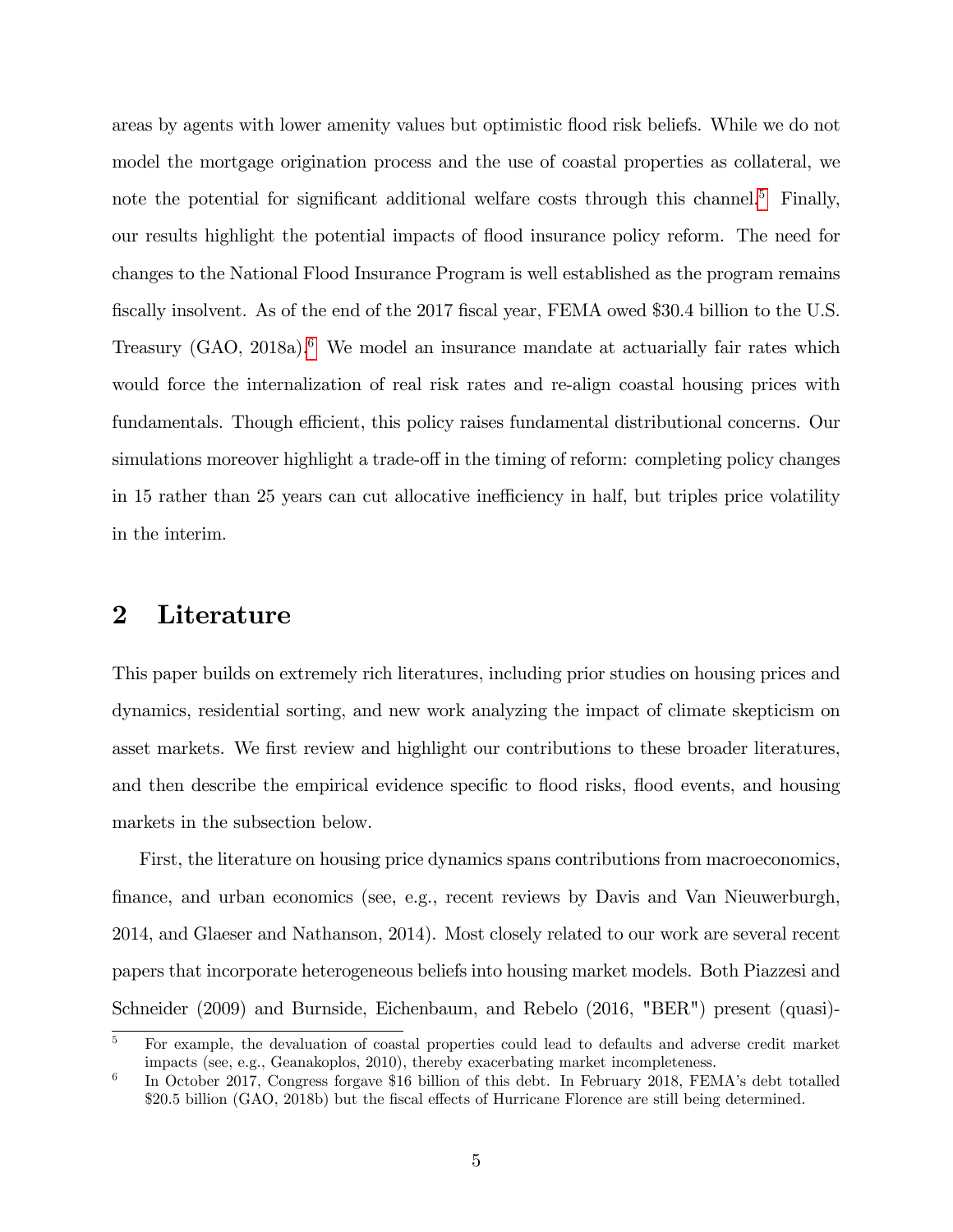areas by agents with lower amenity values but optimistic flood risk beliefs. While we do not model the mortgage origination process and the use of coastal properties as collateral, we note the potential for significant additional welfare costs through this channel.[5] Finally, our results highlight the potential impacts of flood insurance policy reform. The need for changes to the National Flood Insurance Program is well established as the program remains fiscally insolvent. As of the end of the 2017 fiscal year, FEMA owed $30.4 billion to the U.S. Treasury (GAO, 2018a).[6] We model an insurance mandate at actuarially fair rates which would force the internalization of real risk rates and re-align coastal housing prices with fundamentals. Though efficient, this policy raises fundamental distributional concerns. Our simulations moreover highlight a trade-off in the timing of reform: completing policy changes in 15 rather than 25 years can cut allocative inefficiency in half, but triples price volatility in the interim.

## 2 Literature

This paper builds on extremely rich literatures, including prior studies on housing prices and dynamics, residential sorting, and new work analyzing the impact of climate skepticism on asset markets. We first review and highlight our contributions to these broader literatures, and then describe the empirical evidence specific to flood risks, flood events, and housing markets in the subsection below.

First, the literature on housing price dynamics spans contributions from macroeconomics, finance, and urban economics (see, e.g., recent reviews by Davis and Van Nieuwerburgh, 2014, and Glaeser and Nathanson, 2014). Most closely related to our work are several recent papers that incorporate heterogeneous beliefs into housing market models. Both Piazzesi and Schneider (2009) and Burnside, Eichenbaum, and Rebelo (2016, "BER") present (quasi)-

[5] For example, the devaluation of coastal properties could lead to defaults and adverse credit market impacts (see, e.g., Geanakoplos, 2010), thereby exacerbating market incompleteness.

[6] In October 2017, Congress forgave $16 billion of this debt. In February 2018, FEMA's debt totalled $20.5 billion (GAO, 2018b) but the fiscal effects of Hurricane Florence are still being determined.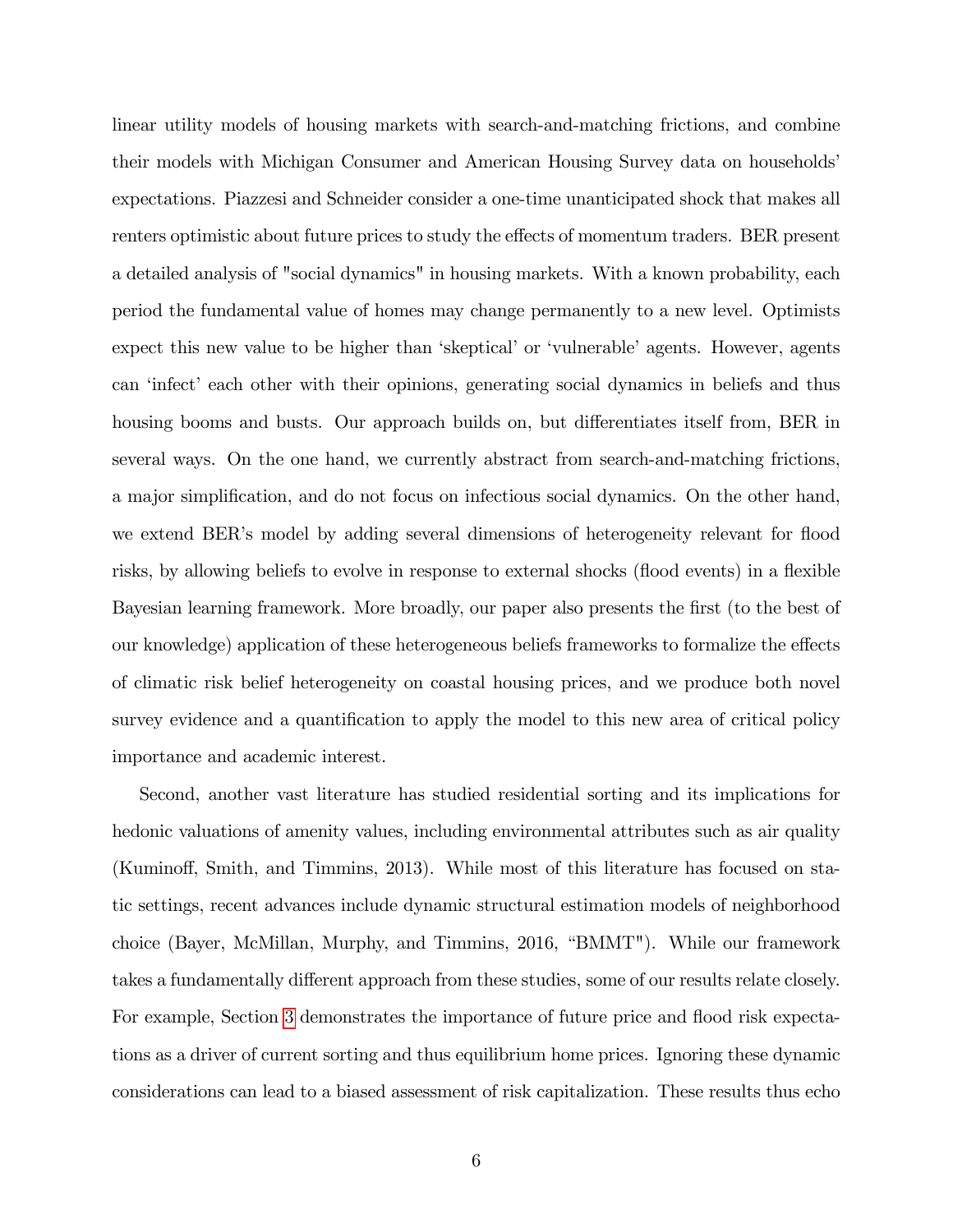linear utility models of housing markets with search-and-matching frictions, and combine their models with Michigan Consumer and American Housing Survey data on households' expectations. Piazzesi and Schneider consider a one-time unanticipated shock that makes all renters optimistic about future prices to study the effects of momentum traders. BER present a detailed analysis of "social dynamics" in housing markets. With a known probability, each period the fundamental value of homes may change permanently to a new level. Optimists expect this new value to be higher than 'skeptical' or 'vulnerable' agents. However, agents can 'infect' each other with their opinions, generating social dynamics in beliefs and thus housing booms and busts. Our approach builds on, but differentiates itself from, BER in several ways. On the one hand, we currently abstract from search-and-matching frictions, a major simplification, and do not focus on infectious social dynamics. On the other hand, we extend BER's model by adding several dimensions of heterogeneity relevant for flood risks, by allowing beliefs to evolve in response to external shocks (flood events) in a flexible Bayesian learning framework. More broadly, our paper also presents the first (to the best of our knowledge) application of these heterogeneous beliefs frameworks to formalize the effects of climatic risk belief heterogeneity on coastal housing prices, and we produce both novel survey evidence and a quantification to apply the model to this new area of critical policy importance and academic interest.

Second, another vast literature has studied residential sorting and its implications for hedonic valuations of amenity values, including environmental attributes such as air quality (Kuminoff, Smith, and Timmins, 2013). While most of this literature has focused on static settings, recent advances include dynamic structural estimation models of neighborhood choice (Bayer, McMillan, Murphy, and Timmins, 2016, "BMMT"). While our framework takes a fundamentally different approach from these studies, some of our results relate closely. For example, Section 3 demonstrates the importance of future price and flood risk expectations as a driver of current sorting and thus equilibrium home prices. Ignoring these dynamic considerations can lead to a biased assessment of risk capitalization. These results thus echo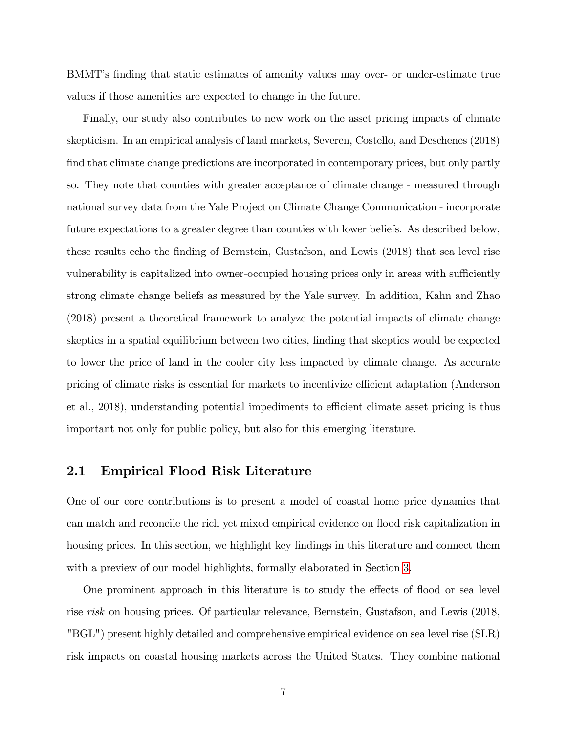BMMT's finding that static estimates of amenity values may over- or under-estimate true values if those amenities are expected to change in the future.

Finally, our study also contributes to new work on the asset pricing impacts of climate skepticism. In an empirical analysis of land markets, Severen, Costello, and Deschenes (2018) find that climate change predictions are incorporated in contemporary prices, but only partly so. They note that counties with greater acceptance of climate change - measured through national survey data from the Yale Project on Climate Change Communication - incorporate future expectations to a greater degree than counties with lower beliefs. As described below, these results echo the finding of Bernstein, Gustafson, and Lewis (2018) that sea level rise vulnerability is capitalized into owner-occupied housing prices only in areas with sufficiently strong climate change beliefs as measured by the Yale survey. In addition, Kahn and Zhao (2018) present a theoretical framework to analyze the potential impacts of climate change skeptics in a spatial equilibrium between two cities, finding that skeptics would be expected to lower the price of land in the cooler city less impacted by climate change. As accurate pricing of climate risks is essential for markets to incentivize efficient adaptation (Anderson et al., 2018), understanding potential impediments to efficient climate asset pricing is thus important not only for public policy, but also for this emerging literature.

## 2.1 Empirical Flood Risk Literature

One of our core contributions is to present a model of coastal home price dynamics that can match and reconcile the rich yet mixed empirical evidence on flood risk capitalization in housing prices. In this section, we highlight key findings in this literature and connect them with a preview of our model highlights, formally elaborated in Section 3.

One prominent approach in this literature is to study the effects of flood or sea level rise *risk* on housing prices. Of particular relevance, Bernstein, Gustafson, and Lewis (2018, "BGL") present highly detailed and comprehensive empirical evidence on sea level rise (SLR) risk impacts on coastal housing markets across the United States. They combine national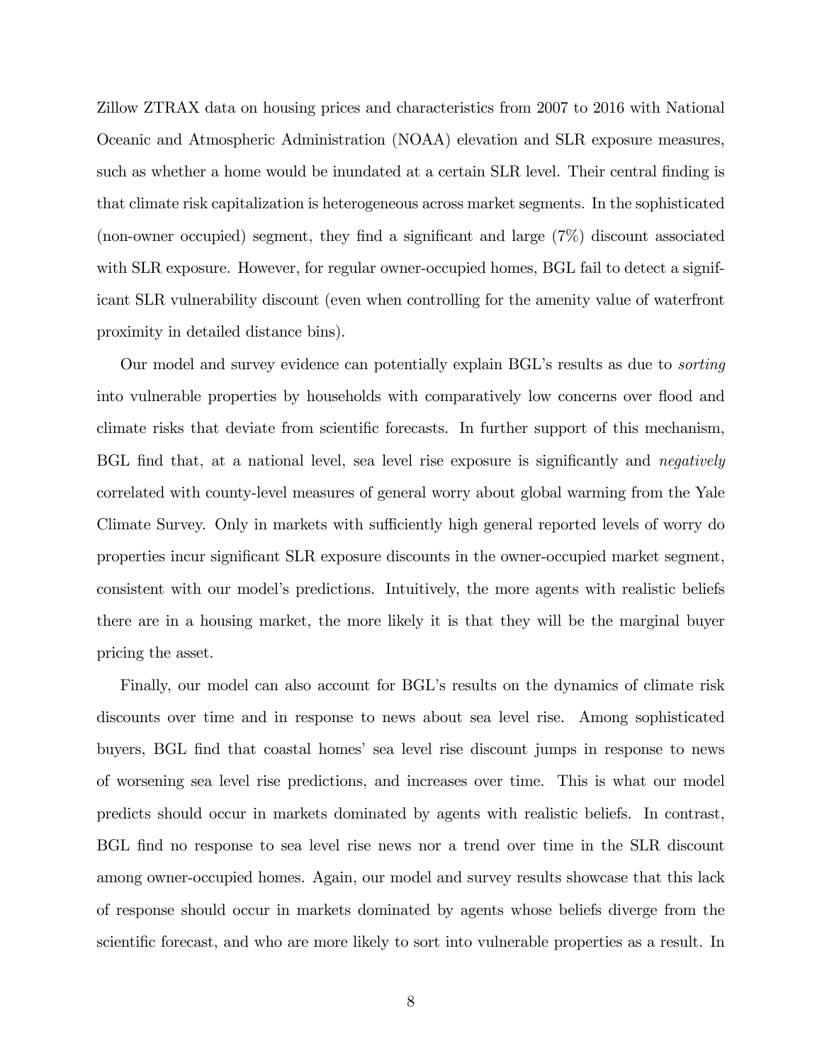Zillow ZTRAX data on housing prices and characteristics from 2007 to 2016 with National Oceanic and Atmospheric Administration (NOAA) elevation and SLR exposure measures, such as whether a home would be inundated at a certain SLR level. Their central finding is that climate risk capitalization is heterogeneous across market segments. In the sophisticated (non-owner occupied) segment, they find a significant and large (7%) discount associated with SLR exposure. However, for regular owner-occupied homes, BGL fail to detect a significant SLR vulnerability discount (even when controlling for the amenity value of waterfront proximity in detailed distance bins).

Our model and survey evidence can potentially explain BGL's results as due to *sorting* into vulnerable properties by households with comparatively low concerns over flood and climate risks that deviate from scientific forecasts. In further support of this mechanism, BGL find that, at a national level, sea level rise exposure is significantly and *negatively* correlated with county-level measures of general worry about global warming from the Yale Climate Survey. Only in markets with sufficiently high general reported levels of worry do properties incur significant SLR exposure discounts in the owner-occupied market segment, consistent with our model's predictions. Intuitively, the more agents with realistic beliefs there are in a housing market, the more likely it is that they will be the marginal buyer pricing the asset.

Finally, our model can also account for BGL's results on the dynamics of climate risk discounts over time and in response to news about sea level rise. Among sophisticated buyers, BGL find that coastal homes' sea level rise discount jumps in response to news of worsening sea level rise predictions, and increases over time. This is what our model predicts should occur in markets dominated by agents with realistic beliefs. In contrast, BGL find no response to sea level rise news nor a trend over time in the SLR discount among owner-occupied homes. Again, our model and survey results showcase that this lack of response should occur in markets dominated by agents whose beliefs diverge from the scientific forecast, and who are more likely to sort into vulnerable properties as a result. In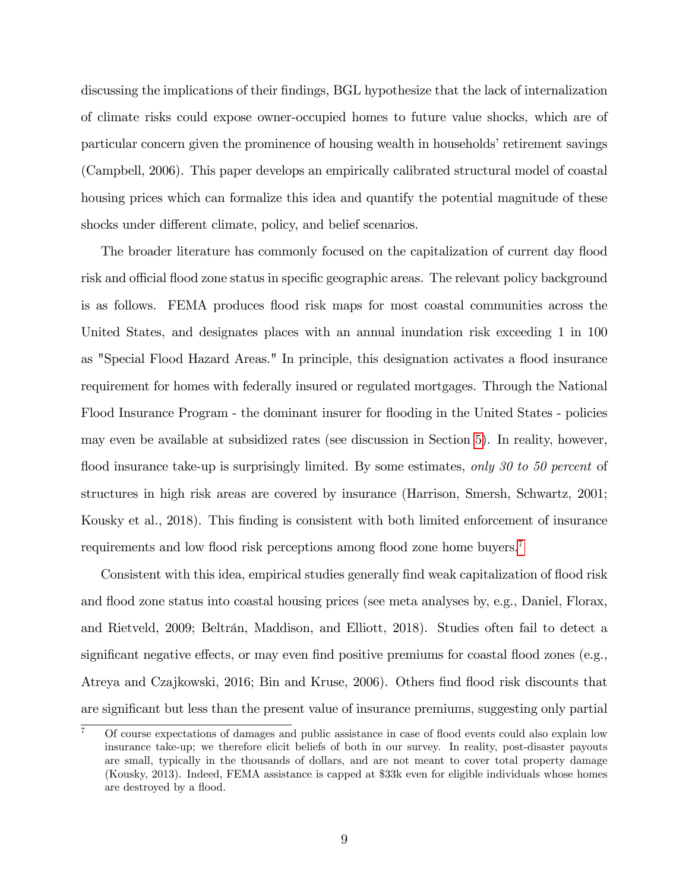discussing the implications of their findings, BGL hypothesize that the lack of internalization of climate risks could expose owner-occupied homes to future value shocks, which are of particular concern given the prominence of housing wealth in households' retirement savings (Campbell, 2006). This paper develops an empirically calibrated structural model of coastal housing prices which can formalize this idea and quantify the potential magnitude of these shocks under different climate, policy, and belief scenarios.

The broader literature has commonly focused on the capitalization of current day flood risk and official flood zone status in specific geographic areas. The relevant policy background is as follows. FEMA produces flood risk maps for most coastal communities across the United States, and designates places with an annual inundation risk exceeding 1 in 100 as "Special Flood Hazard Areas." In principle, this designation activates a flood insurance requirement for homes with federally insured or regulated mortgages. Through the National Flood Insurance Program - the dominant insurer for flooding in the United States - policies may even be available at subsidized rates (see discussion in Section 5). In reality, however, flood insurance take-up is surprisingly limited. By some estimates, *only 30 to 50 percent* of structures in high risk areas are covered by insurance (Harrison, Smersh, Schwartz, 2001; Kousky et al., 2018). This finding is consistent with both limited enforcement of insurance requirements and low flood risk perceptions among flood zone home buyers.[7]

Consistent with this idea, empirical studies generally find weak capitalization of flood risk and flood zone status into coastal housing prices (see meta analyses by, e.g., Daniel, Florax, and Rietveld, 2009; Beltrán, Maddison, and Elliott, 2018). Studies often fail to detect a significant negative effects, or may even find positive premiums for coastal flood zones (e.g., Atreya and Czajkowski, 2016; Bin and Kruse, 2006). Others find flood risk discounts that are significant but less than the present value of insurance premiums, suggesting only partial

[7] Of course expectations of damages and public assistance in case of flood events could also explain low insurance take-up; we therefore elicit beliefs of both in our survey. In reality, post-disaster payouts are small, typically in the thousands of dollars, and are not meant to cover total property damage (Kousky, 2013). Indeed, FEMA assistance is capped at $33k even for eligible individuals whose homes are destroyed by a flood.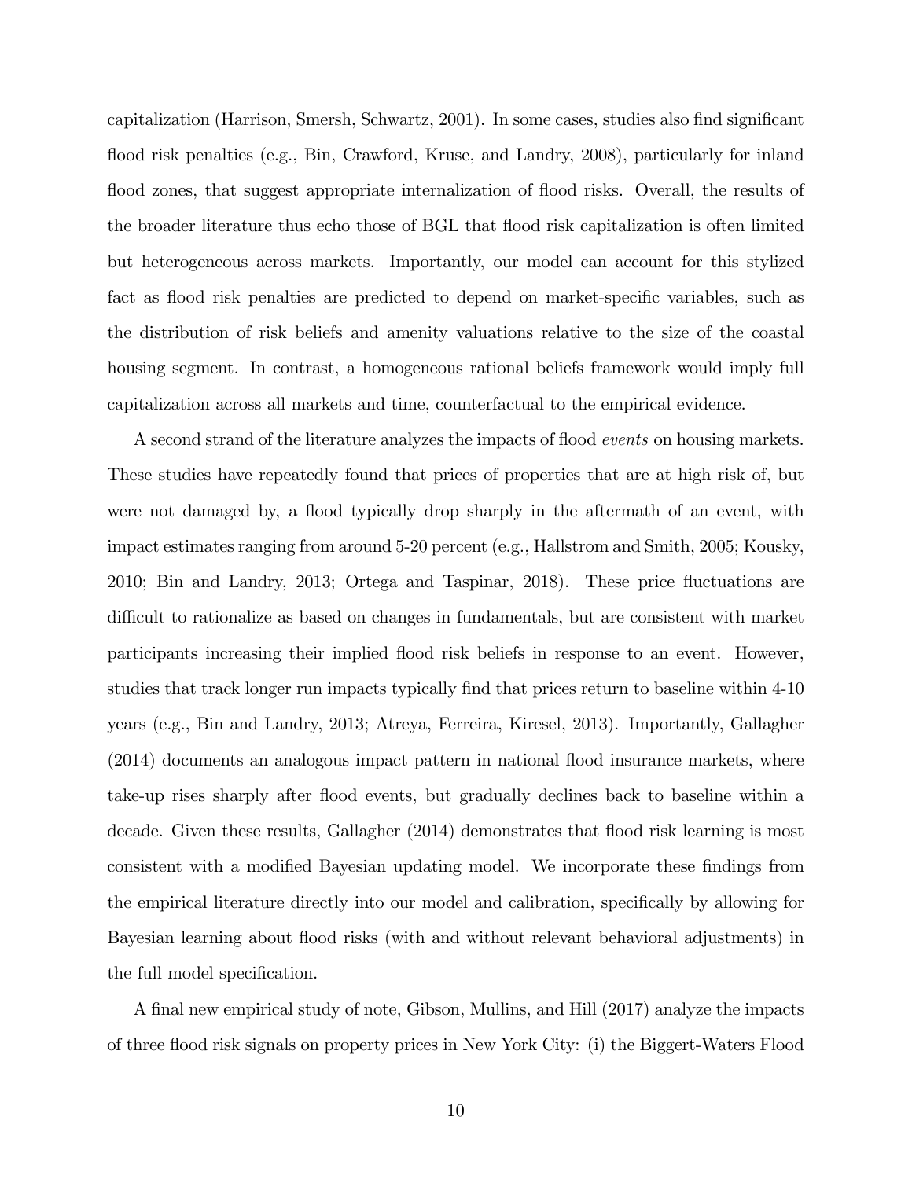capitalization (Harrison, Smersh, Schwartz, 2001). In some cases, studies also find significant flood risk penalties (e.g., Bin, Crawford, Kruse, and Landry, 2008), particularly for inland flood zones, that suggest appropriate internalization of flood risks. Overall, the results of the broader literature thus echo those of BGL that flood risk capitalization is often limited but heterogeneous across markets. Importantly, our model can account for this stylized fact as flood risk penalties are predicted to depend on market-specific variables, such as the distribution of risk beliefs and amenity valuations relative to the size of the coastal housing segment. In contrast, a homogeneous rational beliefs framework would imply full capitalization across all markets and time, counterfactual to the empirical evidence.

A second strand of the literature analyzes the impacts of flood *events* on housing markets. These studies have repeatedly found that prices of properties that are at high risk of, but were not damaged by, a flood typically drop sharply in the aftermath of an event, with impact estimates ranging from around 5-20 percent (e.g., Hallstrom and Smith, 2005; Kousky, 2010; Bin and Landry, 2013; Ortega and Taspinar, 2018). These price fluctuations are difficult to rationalize as based on changes in fundamentals, but are consistent with market participants increasing their implied flood risk beliefs in response to an event. However, studies that track longer run impacts typically find that prices return to baseline within 4-10 years (e.g., Bin and Landry, 2013; Atreya, Ferreira, Kiresel, 2013). Importantly, Gallagher (2014) documents an analogous impact pattern in national flood insurance markets, where take-up rises sharply after flood events, but gradually declines back to baseline within a decade. Given these results, Gallagher (2014) demonstrates that flood risk learning is most consistent with a modified Bayesian updating model. We incorporate these findings from the empirical literature directly into our model and calibration, specifically by allowing for Bayesian learning about flood risks (with and without relevant behavioral adjustments) in the full model specification.

A final new empirical study of note, Gibson, Mullins, and Hill (2017) analyze the impacts of three flood risk signals on property prices in New York City: (i) the Biggert-Waters Flood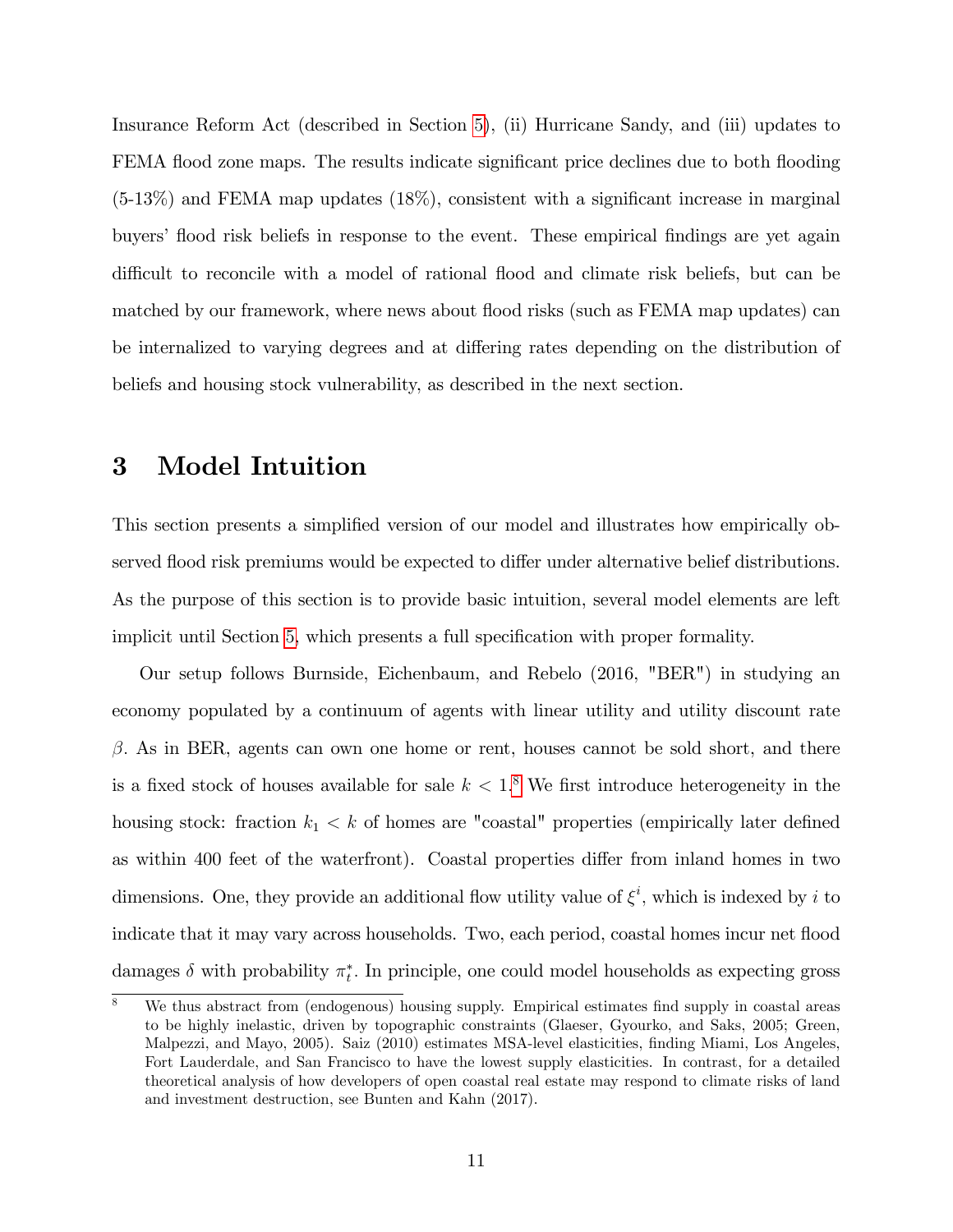Insurance Reform Act (described in Section 5), (ii) Hurricane Sandy, and (iii) updates to FEMA flood zone maps. The results indicate significant price declines due to both flooding (5-13%) and FEMA map updates (18%), consistent with a significant increase in marginal buyers' flood risk beliefs in response to the event. These empirical findings are yet again difficult to reconcile with a model of rational flood and climate risk beliefs, but can be matched by our framework, where news about flood risks (such as FEMA map updates) can be internalized to varying degrees and at differing rates depending on the distribution of beliefs and housing stock vulnerability, as described in the next section.

# 3 Model Intuition

This section presents a simplified version of our model and illustrates how empirically observed flood risk premiums would be expected to differ under alternative belief distributions. As the purpose of this section is to provide basic intuition, several model elements are left implicit until Section 5, which presents a full specification with proper formality.

Our setup follows Burnside, Eichenbaum, and Rebelo (2016, "BER") in studying an economy populated by a continuum of agents with linear utility and utility discount rate $\beta$. As in BER, agents can own one home or rent, houses cannot be sold short, and there is a fixed stock of houses available for sale $k < 1$.[8] We first introduce heterogeneity in the housing stock: fraction $k_1 < k$ of homes are "coastal" properties (empirically later defined as within 400 feet of the waterfront). Coastal properties differ from inland homes in two dimensions. One, they provide an additional flow utility value of $\xi^i$, which is indexed by $i$ to indicate that it may vary across households. Two, each period, coastal homes incur net flood damages $\delta$ with probability $\pi_t^*$. In principle, one could model households as expecting gross

[8] We thus abstract from (endogenous) housing supply. Empirical estimates find supply in coastal areas to be highly inelastic, driven by topographic constraints (Glaeser, Gyourko, and Saks, 2005; Green, Malpezzi, and Mayo, 2005). Saiz (2010) estimates MSA-level elasticities, finding Miami, Los Angeles, Fort Lauderdale, and San Francisco to have the lowest supply elasticities. In contrast, for a detailed theoretical analysis of how developers of open coastal real estate may respond to climate risks of land and investment destruction, see Bunten and Kahn (2017).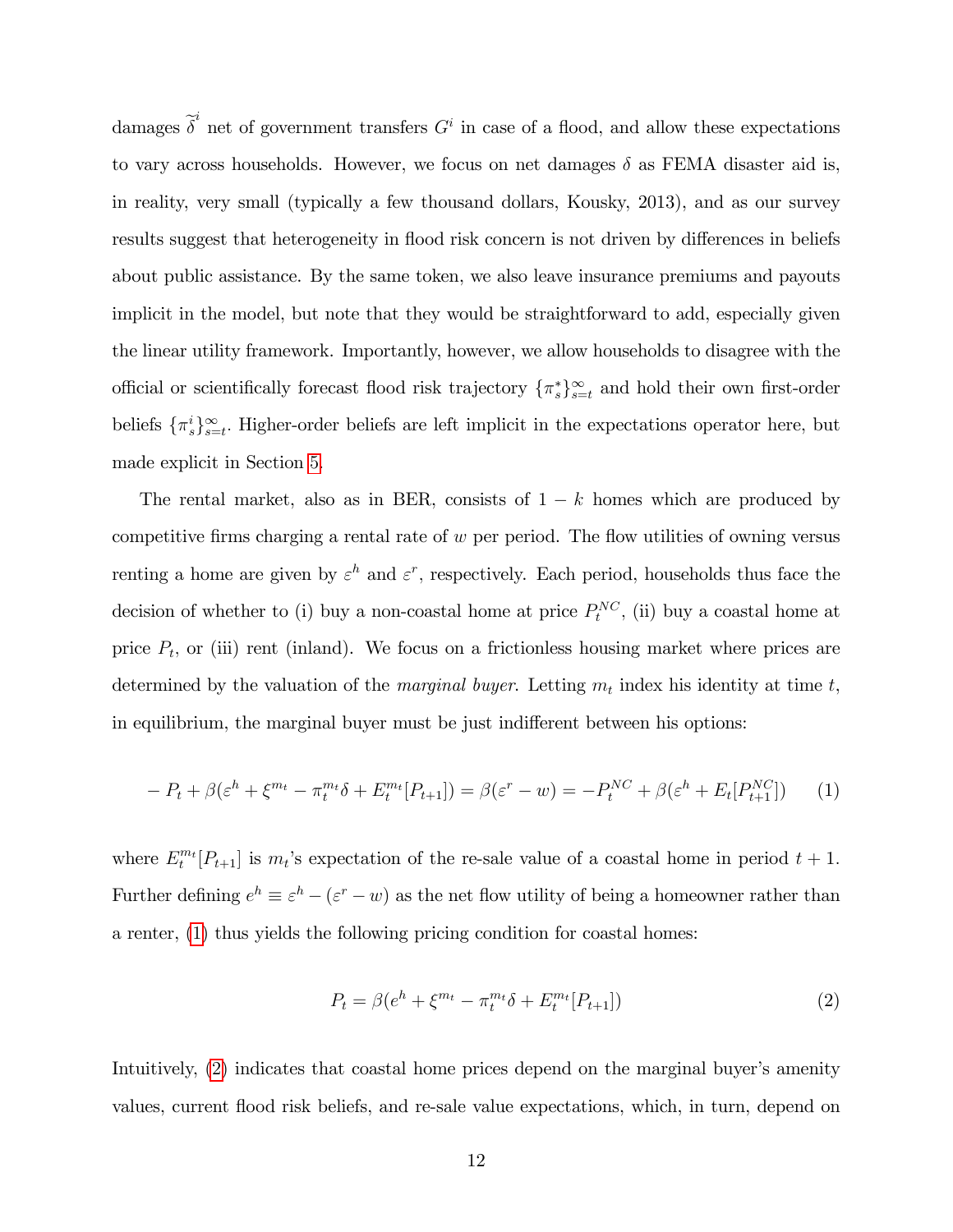damages $\widetilde{\delta}^i$ net of government transfers $G^i$ in case of a flood, and allow these expectations to vary across households. However, we focus on net damages $\delta$ as FEMA disaster aid is, in reality, very small (typically a few thousand dollars, Kousky, 2013), and as our survey results suggest that heterogeneity in flood risk concern is not driven by differences in beliefs about public assistance. By the same token, we also leave insurance premiums and payouts implicit in the model, but note that they would be straightforward to add, especially given the linear utility framework. Importantly, however, we allow households to disagree with the official or scientifically forecast flood risk trajectory $\{\pi_s^*\}_{s=t}^{\infty}$ and hold their own first-order beliefs $\{\pi_s^i\}_{s=t}^{\infty}$. Higher-order beliefs are left implicit in the expectations operator here, but made explicit in Section 5.

The rental market, also as in BER, consists of $1-k$ homes which are produced by competitive firms charging a rental rate of $w$ per period. The flow utilities of owning versus renting a home are given by $\varepsilon^h$ and $\varepsilon^r$, respectively. Each period, households thus face the decision of whether to (i) buy a non-coastal home at price $P_t^{NC}$, (ii) buy a coastal home at price $P_t$, or (iii) rent (inland). We focus on a frictionless housing market where prices are determined by the valuation of the *marginal buyer*. Letting $m_t$ index his identity at time $t$, in equilibrium, the marginal buyer must be just indifferent between his options:

$$-P_t + \beta(\varepsilon^h + \xi^{m_t} - \pi_t^{m_t}\delta + E_t^{m_t}[P_{t+1}]) = \beta(\varepsilon^r - w) = -P_t^{NC} + \beta(\varepsilon^h + E_t[P_{t+1}^{NC}]) \quad (1)$$

where $E_t^{m_t}[P_{t+1}]$ is $m_t$'s expectation of the re-sale value of a coastal home in period $t+1$. Further defining $e^h \equiv \varepsilon^h - (\varepsilon^r - w)$ as the net flow utility of being a homeowner rather than a renter, (1) thus yields the following pricing condition for coastal homes:

$$P_t = \beta(e^h + \xi^{m_t} - \pi_t^{m_t}\delta + E_t^{m_t}[P_{t+1}]) \quad (2)$$

Intuitively, (2) indicates that coastal home prices depend on the marginal buyer's amenity values, current flood risk beliefs, and re-sale value expectations, which, in turn, depend on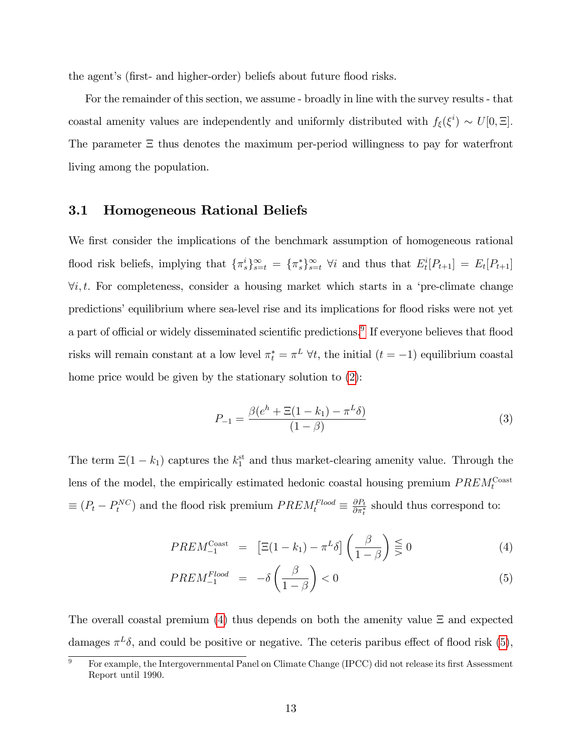the agent's (first- and higher-order) beliefs about future flood risks.

For the remainder of this section, we assume - broadly in line with the survey results - that coastal amenity values are independently and uniformly distributed with $f_\xi(\xi^i) \sim U[0, \Xi]$. The parameter $\Xi$ thus denotes the maximum per-period willingness to pay for waterfront living among the population.

### 3.1 Homogeneous Rational Beliefs

We first consider the implications of the benchmark assumption of homogeneous rational flood risk beliefs, implying that $\{\pi^i_s\}^\infty_{s=t} = \{\pi^*_s\}^\infty_{s=t}$ $\forall i$ and thus that $E^i_t[P_{t+1}] = E_t[P_{t+1}]$ $\forall i, t$. For completeness, consider a housing market which starts in a 'pre-climate change predictions' equilibrium where sea-level rise and its implications for flood risks were not yet a part of official or widely disseminated scientific predictions.[9] If everyone believes that flood risks will remain constant at a low level $\pi^*_t = \pi^L$ $\forall t$, the initial ($t = -1$) equilibrium coastal home price would be given by the stationary solution to (2):

$$P_{-1} = \frac{\beta(e^h + \Xi(1 - k_1) - \pi^L\delta)}{(1 - \beta)} \tag{3}$$

The term $\Xi(1 - k_1)$ captures the $k_1^{\text{st}}$ and thus market-clearing amenity value. Through the lens of the model, the empirically estimated hedonic coastal housing premium $PREM^{\text{Coast}}_t \equiv (P_t - P^{NC}_t)$ and the flood risk premium $PREM^{Flood}_t \equiv \frac{\partial P_t}{\partial \pi^*_t}$ should thus correspond to:

$$PREM^{\text{Coast}}_{-1} = \left[\Xi(1 - k_1) - \pi^L\delta\right]\left(\frac{\beta}{1 - \beta}\right) \lesseqgtr 0 \tag{4}$$

$$PREM^{Flood}_{-1} = -\delta\left(\frac{\beta}{1 - \beta}\right) < 0 \tag{5}$$

The overall coastal premium (4) thus depends on both the amenity value $\Xi$ and expected damages $\pi^L\delta$, and could be positive or negative. The ceteris paribus effect of flood risk (5),

[9] For example, the Intergovernmental Panel on Climate Change (IPCC) did not release its first Assessment Report until 1990.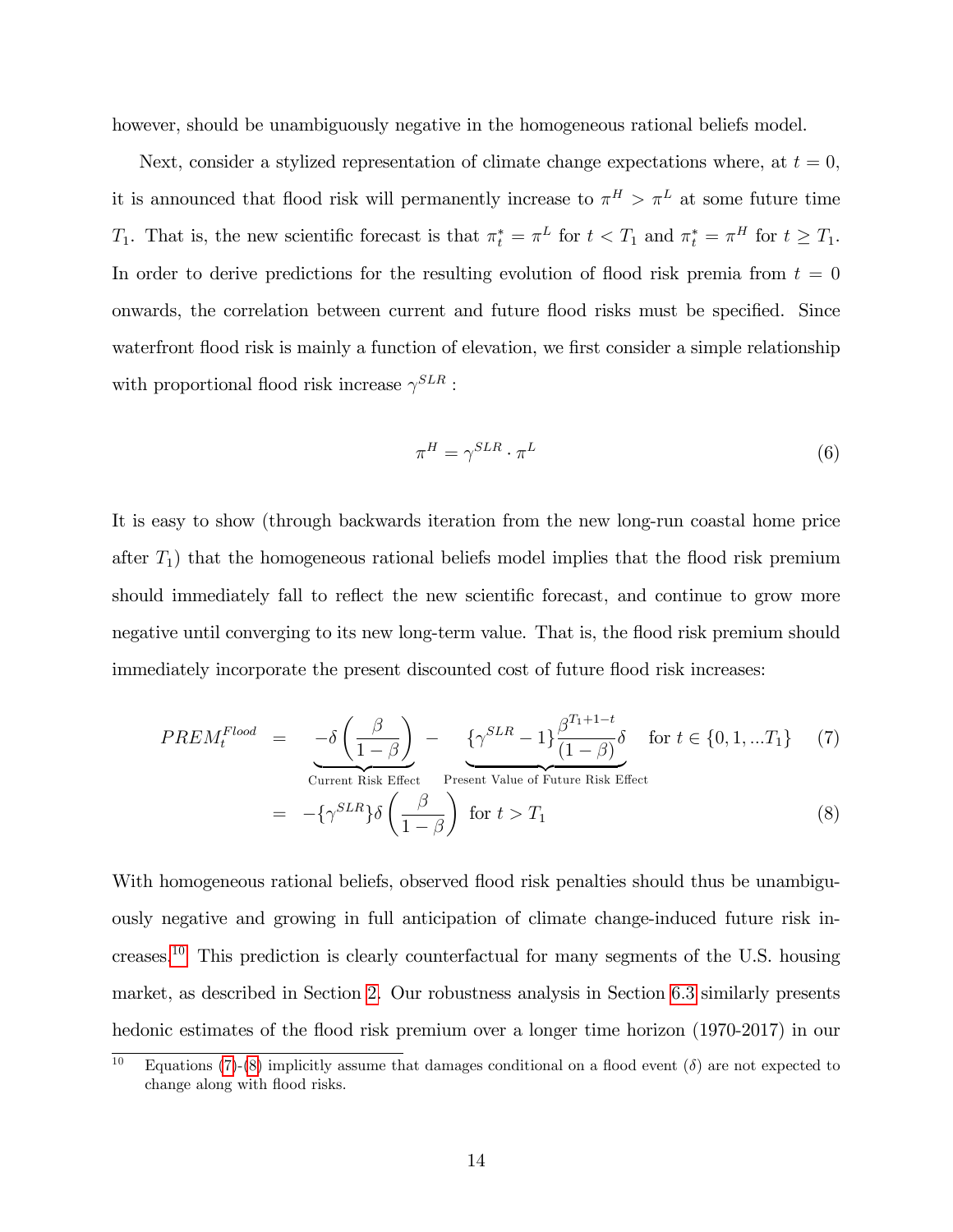however, should be unambiguously negative in the homogeneous rational beliefs model.

Next, consider a stylized representation of climate change expectations where, at $t = 0$, it is announced that flood risk will permanently increase to $\pi^H > \pi^L$ at some future time $T_1$. That is, the new scientific forecast is that $\pi_t^* = \pi^L$ for $t < T_1$ and $\pi_t^* = \pi^H$ for $t \geq T_1$. In order to derive predictions for the resulting evolution of flood risk premia from $t = 0$ onwards, the correlation between current and future flood risks must be specified. Since waterfront flood risk is mainly a function of elevation, we first consider a simple relationship with proportional flood risk increase $\gamma^{SLR}$ :

$$\pi^H = \gamma^{SLR} \cdot \pi^L \tag{6}$$

It is easy to show (through backwards iteration from the new long-run coastal home price after $T_1$) that the homogeneous rational beliefs model implies that the flood risk premium should immediately fall to reflect the new scientific forecast, and continue to grow more negative until converging to its new long-term value. That is, the flood risk premium should immediately incorporate the present discounted cost of future flood risk increases:

$$PREM_t^{Flood} = \underbrace{-\delta\left(\frac{\beta}{1-\beta}\right)}_{\text{Current Risk Effect}} - \underbrace{\{\gamma^{SLR} - 1\}\frac{\beta^{T_1+1-t}}{(1-\beta)}\delta}_{\text{Present Value of Future Risk Effect}} \quad \text{for } t \in \{0, 1, ...T_1\} \tag{7}$$

$$= -\{\gamma^{SLR}\}\delta\left(\frac{\beta}{1-\beta}\right) \quad \text{for } t > T_1 \tag{8}$$

With homogeneous rational beliefs, observed flood risk penalties should thus be unambiguously negative and growing in full anticipation of climate change-induced future risk increases.[10] This prediction is clearly counterfactual for many segments of the U.S. housing market, as described in Section 2. Our robustness analysis in Section 6.3 similarly presents hedonic estimates of the flood risk premium over a longer time horizon (1970-2017) in our

[10] Equations (7)-(8) implicitly assume that damages conditional on a flood event ($\delta$) are not expected to change along with flood risks.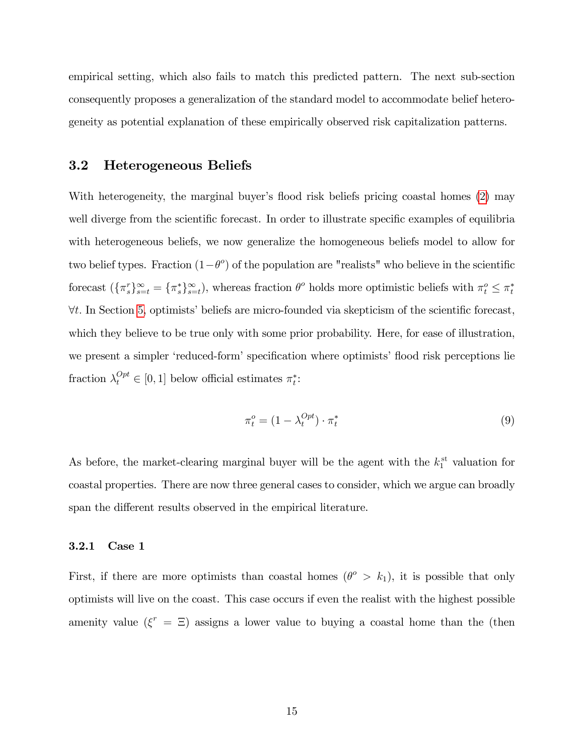empirical setting, which also fails to match this predicted pattern. The next sub-section consequently proposes a generalization of the standard model to accommodate belief heterogeneity as potential explanation of these empirically observed risk capitalization patterns.

## 3.2 Heterogeneous Beliefs

With heterogeneity, the marginal buyer's flood risk beliefs pricing coastal homes (2) may well diverge from the scientific forecast. In order to illustrate specific examples of equilibria with heterogeneous beliefs, we now generalize the homogeneous beliefs model to allow for two belief types. Fraction $(1-\theta^o)$ of the population are "realists" who believe in the scientific forecast ($\{\pi_s^r\}_{s=t}^{\infty} = \{\pi_s^*\}_{s=t}^{\infty}$), whereas fraction $\theta^o$ holds more optimistic beliefs with $\pi_t^o \leq \pi_t^*$ $\forall t$. In Section 5, optimists' beliefs are micro-founded via skepticism of the scientific forecast, which they believe to be true only with some prior probability. Here, for ease of illustration, we present a simpler 'reduced-form' specification where optimists' flood risk perceptions lie fraction $\lambda_t^{Opt} \in [0, 1]$ below official estimates $\pi_t^*$:

$$\pi_t^o = (1 - \lambda_t^{Opt}) \cdot \pi_t^* \tag{9}$$

As before, the market-clearing marginal buyer will be the agent with the $k_1^{\text{st}}$ valuation for coastal properties. There are now three general cases to consider, which we argue can broadly span the different results observed in the empirical literature.

### 3.2.1 Case 1

First, if there are more optimists than coastal homes ($\theta^o > k_1$), it is possible that only optimists will live on the coast. This case occurs if even the realist with the highest possible amenity value ($\xi^r = \Xi$) assigns a lower value to buying a coastal home than the (then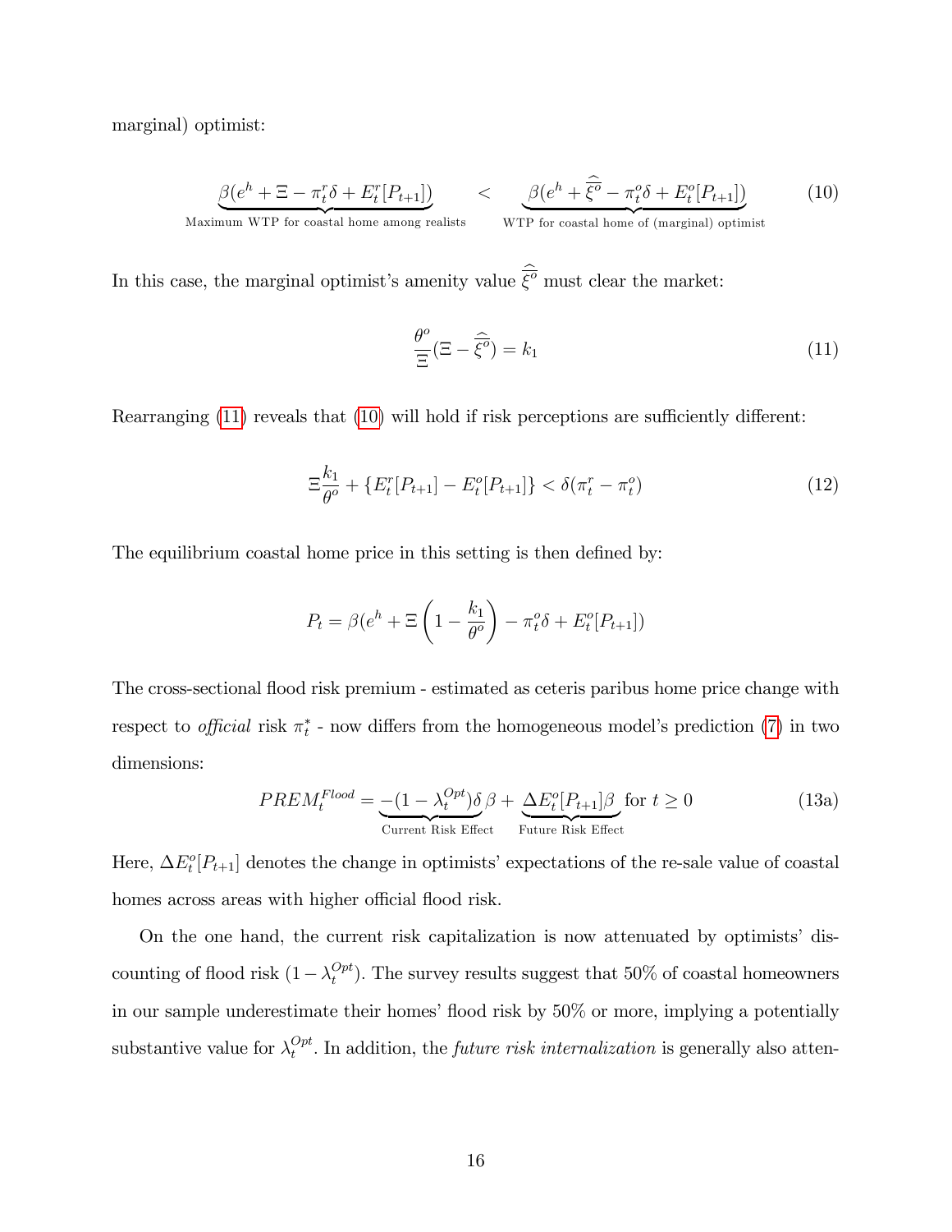marginal) optimist:

$$\underbrace{\beta(e^h + \Xi - \pi_t^r \delta + E_t^r[P_{t+1}])}_{\text{Maximum WTP for coastal home among realists}} < \underbrace{\beta(e^h + \widehat{\overline{\xi^o}} - \pi_t^o \delta + E_t^o[P_{t+1}])}_{\text{WTP for coastal home of (marginal) optimist}} \tag{10}$$

In this case, the marginal optimist's amenity value $\widehat{\overline{\xi^o}}$ must clear the market:

$$\frac{\theta^o}{\Xi}(\Xi - \widehat{\overline{\xi^o}}) = k_1 \tag{11}$$

Rearranging (11) reveals that (10) will hold if risk perceptions are sufficiently different:

$$\Xi \frac{k_1}{\theta^o} + \{E_t^r[P_{t+1}] - E_t^o[P_{t+1}]\} < \delta(\pi_t^r - \pi_t^o) \tag{12}$$

The equilibrium coastal home price in this setting is then defined by:

$$P_t = \beta(e^h + \Xi\left(1 - \frac{k_1}{\theta^o}\right) - \pi_t^o \delta + E_t^o[P_{t+1}])$$

The cross-sectional flood risk premium - estimated as ceteris paribus home price change with respect to *official* risk $\pi_t^*$ - now differs from the homogeneous model's prediction (7) in two dimensions:

$$PREM_t^{Flood} = \underbrace{-(1 - \lambda_t^{Opt})\delta}_{\text{Current Risk Effect}}\beta + \underbrace{\Delta E_t^o[P_{t+1}]\beta}_{\text{Future Risk Effect}} \text{ for } t \geq 0 \tag{13a}$$

Here, $\Delta E_t^o[P_{t+1}]$ denotes the change in optimists' expectations of the re-sale value of coastal homes across areas with higher official flood risk.

On the one hand, the current risk capitalization is now attenuated by optimists' discounting of flood risk $(1 - \lambda_t^{Opt})$. The survey results suggest that 50% of coastal homeowners in our sample underestimate their homes' flood risk by 50% or more, implying a potentially substantive value for $\lambda_t^{Opt}$. In addition, the *future risk internalization* is generally also atten-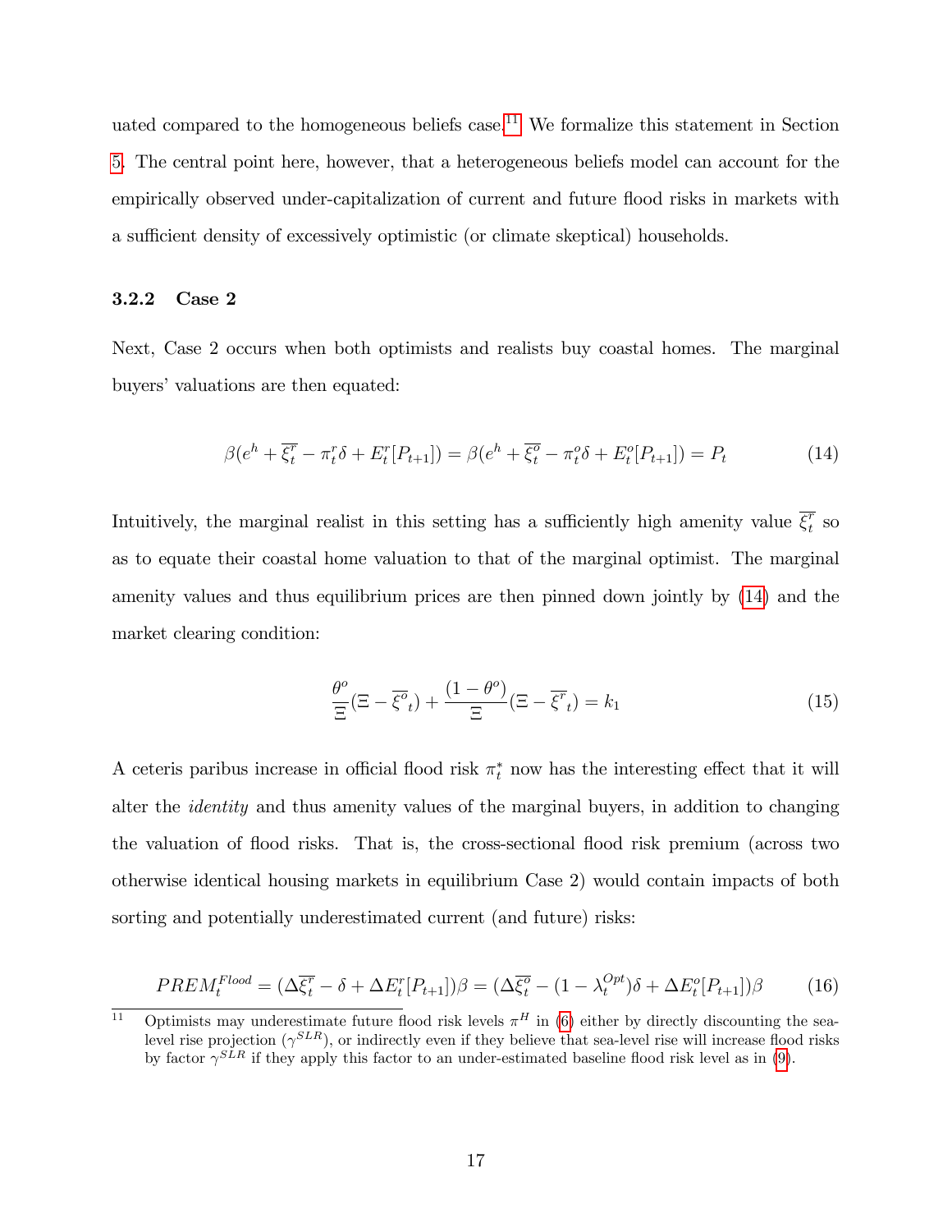uated compared to the homogeneous beliefs case.[11] We formalize this statement in Section 5. The central point here, however, that a heterogeneous beliefs model can account for the empirically observed under-capitalization of current and future flood risks in markets with a sufficient density of excessively optimistic (or climate skeptical) households.

#### 3.2.2 Case 2

Next, Case 2 occurs when both optimists and realists buy coastal homes. The marginal buyers' valuations are then equated:

$$\beta(e^h + \overline{\xi_t^r} - \pi_t^r \delta + E_t^r[P_{t+1}]) = \beta(e^h + \overline{\xi_t^o} - \pi_t^o \delta + E_t^o[P_{t+1}]) = P_t \tag{14}$$

Intuitively, the marginal realist in this setting has a sufficiently high amenity value $\overline{\xi_t^r}$ so as to equate their coastal home valuation to that of the marginal optimist. The marginal amenity values and thus equilibrium prices are then pinned down jointly by (14) and the market clearing condition:

$$\frac{\theta^o}{\Xi}(\Xi - \overline{\xi^o}_t) + \frac{(1-\theta^o)}{\Xi}(\Xi - \overline{\xi^r}_t) = k_1 \tag{15}$$

A ceteris paribus increase in official flood risk $\pi_t^*$ now has the interesting effect that it will alter the *identity* and thus amenity values of the marginal buyers, in addition to changing the valuation of flood risks. That is, the cross-sectional flood risk premium (across two otherwise identical housing markets in equilibrium Case 2) would contain impacts of both sorting and potentially underestimated current (and future) risks:

$$PREM_t^{Flood} = (\Delta\overline{\xi_t^r} - \delta + \Delta E_t^r[P_{t+1}])\beta = (\Delta\overline{\xi_t^o} - (1-\lambda_t^{Opt})\delta + \Delta E_t^o[P_{t+1}])\beta \tag{16}$$

[11] Optimists may underestimate future flood risk levels $\pi^H$ in (6) either by directly discounting the sea-level rise projection ($\gamma^{SLR}$), or indirectly even if they believe that sea-level rise will increase flood risks by factor $\gamma^{SLR}$ if they apply this factor to an under-estimated baseline flood risk level as in (9).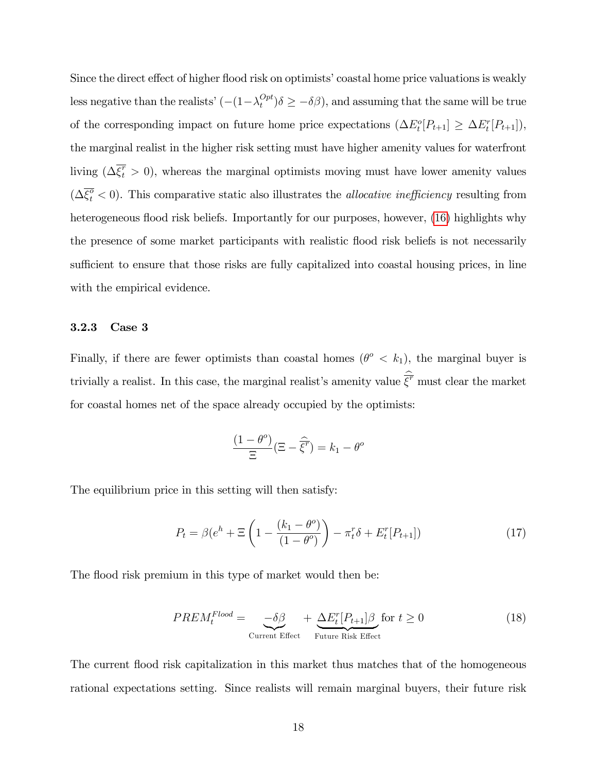Since the direct effect of higher flood risk on optimists' coastal home price valuations is weakly less negative than the realists' ($-(1-\lambda_t^{Opt})\delta \geq -\delta\beta$), and assuming that the same will be true of the corresponding impact on future home price expectations ($\Delta E_t^o[P_{t+1}] \geq \Delta E_t^r[P_{t+1}]$), the marginal realist in the higher risk setting must have higher amenity values for waterfront living ($\Delta\overline{\xi_t^r} > 0$), whereas the marginal optimists moving must have lower amenity values ($\Delta\overline{\xi_t^o} < 0$). This comparative static also illustrates the *allocative inefficiency* resulting from heterogeneous flood risk beliefs. Importantly for our purposes, however, (16) highlights why the presence of some market participants with realistic flood risk beliefs is not necessarily sufficient to ensure that those risks are fully capitalized into coastal housing prices, in line with the empirical evidence.

### 3.2.3 Case 3

Finally, if there are fewer optimists than coastal homes ($\theta^o < k_1$), the marginal buyer is trivially a realist. In this case, the marginal realist's amenity value $\widehat{\overline{\xi^r}}$ must clear the market for coastal homes net of the space already occupied by the optimists:

$$\frac{(1-\theta^o)}{\Xi}(\Xi - \widehat{\overline{\xi^r}}) = k_1 - \theta^o$$

The equilibrium price in this setting will then satisfy:

$$P_t = \beta(e^h + \Xi\left(1 - \frac{(k_1 - \theta^o)}{(1-\theta^o)}\right) - \pi_t^r\delta + E_t^r[P_{t+1}]) \tag{17}$$

The flood risk premium in this type of market would then be:

$$PREM_t^{Flood} = \underbrace{-\delta\beta}_{\text{Current Effect}} + \underbrace{\Delta E_t^r[P_{t+1}]\beta}_{\text{Future Risk Effect}} \text{ for } t \geq 0 \tag{18}$$

The current flood risk capitalization in this market thus matches that of the homogeneous rational expectations setting. Since realists will remain marginal buyers, their future risk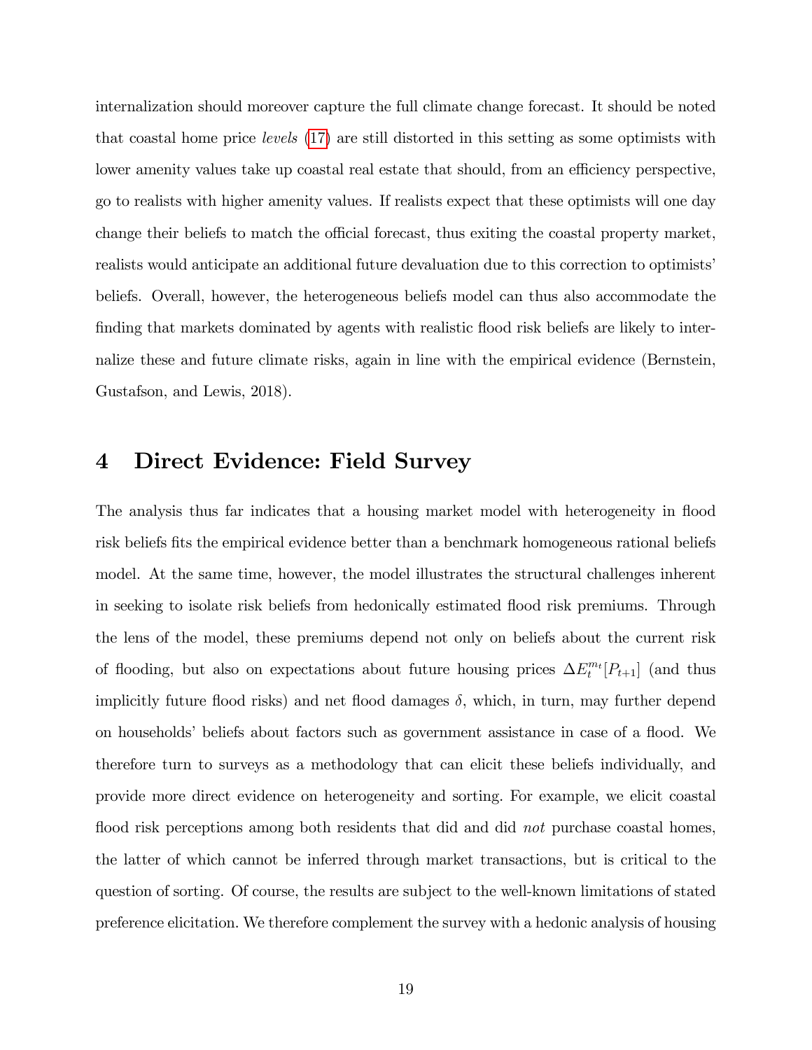internalization should moreover capture the full climate change forecast. It should be noted that coastal home price *levels* (17) are still distorted in this setting as some optimists with lower amenity values take up coastal real estate that should, from an efficiency perspective, go to realists with higher amenity values. If realists expect that these optimists will one day change their beliefs to match the official forecast, thus exiting the coastal property market, realists would anticipate an additional future devaluation due to this correction to optimists' beliefs. Overall, however, the heterogeneous beliefs model can thus also accommodate the finding that markets dominated by agents with realistic flood risk beliefs are likely to internalize these and future climate risks, again in line with the empirical evidence (Bernstein, Gustafson, and Lewis, 2018).

## 4 Direct Evidence: Field Survey

The analysis thus far indicates that a housing market model with heterogeneity in flood risk beliefs fits the empirical evidence better than a benchmark homogeneous rational beliefs model. At the same time, however, the model illustrates the structural challenges inherent in seeking to isolate risk beliefs from hedonically estimated flood risk premiums. Through the lens of the model, these premiums depend not only on beliefs about the current risk of flooding, but also on expectations about future housing prices $\Delta E_t^{m_t}[P_{t+1}]$ (and thus implicitly future flood risks) and net flood damages $\delta$, which, in turn, may further depend on households' beliefs about factors such as government assistance in case of a flood. We therefore turn to surveys as a methodology that can elicit these beliefs individually, and provide more direct evidence on heterogeneity and sorting. For example, we elicit coastal flood risk perceptions among both residents that did and did *not* purchase coastal homes, the latter of which cannot be inferred through market transactions, but is critical to the question of sorting. Of course, the results are subject to the well-known limitations of stated preference elicitation. We therefore complement the survey with a hedonic analysis of housing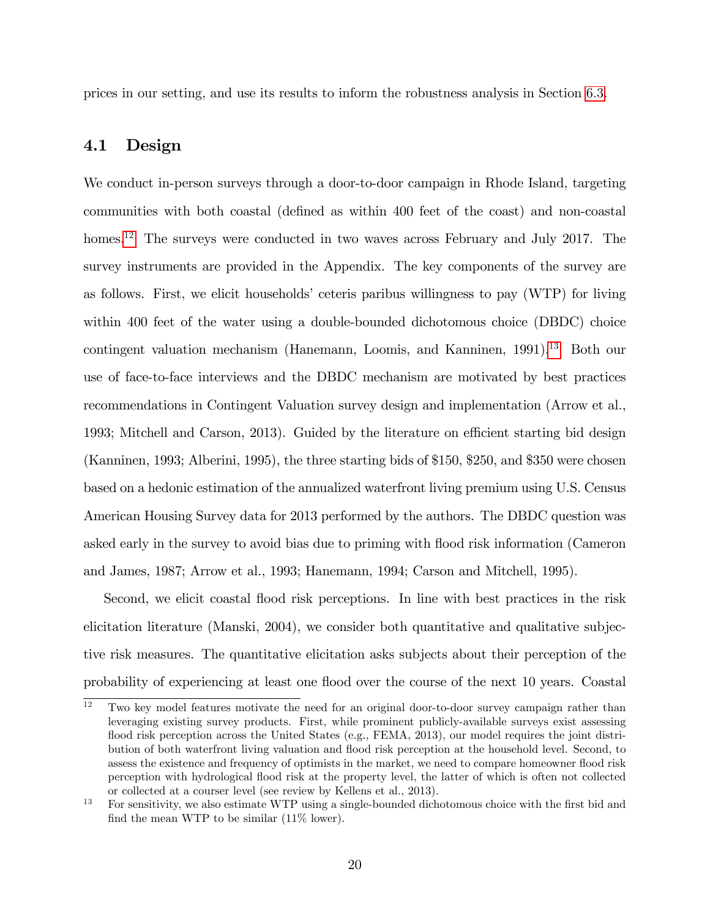prices in our setting, and use its results to inform the robustness analysis in Section 6.3.

## 4.1 Design

We conduct in-person surveys through a door-to-door campaign in Rhode Island, targeting communities with both coastal (defined as within 400 feet of the coast) and non-coastal homes.[12] The surveys were conducted in two waves across February and July 2017. The survey instruments are provided in the Appendix. The key components of the survey are as follows. First, we elicit households' ceteris paribus willingness to pay (WTP) for living within 400 feet of the water using a double-bounded dichotomous choice (DBDC) choice contingent valuation mechanism (Hanemann, Loomis, and Kanninen, 1991).[13] Both our use of face-to-face interviews and the DBDC mechanism are motivated by best practices recommendations in Contingent Valuation survey design and implementation (Arrow et al., 1993; Mitchell and Carson, 2013). Guided by the literature on efficient starting bid design (Kanninen, 1993; Alberini, 1995), the three starting bids of $150, $250, and $350 were chosen based on a hedonic estimation of the annualized waterfront living premium using U.S. Census American Housing Survey data for 2013 performed by the authors. The DBDC question was asked early in the survey to avoid bias due to priming with flood risk information (Cameron and James, 1987; Arrow et al., 1993; Hanemann, 1994; Carson and Mitchell, 1995).

Second, we elicit coastal flood risk perceptions. In line with best practices in the risk elicitation literature (Manski, 2004), we consider both quantitative and qualitative subjective risk measures. The quantitative elicitation asks subjects about their perception of the probability of experiencing at least one flood over the course of the next 10 years. Coastal

[12] Two key model features motivate the need for an original door-to-door survey campaign rather than leveraging existing survey products. First, while prominent publicly-available surveys exist assessing flood risk perception across the United States (e.g., FEMA, 2013), our model requires the joint distribution of both waterfront living valuation and flood risk perception at the household level. Second, to assess the existence and frequency of optimists in the market, we need to compare homeowner flood risk perception with hydrological flood risk at the property level, the latter of which is often not collected or collected at a courser level (see review by Kellens et al., 2013).

[13] For sensitivity, we also estimate WTP using a single-bounded dichotomous choice with the first bid and find the mean WTP to be similar (11% lower).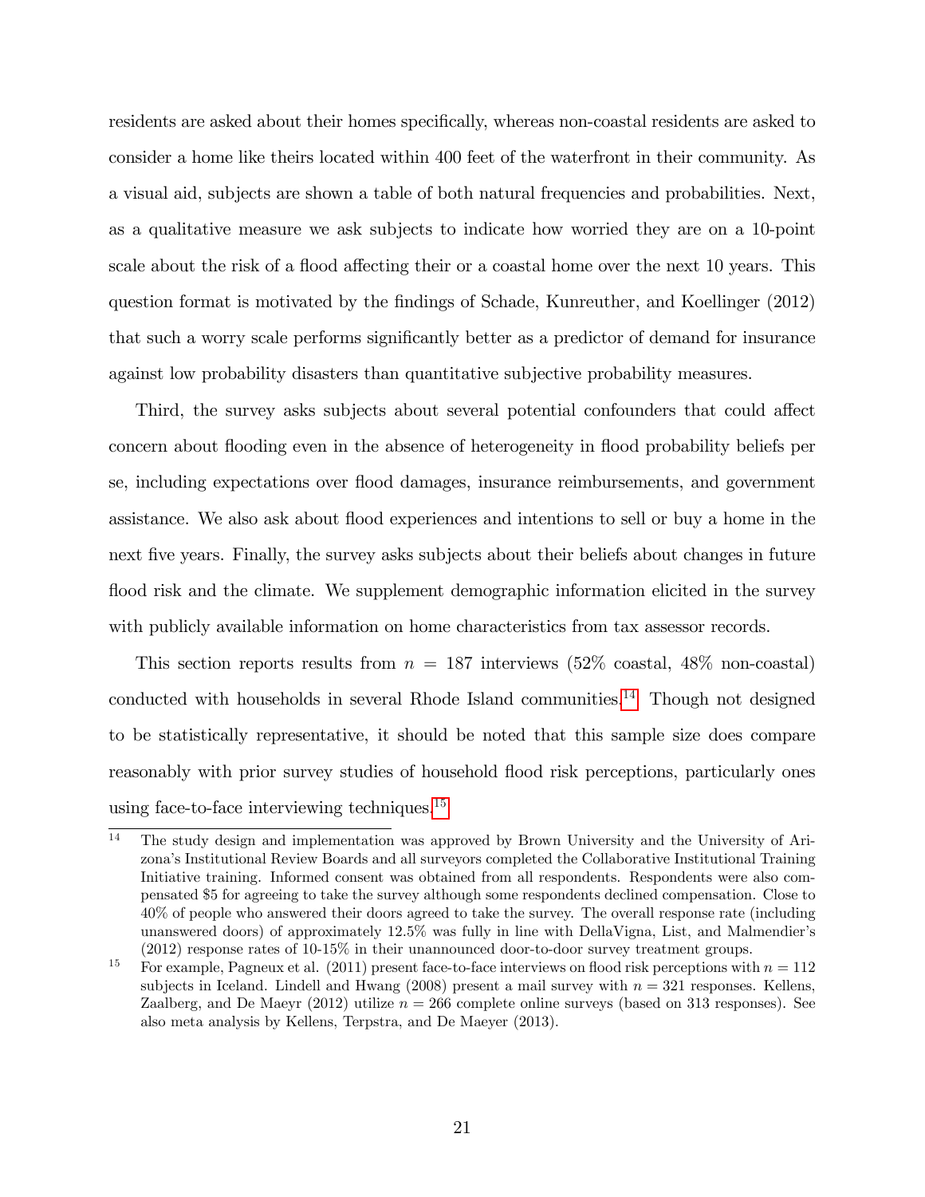residents are asked about their homes specifically, whereas non-coastal residents are asked to consider a home like theirs located within 400 feet of the waterfront in their community. As a visual aid, subjects are shown a table of both natural frequencies and probabilities. Next, as a qualitative measure we ask subjects to indicate how worried they are on a 10-point scale about the risk of a flood affecting their or a coastal home over the next 10 years. This question format is motivated by the findings of Schade, Kunreuther, and Koellinger (2012) that such a worry scale performs significantly better as a predictor of demand for insurance against low probability disasters than quantitative subjective probability measures.

Third, the survey asks subjects about several potential confounders that could affect concern about flooding even in the absence of heterogeneity in flood probability beliefs per se, including expectations over flood damages, insurance reimbursements, and government assistance. We also ask about flood experiences and intentions to sell or buy a home in the next five years. Finally, the survey asks subjects about their beliefs about changes in future flood risk and the climate. We supplement demographic information elicited in the survey with publicly available information on home characteristics from tax assessor records.

This section reports results from $n = 187$ interviews (52% coastal, 48% non-coastal) conducted with households in several Rhode Island communities.[14] Though not designed to be statistically representative, it should be noted that this sample size does compare reasonably with prior survey studies of household flood risk perceptions, particularly ones using face-to-face interviewing techniques.[15]

[14] The study design and implementation was approved by Brown University and the University of Arizona's Institutional Review Boards and all surveyors completed the Collaborative Institutional Training Initiative training. Informed consent was obtained from all respondents. Respondents were also compensated $5 for agreeing to take the survey although some respondents declined compensation. Close to 40% of people who answered their doors agreed to take the survey. The overall response rate (including unanswered doors) of approximately 12.5% was fully in line with DellaVigna, List, and Malmendier's (2012) response rates of 10-15% in their unannounced door-to-door survey treatment groups.

[15] For example, Pagneux et al. (2011) present face-to-face interviews on flood risk perceptions with $n = 112$ subjects in Iceland. Lindell and Hwang (2008) present a mail survey with $n = 321$ responses. Kellens, Zaalberg, and De Maeyr (2012) utilize $n = 266$ complete online surveys (based on 313 responses). See also meta analysis by Kellens, Terpstra, and De Maeyer (2013).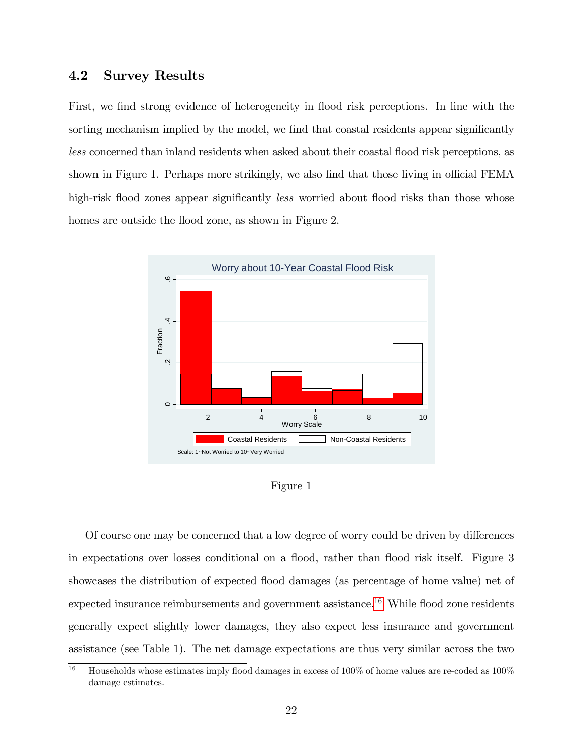### 4.2 Survey Results

First, we find strong evidence of heterogeneity in flood risk perceptions. In line with the sorting mechanism implied by the model, we find that coastal residents appear significantly *less* concerned than inland residents when asked about their coastal flood risk perceptions, as shown in Figure 1. Perhaps more strikingly, we also find that those living in official FEMA high-risk flood zones appear significantly *less* worried about flood risks than those whose homes are outside the flood zone, as shown in Figure 2.

Figure 1

Of course one may be concerned that a low degree of worry could be driven by differences in expectations over losses conditional on a flood, rather than flood risk itself. Figure 3 showcases the distribution of expected flood damages (as percentage of home value) net of expected insurance reimbursements and government assistance.[16] While flood zone residents generally expect slightly lower damages, they also expect less insurance and government assistance (see Table 1). The net damage expectations are thus very similar across the two

[16] Households whose estimates imply flood damages in excess of 100% of home values are re-coded as 100% damage estimates.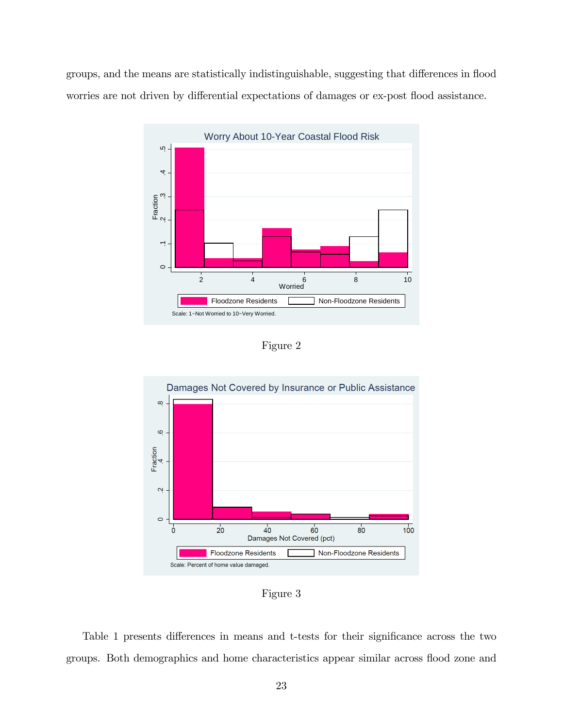groups, and the means are statistically indistinguishable, suggesting that differences in flood worries are not driven by differential expectations of damages or ex-post flood assistance.

Figure 2

Figure 3

Table 1 presents differences in means and t-tests for their significance across the two groups. Both demographics and home characteristics appear similar across flood zone and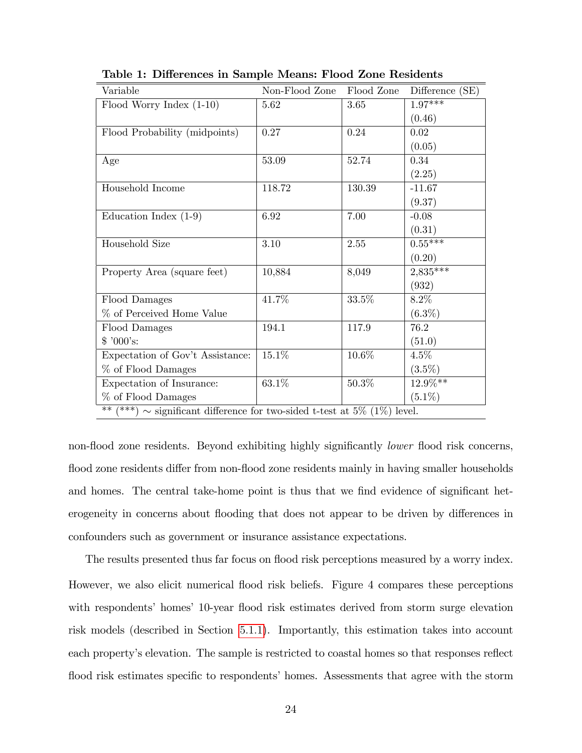**Table 1: Differences in Sample Means: Flood Zone Residents**

| Variable | Non-Flood Zone | Flood Zone | Difference (SE) |
|---|---|---|---|
| Flood Worry Index (1-10) | 5.62 | 3.65 | 1.97*** (0.46) |
| Flood Probability (midpoints) | 0.27 | 0.24 | 0.02 (0.05) |
| Age | 53.09 | 52.74 | 0.34 (2.25) |
| Household Income | 118.72 | 130.39 | -11.67 (9.37) |
| Education Index (1-9) | 6.92 | 7.00 | -0.08 (0.31) |
| Household Size | 3.10 | 2.55 | 0.55*** (0.20) |
| Property Area (square feet) | 10,884 | 8,049 | 2,835*** (932) |
| Flood Damages % of Perceived Home Value | 41.7% | 33.5% | 8.2% (6.3%) |
| Flood Damages $ '000's: | 194.1 | 117.9 | 76.2 (51.0) |
| Expectation of Gov't Assistance: % of Flood Damages | 15.1% | 10.6% | 4.5% (3.5%) |
| Expectation of Insurance: % of Flood Damages | 63.1% | 50.3% | 12.9%** (5.1%) |

** (***) ∼ significant difference for two-sided t-test at 5% (1%) level.

non-flood zone residents. Beyond exhibiting highly significantly *lower* flood risk concerns, flood zone residents differ from non-flood zone residents mainly in having smaller households and homes. The central take-home point is thus that we find evidence of significant heterogeneity in concerns about flooding that does not appear to be driven by differences in confounders such as government or insurance assistance expectations.

The results presented thus far focus on flood risk perceptions measured by a worry index. However, we also elicit numerical flood risk beliefs. Figure 4 compares these perceptions with respondents' homes' 10-year flood risk estimates derived from storm surge elevation risk models (described in Section 5.1.1). Importantly, this estimation takes into account each property's elevation. The sample is restricted to coastal homes so that responses reflect flood risk estimates specific to respondents' homes. Assessments that agree with the storm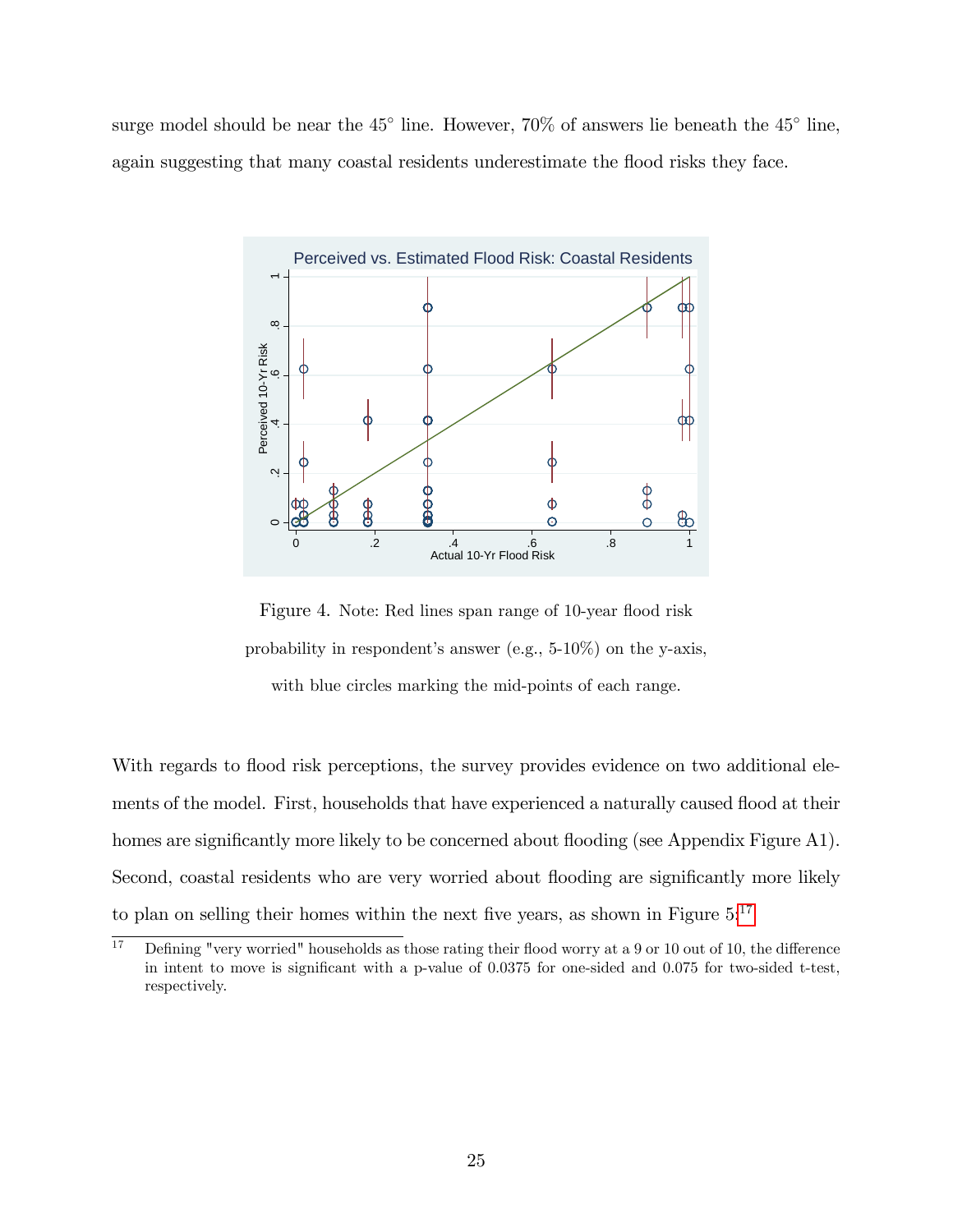surge model should be near the 45° line. However, 70% of answers lie beneath the 45° line, again suggesting that many coastal residents underestimate the flood risks they face.

Figure 4. Note: Red lines span range of 10-year flood risk probability in respondent's answer (e.g., 5-10%) on the y-axis, with blue circles marking the mid-points of each range.

With regards to flood risk perceptions, the survey provides evidence on two additional elements of the model. First, households that have experienced a naturally caused flood at their homes are significantly more likely to be concerned about flooding (see Appendix Figure A1). Second, coastal residents who are very worried about flooding are significantly more likely to plan on selling their homes within the next five years, as shown in Figure 5.[17]

[17] Defining "very worried" households as those rating their flood worry at a 9 or 10 out of 10, the difference in intent to move is significant with a p-value of 0.0375 for one-sided and 0.075 for two-sided t-test, respectively.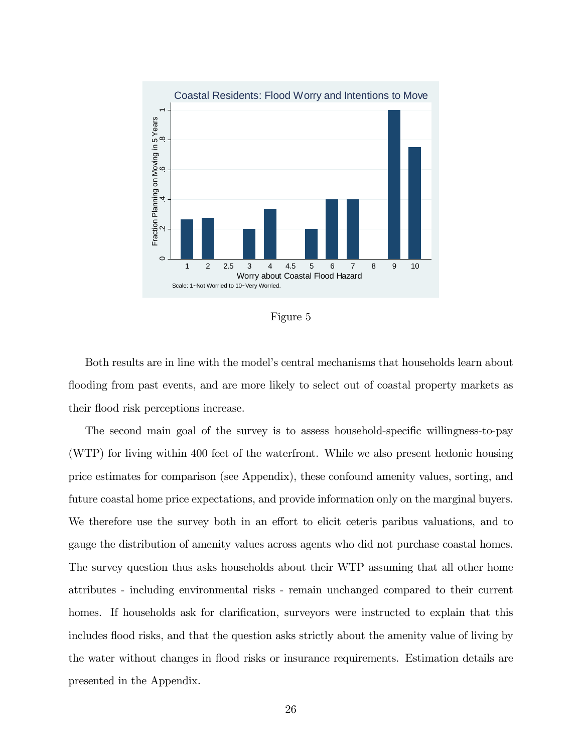Figure 5

Both results are in line with the model's central mechanisms that households learn about flooding from past events, and are more likely to select out of coastal property markets as their flood risk perceptions increase.

The second main goal of the survey is to assess household-specific willingness-to-pay (WTP) for living within 400 feet of the waterfront. While we also present hedonic housing price estimates for comparison (see Appendix), these confound amenity values, sorting, and future coastal home price expectations, and provide information only on the marginal buyers. We therefore use the survey both in an effort to elicit ceteris paribus valuations, and to gauge the distribution of amenity values across agents who did not purchase coastal homes. The survey question thus asks households about their WTP assuming that all other home attributes - including environmental risks - remain unchanged compared to their current homes. If households ask for clarification, surveyors were instructed to explain that this includes flood risks, and that the question asks strictly about the amenity value of living by the water without changes in flood risks or insurance requirements. Estimation details are presented in the Appendix.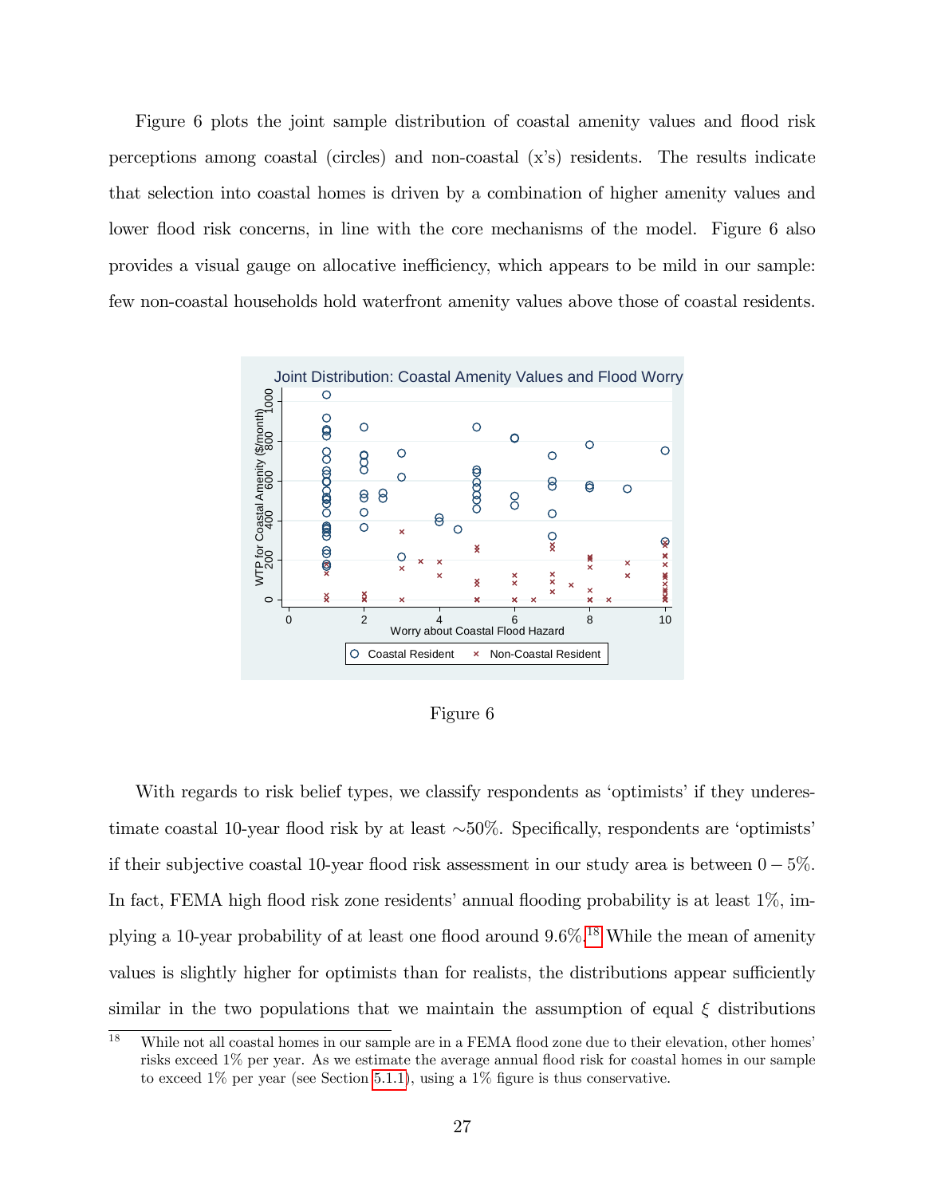Figure 6 plots the joint sample distribution of coastal amenity values and flood risk perceptions among coastal (circles) and non-coastal (x's) residents. The results indicate that selection into coastal homes is driven by a combination of higher amenity values and lower flood risk concerns, in line with the core mechanisms of the model. Figure 6 also provides a visual gauge on allocative inefficiency, which appears to be mild in our sample: few non-coastal households hold waterfront amenity values above those of coastal residents.

Figure 6

With regards to risk belief types, we classify respondents as 'optimists' if they underestimate coastal 10-year flood risk by at least ~50%. Specifically, respondents are 'optimists' if their subjective coastal 10-year flood risk assessment in our study area is between $0-5\%$. In fact, FEMA high flood risk zone residents' annual flooding probability is at least 1%, implying a 10-year probability of at least one flood around 9.6%.[18] While the mean of amenity values is slightly higher for optimists than for realists, the distributions appear sufficiently similar in the two populations that we maintain the assumption of equal $\xi$ distributions

[18] While not all coastal homes in our sample are in a FEMA flood zone due to their elevation, other homes' risks exceed 1% per year. As we estimate the average annual flood risk for coastal homes in our sample to exceed 1% per year (see Section 5.1.1), using a 1% figure is thus conservative.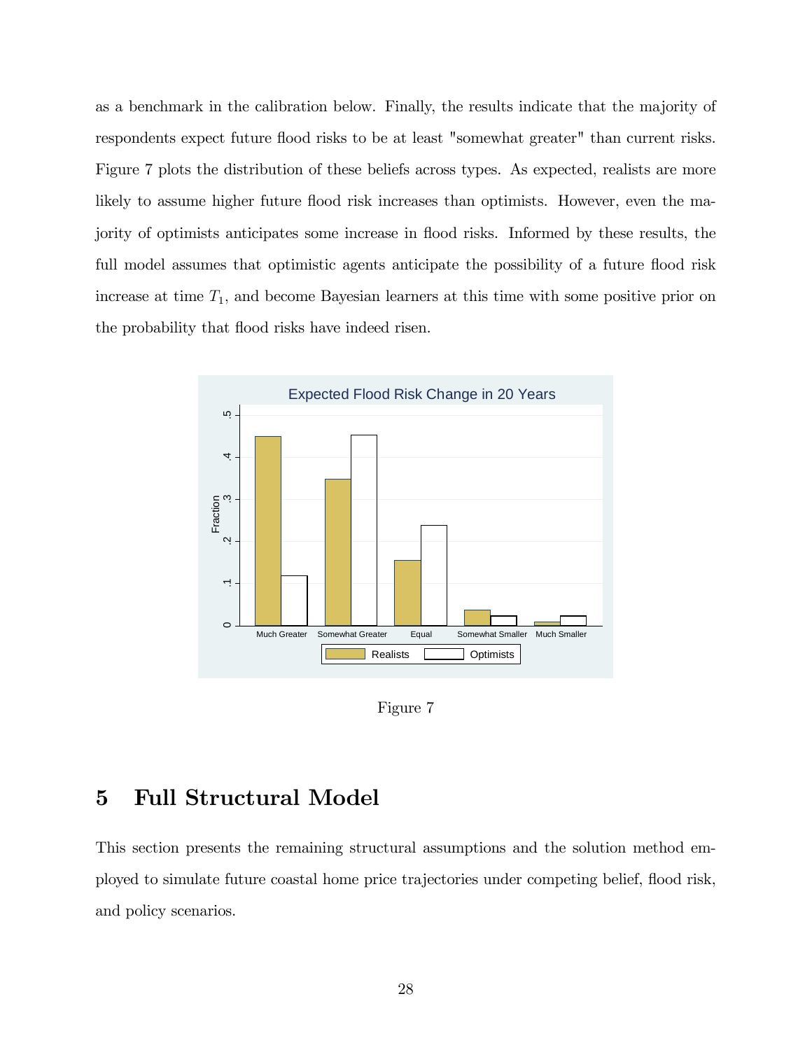as a benchmark in the calibration below. Finally, the results indicate that the majority of respondents expect future flood risks to be at least "somewhat greater" than current risks. Figure 7 plots the distribution of these beliefs across types. As expected, realists are more likely to assume higher future flood risk increases than optimists. However, even the majority of optimists anticipates some increase in flood risks. Informed by these results, the full model assumes that optimistic agents anticipate the possibility of a future flood risk increase at time $T_1$, and become Bayesian learners at this time with some positive prior on the probability that flood risks have indeed risen.

Figure 7

# 5 Full Structural Model

This section presents the remaining structural assumptions and the solution method employed to simulate future coastal home price trajectories under competing belief, flood risk, and policy scenarios.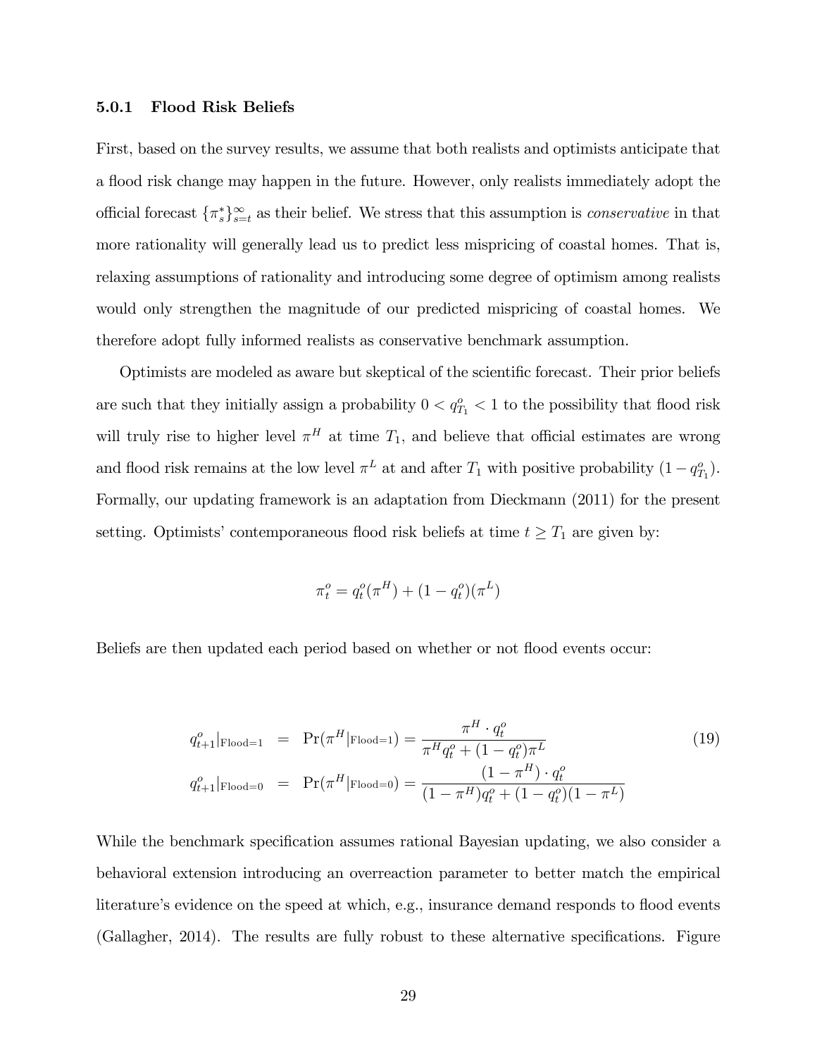### 5.0.1 Flood Risk Beliefs

First, based on the survey results, we assume that both realists and optimists anticipate that a flood risk change may happen in the future. However, only realists immediately adopt the official forecast $\{\pi_s^*\}_{s=t}^{\infty}$ as their belief. We stress that this assumption is *conservative* in that more rationality will generally lead us to predict less mispricing of coastal homes. That is, relaxing assumptions of rationality and introducing some degree of optimism among realists would only strengthen the magnitude of our predicted mispricing of coastal homes. We therefore adopt fully informed realists as conservative benchmark assumption.

Optimists are modeled as aware but skeptical of the scientific forecast. Their prior beliefs are such that they initially assign a probability $0 < q_{T_1}^o < 1$ to the possibility that flood risk will truly rise to higher level $\pi^H$ at time $T_1$, and believe that official estimates are wrong and flood risk remains at the low level $\pi^L$ at and after $T_1$ with positive probability $(1 - q_{T_1}^o)$. Formally, our updating framework is an adaptation from Dieckmann (2011) for the present setting. Optimists' contemporaneous flood risk beliefs at time $t \geq T_1$ are given by:

$$\pi_t^o = q_t^o(\pi^H) + (1 - q_t^o)(\pi^L)$$

Beliefs are then updated each period based on whether or not flood events occur:

$$\begin{aligned} q_{t+1}^o|_{\text{Flood}=1} &= \Pr(\pi^H|_{\text{Flood}=1}) = \frac{\pi^H \cdot q_t^o}{\pi^H q_t^o + (1 - q_t^o)\pi^L} \\ q_{t+1}^o|_{\text{Flood}=0} &= \Pr(\pi^H|_{\text{Flood}=0}) = \frac{(1 - \pi^H) \cdot q_t^o}{(1 - \pi^H)q_t^o + (1 - q_t^o)(1 - \pi^L)} \end{aligned} \tag{19}$$

While the benchmark specification assumes rational Bayesian updating, we also consider a behavioral extension introducing an overreaction parameter to better match the empirical literature's evidence on the speed at which, e.g., insurance demand responds to flood events (Gallagher, 2014). The results are fully robust to these alternative specifications. Figure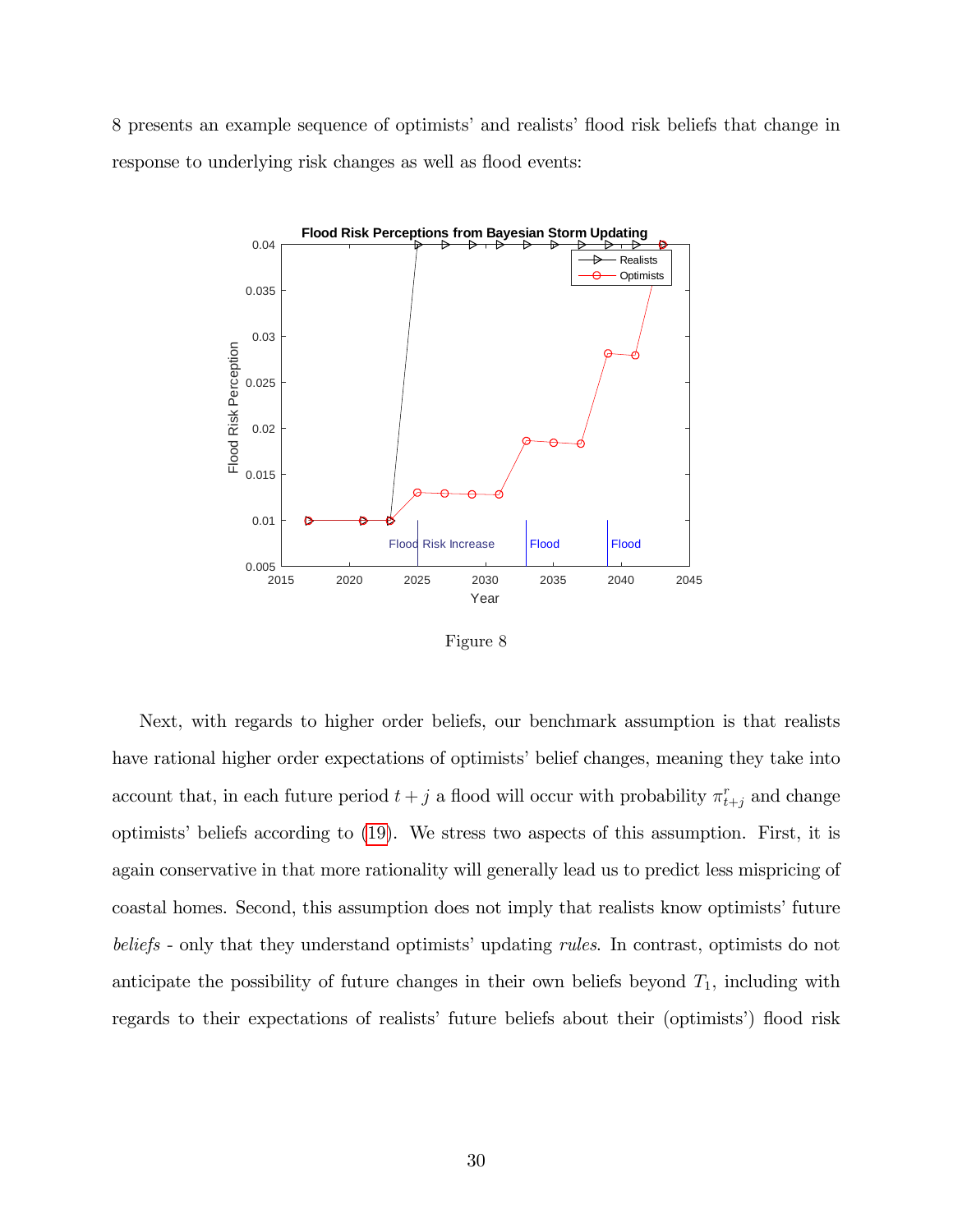8 presents an example sequence of optimists' and realists' flood risk beliefs that change in response to underlying risk changes as well as flood events:

Figure 8

Next, with regards to higher order beliefs, our benchmark assumption is that realists have rational higher order expectations of optimists' belief changes, meaning they take into account that, in each future period $t+j$ a flood will occur with probability $\pi^r_{t+j}$ and change optimists' beliefs according to (19). We stress two aspects of this assumption. First, it is again conservative in that more rationality will generally lead us to predict less mispricing of coastal homes. Second, this assumption does not imply that realists know optimists' future *beliefs* - only that they understand optimists' updating *rules*. In contrast, optimists do not anticipate the possibility of future changes in their own beliefs beyond $T_1$, including with regards to their expectations of realists' future beliefs about their (optimists') flood risk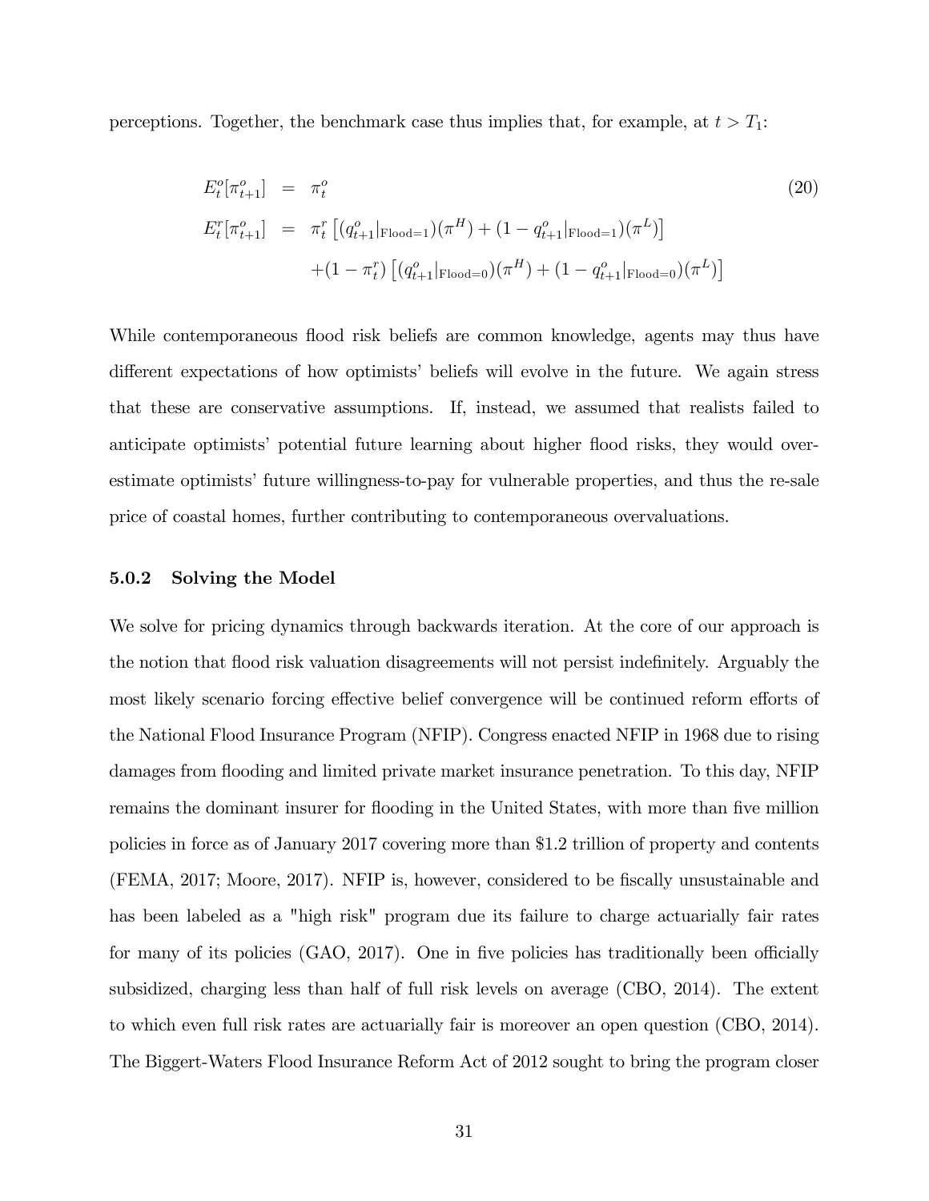perceptions. Together, the benchmark case thus implies that, for example, at $t > T_1$:

$$
\begin{aligned}
E_t^o[\pi_{t+1}^o] &= \pi_t^o \\
E_t^r[\pi_{t+1}^o] &= \pi_t^r \left[ (q_{t+1}^o|_{\text{Flood}=1})(\pi^H) + (1 - q_{t+1}^o|_{\text{Flood}=1})(\pi^L) \right] \\
&\quad + (1 - \pi_t^r) \left[ (q_{t+1}^o|_{\text{Flood}=0})(\pi^H) + (1 - q_{t+1}^o|_{\text{Flood}=0})(\pi^L) \right]
\end{aligned}
\tag{20}
$$

While contemporaneous flood risk beliefs are common knowledge, agents may thus have different expectations of how optimists' beliefs will evolve in the future. We again stress that these are conservative assumptions. If, instead, we assumed that realists failed to anticipate optimists' potential future learning about higher flood risks, they would overestimate optimists' future willingness-to-pay for vulnerable properties, and thus the re-sale price of coastal homes, further contributing to contemporaneous overvaluations.

### 5.0.2 Solving the Model

We solve for pricing dynamics through backwards iteration. At the core of our approach is the notion that flood risk valuation disagreements will not persist indefinitely. Arguably the most likely scenario forcing effective belief convergence will be continued reform efforts of the National Flood Insurance Program (NFIP). Congress enacted NFIP in 1968 due to rising damages from flooding and limited private market insurance penetration. To this day, NFIP remains the dominant insurer for flooding in the United States, with more than five million policies in force as of January 2017 covering more than \$1.2 trillion of property and contents (FEMA, 2017; Moore, 2017). NFIP is, however, considered to be fiscally unsustainable and has been labeled as a "high risk" program due its failure to charge actuarially fair rates for many of its policies (GAO, 2017). One in five policies has traditionally been officially subsidized, charging less than half of full risk levels on average (CBO, 2014). The extent to which even full risk rates are actuarially fair is moreover an open question (CBO, 2014). The Biggert-Waters Flood Insurance Reform Act of 2012 sought to bring the program closer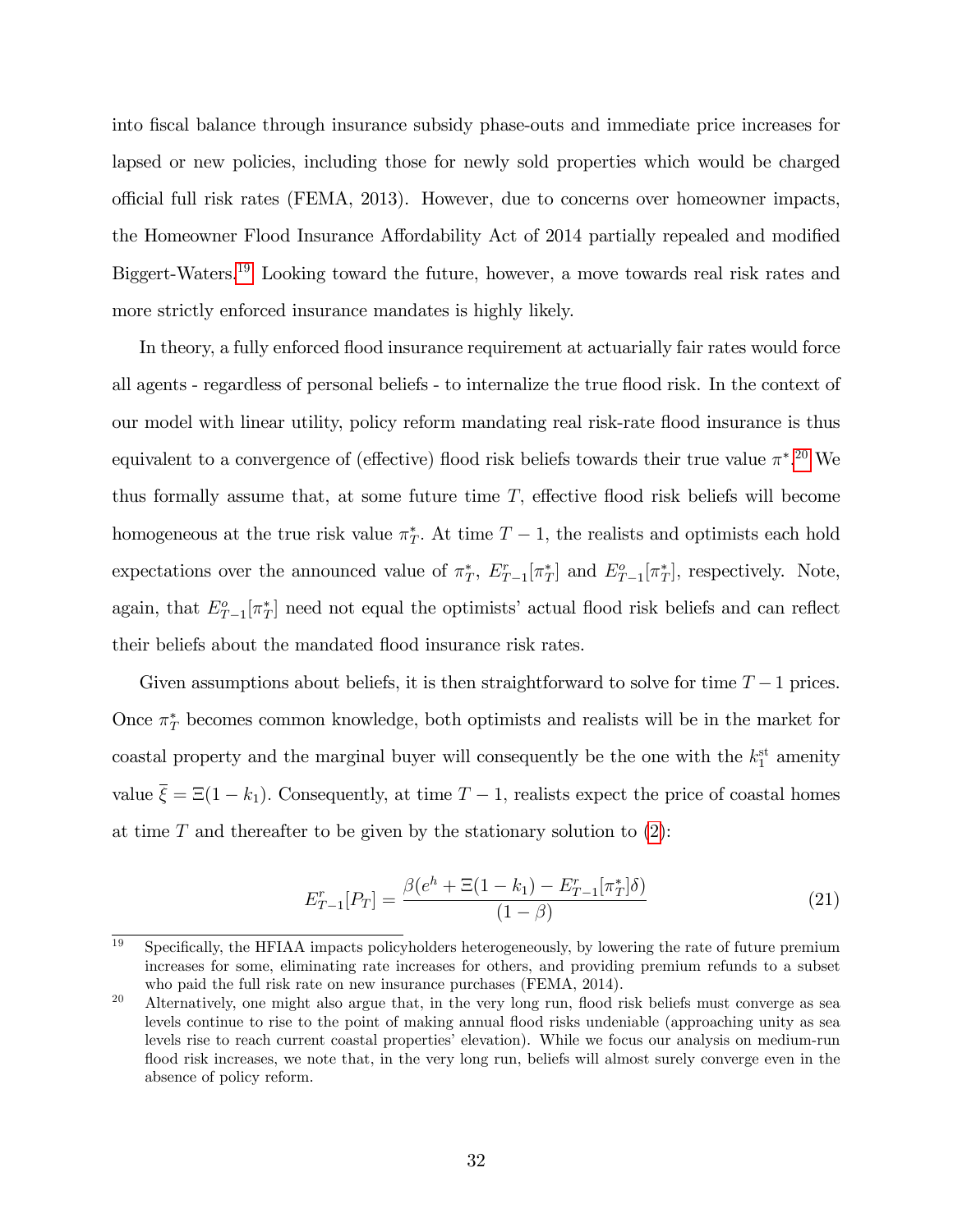into fiscal balance through insurance subsidy phase-outs and immediate price increases for lapsed or new policies, including those for newly sold properties which would be charged official full risk rates (FEMA, 2013). However, due to concerns over homeowner impacts, the Homeowner Flood Insurance Affordability Act of 2014 partially repealed and modified Biggert-Waters.[19] Looking toward the future, however, a move towards real risk rates and more strictly enforced insurance mandates is highly likely.

In theory, a fully enforced flood insurance requirement at actuarially fair rates would force all agents - regardless of personal beliefs - to internalize the true flood risk. In the context of our model with linear utility, policy reform mandating real risk-rate flood insurance is thus equivalent to a convergence of (effective) flood risk beliefs towards their true value $\pi^*$.[20] We thus formally assume that, at some future time $T$, effective flood risk beliefs will become homogeneous at the true risk value $\pi^*_T$. At time $T-1$, the realists and optimists each hold expectations over the announced value of $\pi^*_T$, $E^r_{T-1}[\pi^*_T]$ and $E^o_{T-1}[\pi^*_T]$, respectively. Note, again, that $E^o_{T-1}[\pi^*_T]$ need not equal the optimists' actual flood risk beliefs and can reflect their beliefs about the mandated flood insurance risk rates.

Given assumptions about beliefs, it is then straightforward to solve for time $T-1$ prices. Once $\pi^*_T$ becomes common knowledge, both optimists and realists will be in the market for coastal property and the marginal buyer will consequently be the one with the $k_1^{\text{st}}$ amenity value $\bar{\xi} = \Xi(1-k_1)$. Consequently, at time $T-1$, realists expect the price of coastal homes at time $T$ and thereafter to be given by the stationary solution to (2):

$$E^r_{T-1}[P_T] = \frac{\beta(e^h + \Xi(1-k_1) - E^r_{T-1}[\pi^*_T]\delta)}{(1-\beta)} \tag{21}$$

[19] Specifically, the HFIAA impacts policyholders heterogeneously, by lowering the rate of future premium increases for some, eliminating rate increases for others, and providing premium refunds to a subset who paid the full risk rate on new insurance purchases (FEMA, 2014).

[20] Alternatively, one might also argue that, in the very long run, flood risk beliefs must converge as sea levels continue to rise to the point of making annual flood risks undeniable (approaching unity as sea levels rise to reach current coastal properties' elevation). While we focus our analysis on medium-run flood risk increases, we note that, in the very long run, beliefs will almost surely converge even in the absence of policy reform.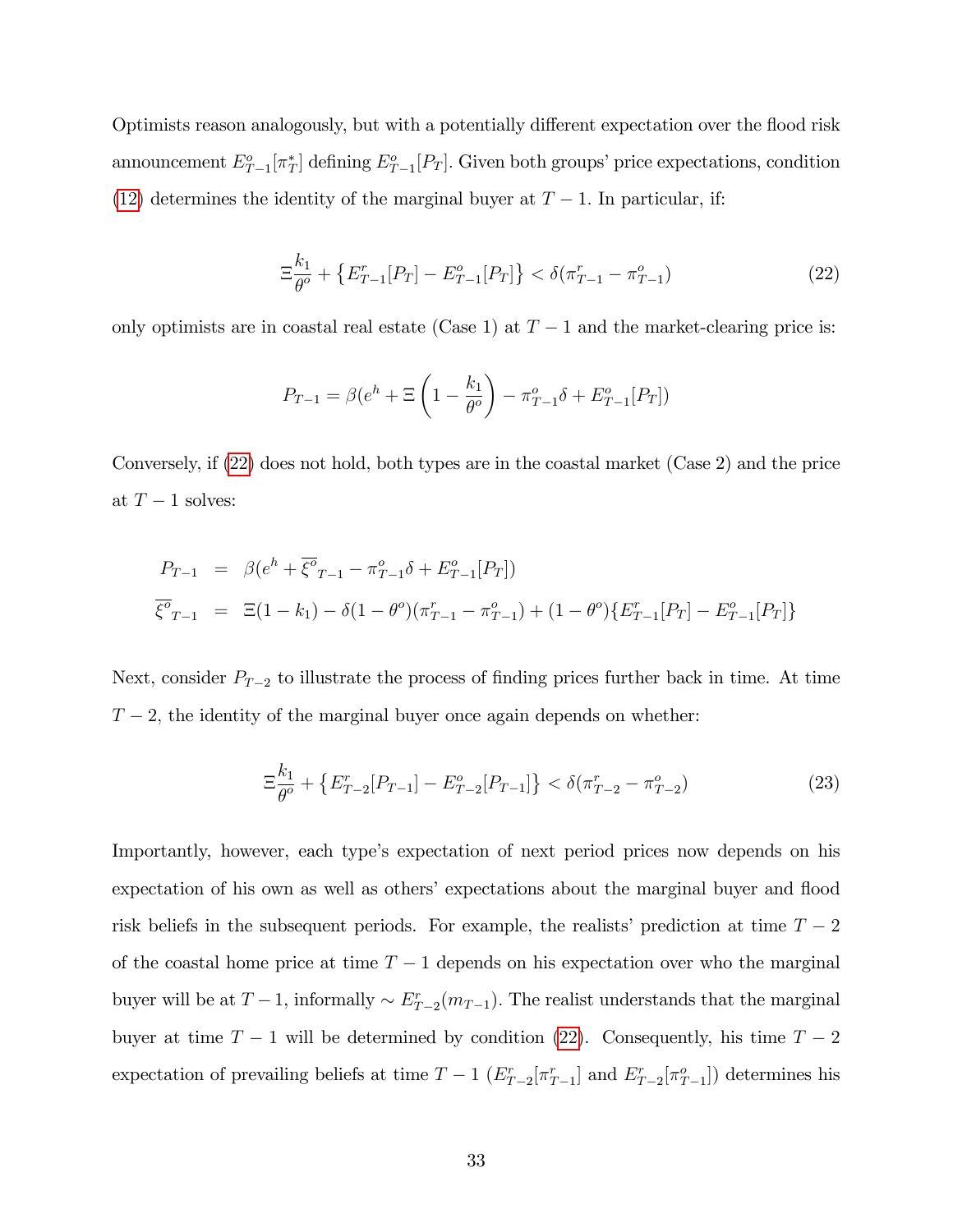Optimists reason analogously, but with a potentially different expectation over the flood risk announcement $E^o_{T-1}[\pi^*_T]$ defining $E^o_{T-1}[P_T]$. Given both groups' price expectations, condition (12) determines the identity of the marginal buyer at $T-1$. In particular, if:

$$\Xi \frac{k_1}{\theta^o} + \left\{ E^r_{T-1}[P_T] - E^o_{T-1}[P_T] \right\} < \delta(\pi^r_{T-1} - \pi^o_{T-1}) \tag{22}$$

only optimists are in coastal real estate (Case 1) at $T-1$ and the market-clearing price is:

$$P_{T-1} = \beta(e^h + \Xi\left(1 - \frac{k_1}{\theta^o}\right) - \pi^o_{T-1}\delta + E^o_{T-1}[P_T])$$

Conversely, if (22) does not hold, both types are in the coastal market (Case 2) and the price at $T-1$ solves:

$$\begin{aligned}
P_{T-1} &= \beta(e^h + \overline{\xi^o}_{T-1} - \pi^o_{T-1}\delta + E^o_{T-1}[P_T]) \\
\overline{\xi^o}_{T-1} &= \Xi(1-k_1) - \delta(1-\theta^o)(\pi^r_{T-1} - \pi^o_{T-1}) + (1-\theta^o)\{E^r_{T-1}[P_T] - E^o_{T-1}[P_T]\}
\end{aligned}$$

Next, consider $P_{T-2}$ to illustrate the process of finding prices further back in time. At time $T-2$, the identity of the marginal buyer once again depends on whether:

$$\Xi \frac{k_1}{\theta^o} + \left\{ E^r_{T-2}[P_{T-1}] - E^o_{T-2}[P_{T-1}] \right\} < \delta(\pi^r_{T-2} - \pi^o_{T-2}) \tag{23}$$

Importantly, however, each type's expectation of next period prices now depends on his expectation of his own as well as others' expectations about the marginal buyer and flood risk beliefs in the subsequent periods. For example, the realists' prediction at time $T-2$ of the coastal home price at time $T-1$ depends on his expectation over who the marginal buyer will be at $T-1$, informally $\sim E^r_{T-2}(m_{T-1})$. The realist understands that the marginal buyer at time $T-1$ will be determined by condition (22). Consequently, his time $T-2$ expectation of prevailing beliefs at time $T-1$ ($E^r_{T-2}[\pi^r_{T-1}]$ and $E^r_{T-2}[\pi^o_{T-1}]$) determines his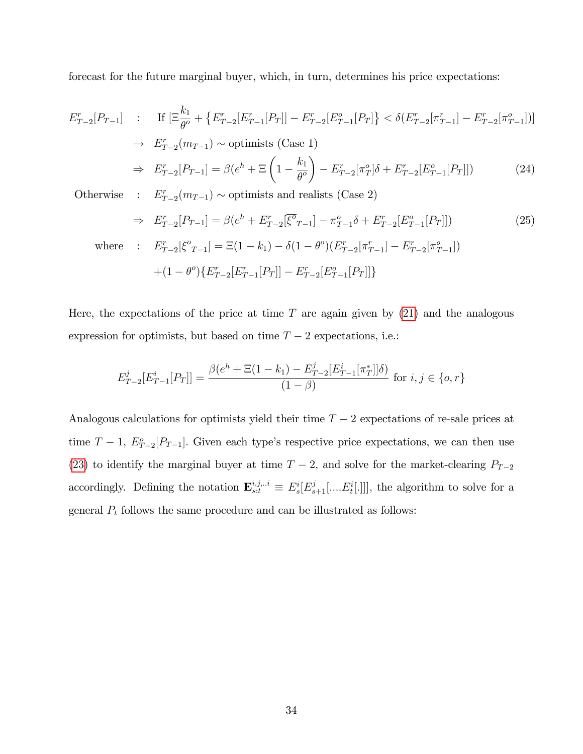forecast for the future marginal buyer, which, in turn, determines his price expectations:

$$
\begin{aligned}
E^r_{T-2}[P_{T-1}] \quad &: \quad \text{If } [\Xi\frac{k_1}{\theta^o} + \left\{E^r_{T-2}[E^r_{T-1}[P_T]] - E^r_{T-2}[E^o_{T-1}[P_T]\right\} < \delta(E^r_{T-2}[\pi^r_{T-1}] - E^r_{T-2}[\pi^o_{T-1}])] \\
&\quad \rightarrow \quad E^r_{T-2}(m_{T-1}) \sim \text{optimists (Case 1)} \\
&\quad \Rightarrow \quad E^r_{T-2}[P_{T-1}] = \beta(e^h + \Xi\left(1 - \frac{k_1}{\theta^o}\right) - E^r_{T-2}[\pi^o_T]\delta + E^r_{T-2}[E^o_{T-1}[P_T]]) \qquad (24) \\
\text{Otherwise} \quad &: \quad E^r_{T-2}(m_{T-1}) \sim \text{optimists and realists (Case 2)} \\
&\quad \Rightarrow \quad E^r_{T-2}[P_{T-1}] = \beta(e^h + E^r_{T-2}[\overline{\xi^o}_{T-1}] - \pi^o_{T-1}\delta + E^r_{T-2}[E^o_{T-1}[P_T]]) \qquad (25) \\
\text{where} \quad &: \quad E^r_{T-2}[\overline{\xi^o}_{T-1}] = \Xi(1-k_1) - \delta(1-\theta^o)(E^r_{T-2}[\pi^r_{T-1}] - E^r_{T-2}[\pi^o_{T-1}]) \\
&\quad +(1-\theta^o)\{E^r_{T-2}[E^r_{T-1}[P_T]] - E^r_{T-2}[E^o_{T-1}[P_T]]\}
\end{aligned}
$$

Here, the expectations of the price at time $T$ are again given by (21) and the analogous expression for optimists, but based on time $T-2$ expectations, i.e.:

$$
E^j_{T-2}[E^i_{T-1}[P_T]] = \frac{\beta(e^h + \Xi(1-k_1) - E^j_{T-2}[E^i_{T-1}[\pi^*_T]]\delta)}{(1-\beta)} \text{ for } i, j \in \{o, r\}
$$

Analogous calculations for optimists yield their time $T-2$ expectations of re-sale prices at time $T-1$, $E^o_{T-2}[P_{T-1}]$. Given each type's respective price expectations, we can then use (23) to identify the marginal buyer at time $T-2$, and solve for the market-clearing $P_{T-2}$ accordingly. Defining the notation $\mathbf{E}^{i,j,..i}_{s:t} \equiv E^i_s[E^j_{s+1}[....E^i_t[.]]]$, the algorithm to solve for a general $P_t$ follows the same procedure and can be illustrated as follows: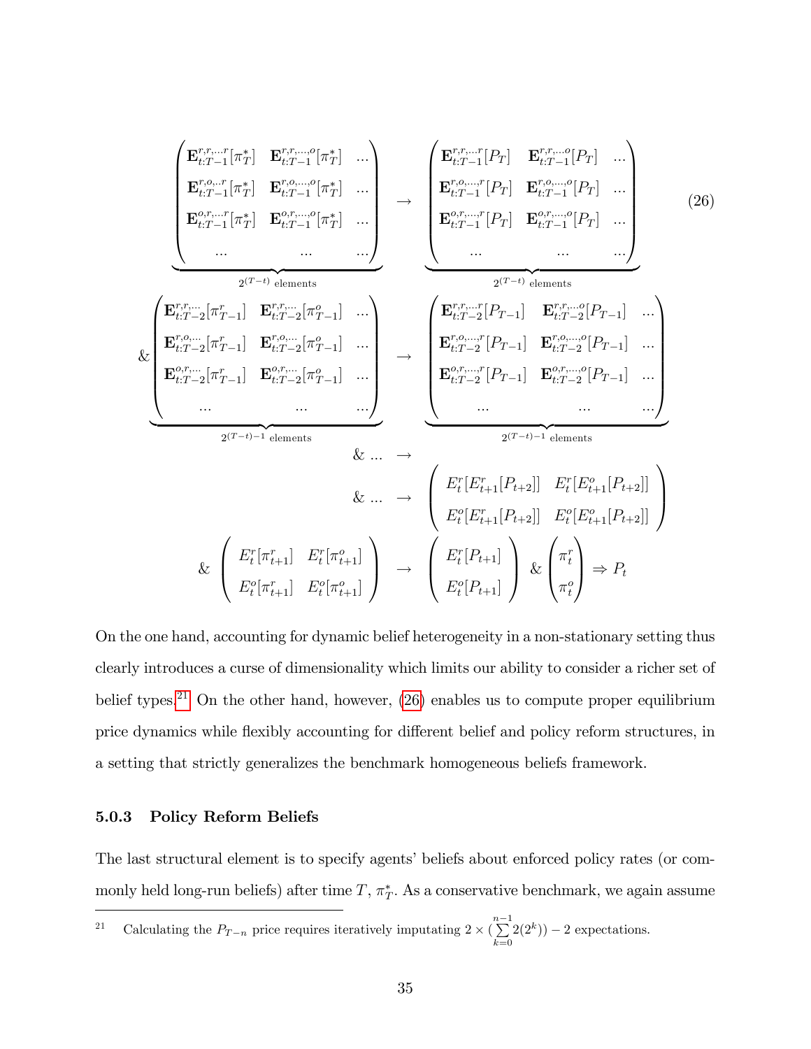$$
\underbrace{\begin{pmatrix}
\mathbf{E}^{r,r,...r}_{t:T-1}[\pi^*_T] & \mathbf{E}^{r,r,...,o}_{t:T-1}[\pi^*_T] & ... \\
\mathbf{E}^{r,o,..r}_{t:T-1}[\pi^*_T] & \mathbf{E}^{r,o,...,o}_{t:T-1}[\pi^*_T] & ... \\
\mathbf{E}^{o,r,...r}_{t:T-1}[\pi^*_T] & \mathbf{E}^{o,r,...,o}_{t:T-1}[\pi^*_T] & ... \\
... & ... & ...
\end{pmatrix}}_{2^{(T-t)} \text{ elements}}
\rightarrow
\underbrace{\begin{pmatrix}
\mathbf{E}^{r,r,...r}_{t:T-1}[P_T] & \mathbf{E}^{r,r,...o}_{t:T-1}[P_T] & ... \\
\mathbf{E}^{r,o,...,r}_{t:T-1}[P_T] & \mathbf{E}^{r,o,...,o}_{t:T-1}[P_T] & ... \\
\mathbf{E}^{o,r,...,r}_{t:T-1}[P_T] & \mathbf{E}^{o,r,...,o}_{t:T-1}[P_T] & ... \\
... & ... & ...
\end{pmatrix}}_{2^{(T-t)} \text{ elements}}
\tag{26}
$$

$$
\& \underbrace{\begin{pmatrix}
\mathbf{E}^{r,r,...}_{t:T-2}[\pi^r_{T-1}] & \mathbf{E}^{r,r,...}_{t:T-2}[\pi^o_{T-1}] & ... \\
\mathbf{E}^{r,o,...}_{t:T-2}[\pi^r_{T-1}] & \mathbf{E}^{r,o,...}_{t:T-2}[\pi^o_{T-1}] & ... \\
\mathbf{E}^{o,r,...}_{t:T-2}[\pi^r_{T-1}] & \mathbf{E}^{o,r,...}_{t:T-2}[\pi^o_{T-1}] & ... \\
... & ... & ...
\end{pmatrix}}_{2^{(T-t)-1} \text{ elements}}
\rightarrow
\underbrace{\begin{pmatrix}
\mathbf{E}^{r,r,...r}_{t:T-2}[P_{T-1}] & \mathbf{E}^{r,r,...o}_{t:T-2}[P_{T-1}] & ... \\
\mathbf{E}^{r,o,...,r}_{t:T-2}[P_{T-1}] & \mathbf{E}^{r,o,...,o}_{t:T-2}[P_{T-1}] & ... \\
\mathbf{E}^{o,r,...,r}_{t:T-2}[P_{T-1}] & \mathbf{E}^{o,r,...,o}_{t:T-2}[P_{T-1}] & ... \\
... & ... & ...
\end{pmatrix}}_{2^{(T-t)-1} \text{ elements}}
$$

$$
\& \ ... \ \rightarrow
$$

$$
\& \ ... \ \rightarrow
\begin{pmatrix}
E^r_t[E^r_{t+1}[P_{t+2}]] & E^r_t[E^o_{t+1}[P_{t+2}]] \\
E^o_t[E^r_{t+1}[P_{t+2}]] & E^o_t[E^o_{t+1}[P_{t+2}]]
\end{pmatrix}
$$

$$
\& \begin{pmatrix}
E^r_t[\pi^r_{t+1}] & E^r_t[\pi^o_{t+1}] \\
E^o_t[\pi^r_{t+1}] & E^o_t[\pi^o_{t+1}]
\end{pmatrix}
\rightarrow
\begin{pmatrix}
E^r_t[P_{t+1}] \\
E^o_t[P_{t+1}]
\end{pmatrix}
\&
\begin{pmatrix}
\pi^r_t \\
\pi^o_t
\end{pmatrix}
\Rightarrow P_t
$$

On the one hand, accounting for dynamic belief heterogeneity in a non-stationary setting thus clearly introduces a curse of dimensionality which limits our ability to consider a richer set of belief types.[21] On the other hand, however, (26) enables us to compute proper equilibrium price dynamics while flexibly accounting for different belief and policy reform structures, in a setting that strictly generalizes the benchmark homogeneous beliefs framework.

### 5.0.3 Policy Reform Beliefs

The last structural element is to specify agents' beliefs about enforced policy rates (or commonly held long-run beliefs) after time $T$, $\pi^*_T$. As a conservative benchmark, we again assume

---

[21] Calculating the $P_{T-n}$ price requires iteratively imputating $2 \times (\sum_{k=0}^{n-1} 2(2^k)) - 2$ expectations.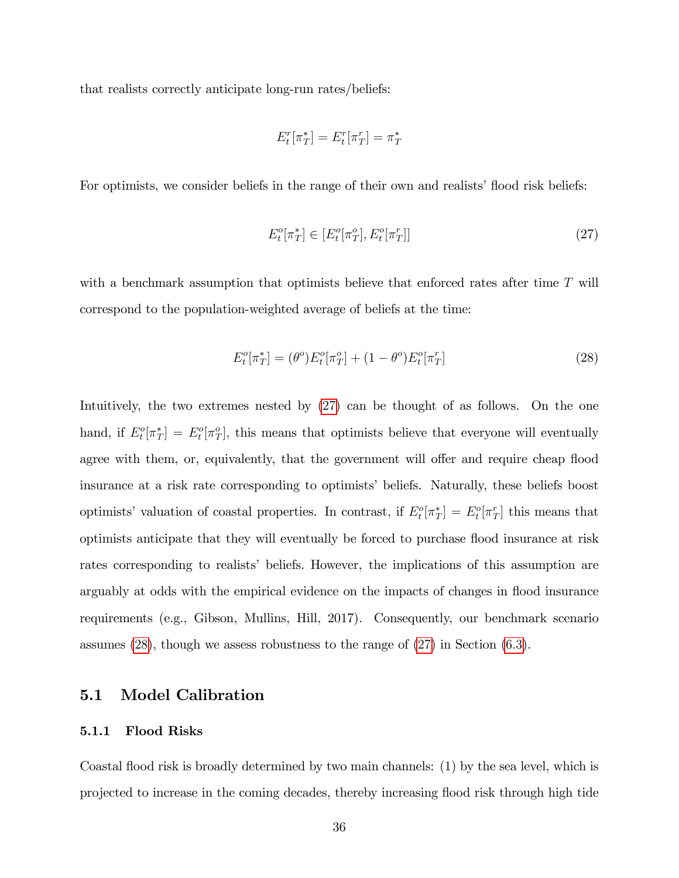that realists correctly anticipate long-run rates/beliefs:

$$E_t^r[\pi_T^*] = E_t^r[\pi_T^r] = \pi_T^*$$

For optimists, we consider beliefs in the range of their own and realists' flood risk beliefs:

$$E_t^o[\pi_T^*] \in [E_t^o[\pi_T^o], E_t^o[\pi_T^r]] \tag{27}$$

with a benchmark assumption that optimists believe that enforced rates after time $T$ will correspond to the population-weighted average of beliefs at the time:

$$E_t^o[\pi_T^*] = (\theta^o)E_t^o[\pi_T^o] + (1 - \theta^o)E_t^o[\pi_T^r] \tag{28}$$

Intuitively, the two extremes nested by (27) can be thought of as follows. On the one hand, if $E_t^o[\pi_T^*] = E_t^o[\pi_T^o]$, this means that optimists believe that everyone will eventually agree with them, or, equivalently, that the government will offer and require cheap flood insurance at a risk rate corresponding to optimists' beliefs. Naturally, these beliefs boost optimists' valuation of coastal properties. In contrast, if $E_t^o[\pi_T^*] = E_t^o[\pi_T^r]$ this means that optimists anticipate that they will eventually be forced to purchase flood insurance at risk rates corresponding to realists' beliefs. However, the implications of this assumption are arguably at odds with the empirical evidence on the impacts of changes in flood insurance requirements (e.g., Gibson, Mullins, Hill, 2017). Consequently, our benchmark scenario assumes (28), though we assess robustness to the range of (27) in Section (6.3).

## 5.1 Model Calibration

### 5.1.1 Flood Risks

Coastal flood risk is broadly determined by two main channels: (1) by the sea level, which is projected to increase in the coming decades, thereby increasing flood risk through high tide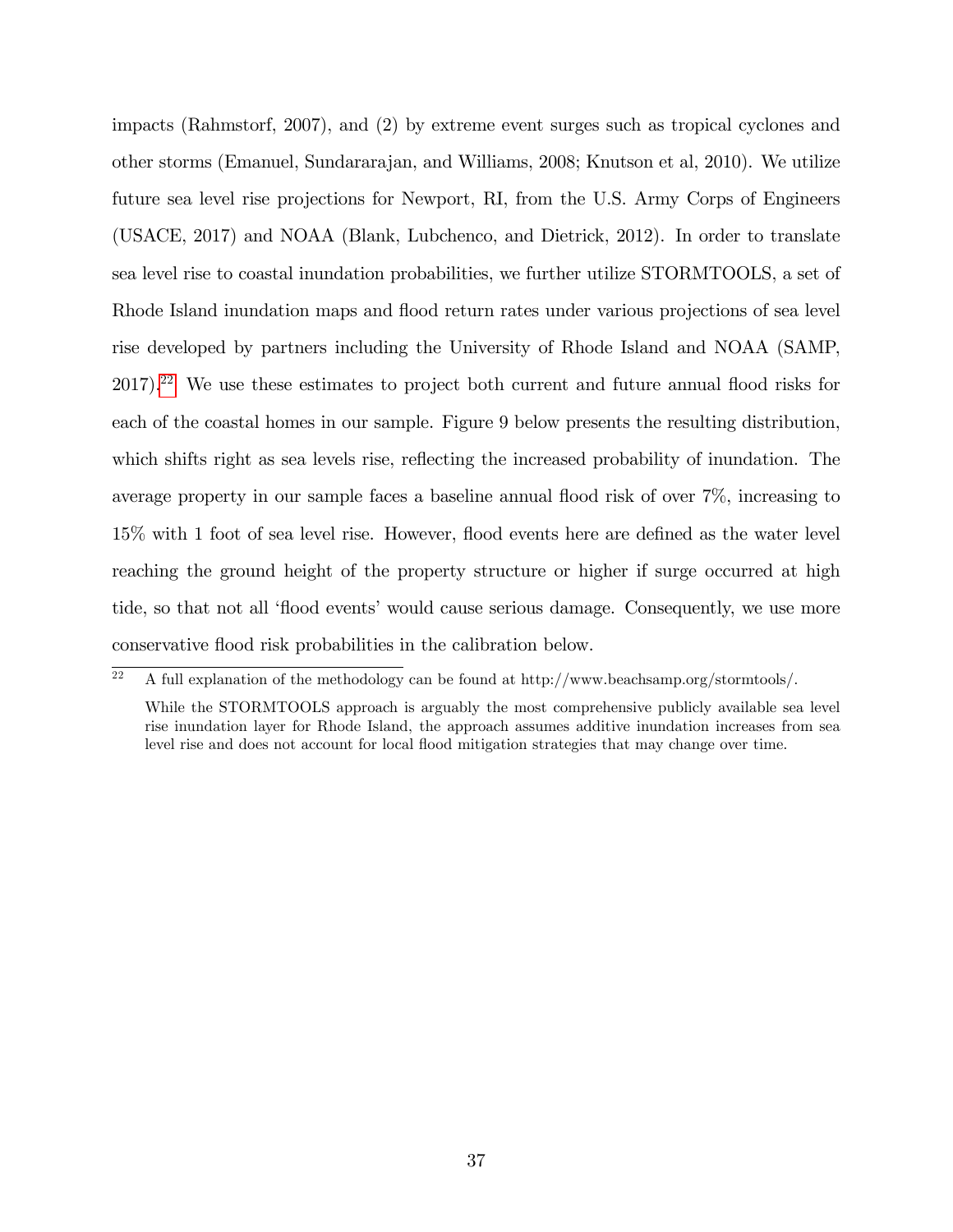impacts (Rahmstorf, 2007), and (2) by extreme event surges such as tropical cyclones and other storms (Emanuel, Sundararajan, and Williams, 2008; Knutson et al, 2010). We utilize future sea level rise projections for Newport, RI, from the U.S. Army Corps of Engineers (USACE, 2017) and NOAA (Blank, Lubchenco, and Dietrick, 2012). In order to translate sea level rise to coastal inundation probabilities, we further utilize STORMTOOLS, a set of Rhode Island inundation maps and flood return rates under various projections of sea level rise developed by partners including the University of Rhode Island and NOAA (SAMP, 2017).[22] We use these estimates to project both current and future annual flood risks for each of the coastal homes in our sample. Figure 9 below presents the resulting distribution, which shifts right as sea levels rise, reflecting the increased probability of inundation. The average property in our sample faces a baseline annual flood risk of over 7%, increasing to 15% with 1 foot of sea level rise. However, flood events here are defined as the water level reaching the ground height of the property structure or higher if surge occurred at high tide, so that not all 'flood events' would cause serious damage. Consequently, we use more conservative flood risk probabilities in the calibration below.

[22] A full explanation of the methodology can be found at http://www.beachsamp.org/stormtools/.

While the STORMTOOLS approach is arguably the most comprehensive publicly available sea level rise inundation layer for Rhode Island, the approach assumes additive inundation increases from sea level rise and does not account for local flood mitigation strategies that may change over time.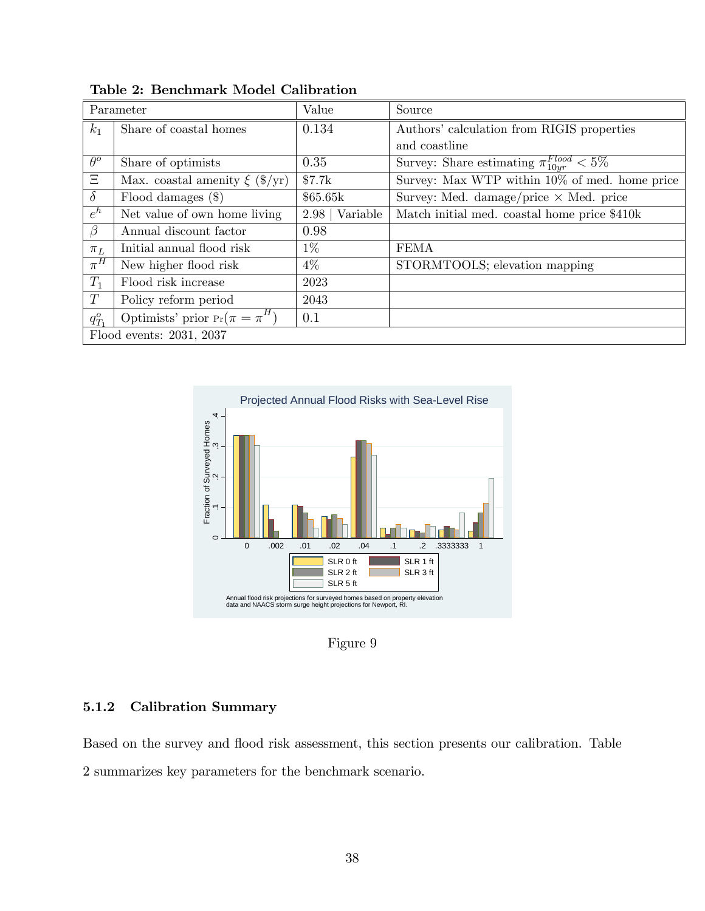**Table 2: Benchmark Model Calibration**

| Parameter | | Value | Source |
|---|---|---|---|
| $k_1$ | Share of coastal homes | 0.134 | Authors' calculation from RIGIS properties and coastline |
| $\theta^o$ | Share of optimists | 0.35 | Survey: Share estimating $\pi^{Flood}_{10yr} < 5\%$ |
| $\Xi$ | Max. coastal amenity $\xi$ (\$/yr) | \$7.7k | Survey: Max WTP within 10% of med. home price |
| $\delta$ | Flood damages (\$) | \$65.65k | Survey: Med. damage/price × Med. price |
| $e^h$ | Net value of own home living | 2.98 \| Variable | Match initial med. coastal home price \$410k |
| $\beta$ | Annual discount factor | 0.98 | |
| $\pi_L$ | Initial annual flood risk | 1% | FEMA |
| $\pi^H$ | New higher flood risk | 4% | STORMTOOLS; elevation mapping |
| $T_1$ | Flood risk increase | 2023 | |
| $T$ | Policy reform period | 2043 | |
| $q^o_{T_1}$ | Optimists' prior $\Pr(\pi = \pi^H)$ | 0.1 | |
| Flood events: 2031, 2037 | | | |

Figure 9

### 5.1.2 Calibration Summary

Based on the survey and flood risk assessment, this section presents our calibration. Table 2 summarizes key parameters for the benchmark scenario.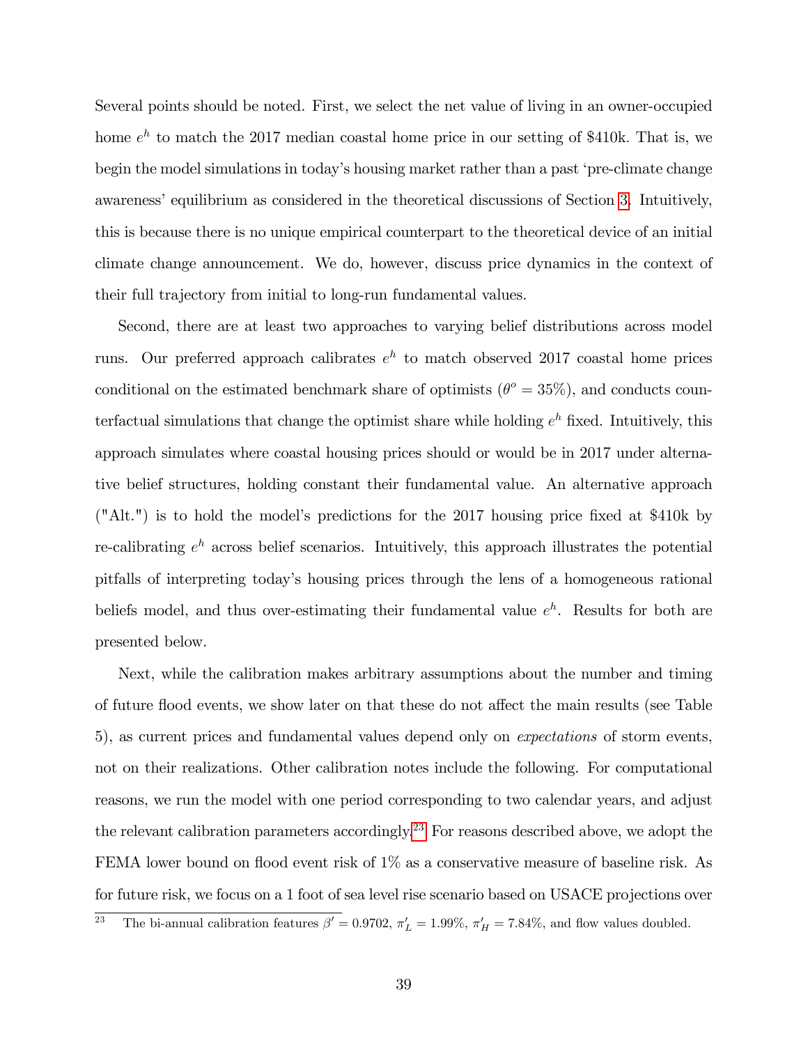Several points should be noted. First, we select the net value of living in an owner-occupied home $e^h$ to match the 2017 median coastal home price in our setting of \$410k. That is, we begin the model simulations in today's housing market rather than a past 'pre-climate change awareness' equilibrium as considered in the theoretical discussions of Section 3. Intuitively, this is because there is no unique empirical counterpart to the theoretical device of an initial climate change announcement. We do, however, discuss price dynamics in the context of their full trajectory from initial to long-run fundamental values.

Second, there are at least two approaches to varying belief distributions across model runs. Our preferred approach calibrates $e^h$ to match observed 2017 coastal home prices conditional on the estimated benchmark share of optimists ($\theta^o = 35\%$), and conducts counterfactual simulations that change the optimist share while holding $e^h$ fixed. Intuitively, this approach simulates where coastal housing prices should or would be in 2017 under alternative belief structures, holding constant their fundamental value. An alternative approach ("Alt.") is to hold the model's predictions for the 2017 housing price fixed at \$410k by re-calibrating $e^h$ across belief scenarios. Intuitively, this approach illustrates the potential pitfalls of interpreting today's housing prices through the lens of a homogeneous rational beliefs model, and thus over-estimating their fundamental value $e^h$. Results for both are presented below.

Next, while the calibration makes arbitrary assumptions about the number and timing of future flood events, we show later on that these do not affect the main results (see Table 5), as current prices and fundamental values depend only on *expectations* of storm events, not on their realizations. Other calibration notes include the following. For computational reasons, we run the model with one period corresponding to two calendar years, and adjust the relevant calibration parameters accordingly.[23] For reasons described above, we adopt the FEMA lower bound on flood event risk of 1% as a conservative measure of baseline risk. As for future risk, we focus on a 1 foot of sea level rise scenario based on USACE projections over

[23] The bi-annual calibration features $\beta' = 0.9702$, $\pi'_L = 1.99\%$, $\pi'_H = 7.84\%$, and flow values doubled.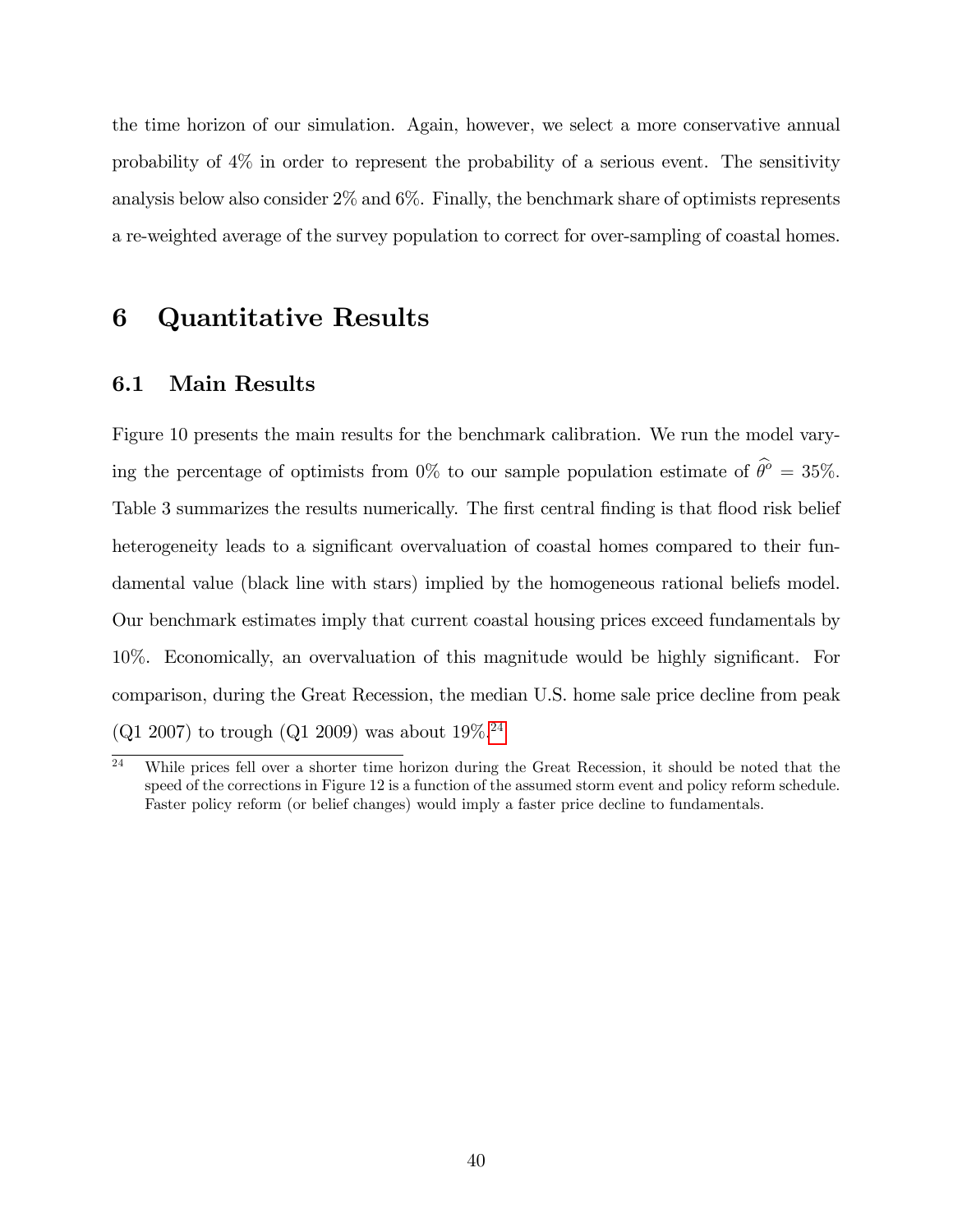the time horizon of our simulation. Again, however, we select a more conservative annual probability of 4% in order to represent the probability of a serious event. The sensitivity analysis below also consider 2% and 6%. Finally, the benchmark share of optimists represents a re-weighted average of the survey population to correct for over-sampling of coastal homes.

# 6 Quantitative Results

## 6.1 Main Results

Figure 10 presents the main results for the benchmark calibration. We run the model varying the percentage of optimists from 0% to our sample population estimate of $\widehat{\theta}^o = 35\%$. Table 3 summarizes the results numerically. The first central finding is that flood risk belief heterogeneity leads to a significant overvaluation of coastal homes compared to their fundamental value (black line with stars) implied by the homogeneous rational beliefs model. Our benchmark estimates imply that current coastal housing prices exceed fundamentals by 10%. Economically, an overvaluation of this magnitude would be highly significant. For comparison, during the Great Recession, the median U.S. home sale price decline from peak (Q1 2007) to trough (Q1 2009) was about 19%.[24]

[24] While prices fell over a shorter time horizon during the Great Recession, it should be noted that the speed of the corrections in Figure 12 is a function of the assumed storm event and policy reform schedule. Faster policy reform (or belief changes) would imply a faster price decline to fundamentals.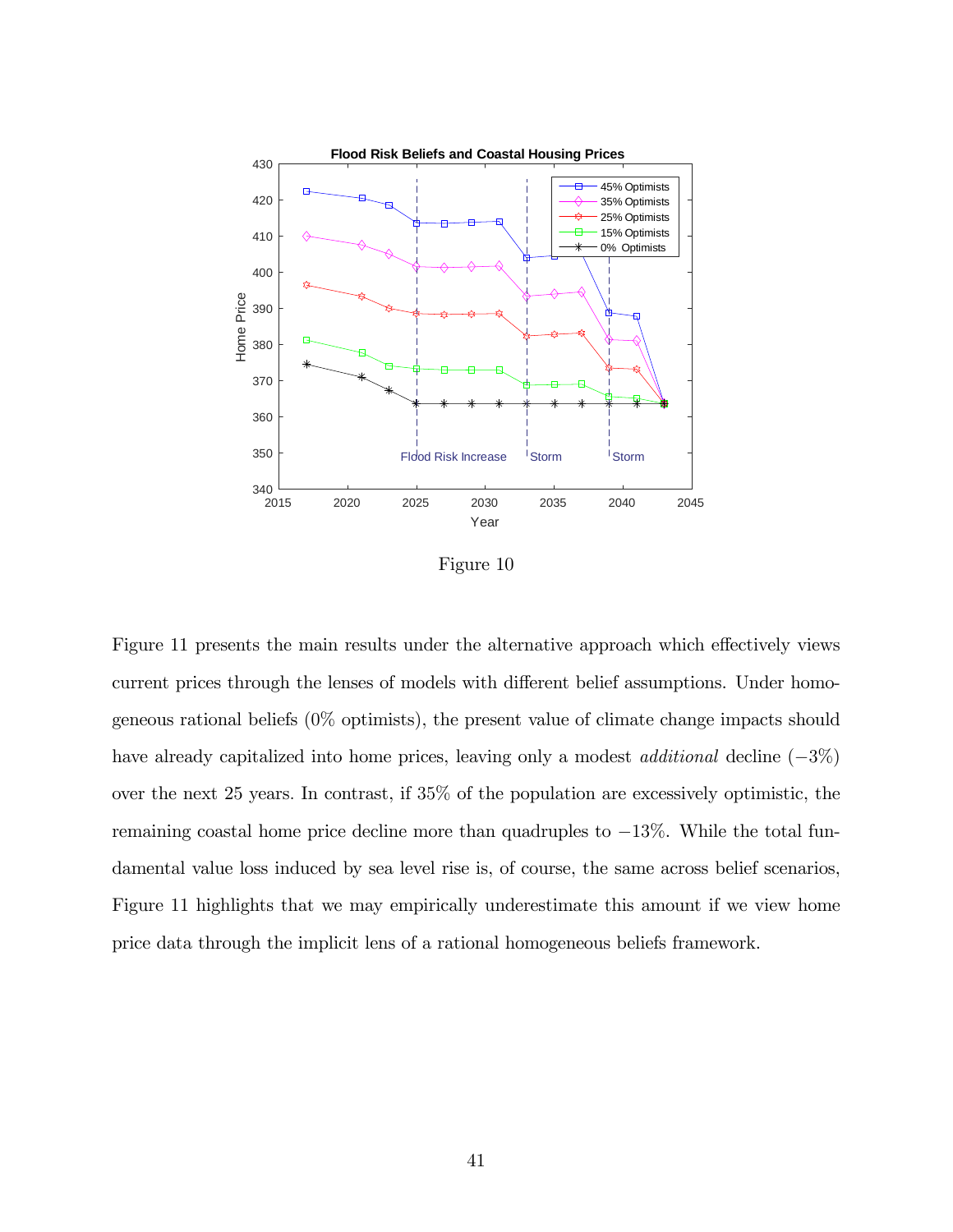Figure 10

Figure 11 presents the main results under the alternative approach which effectively views current prices through the lenses of models with different belief assumptions. Under homogeneous rational beliefs (0% optimists), the present value of climate change impacts should have already capitalized into home prices, leaving only a modest *additional* decline ($-3\%$) over the next 25 years. In contrast, if 35% of the population are excessively optimistic, the remaining coastal home price decline more than quadruples to $-13\%$. While the total fundamental value loss induced by sea level rise is, of course, the same across belief scenarios, Figure 11 highlights that we may empirically underestimate this amount if we view home price data through the implicit lens of a rational homogeneous beliefs framework.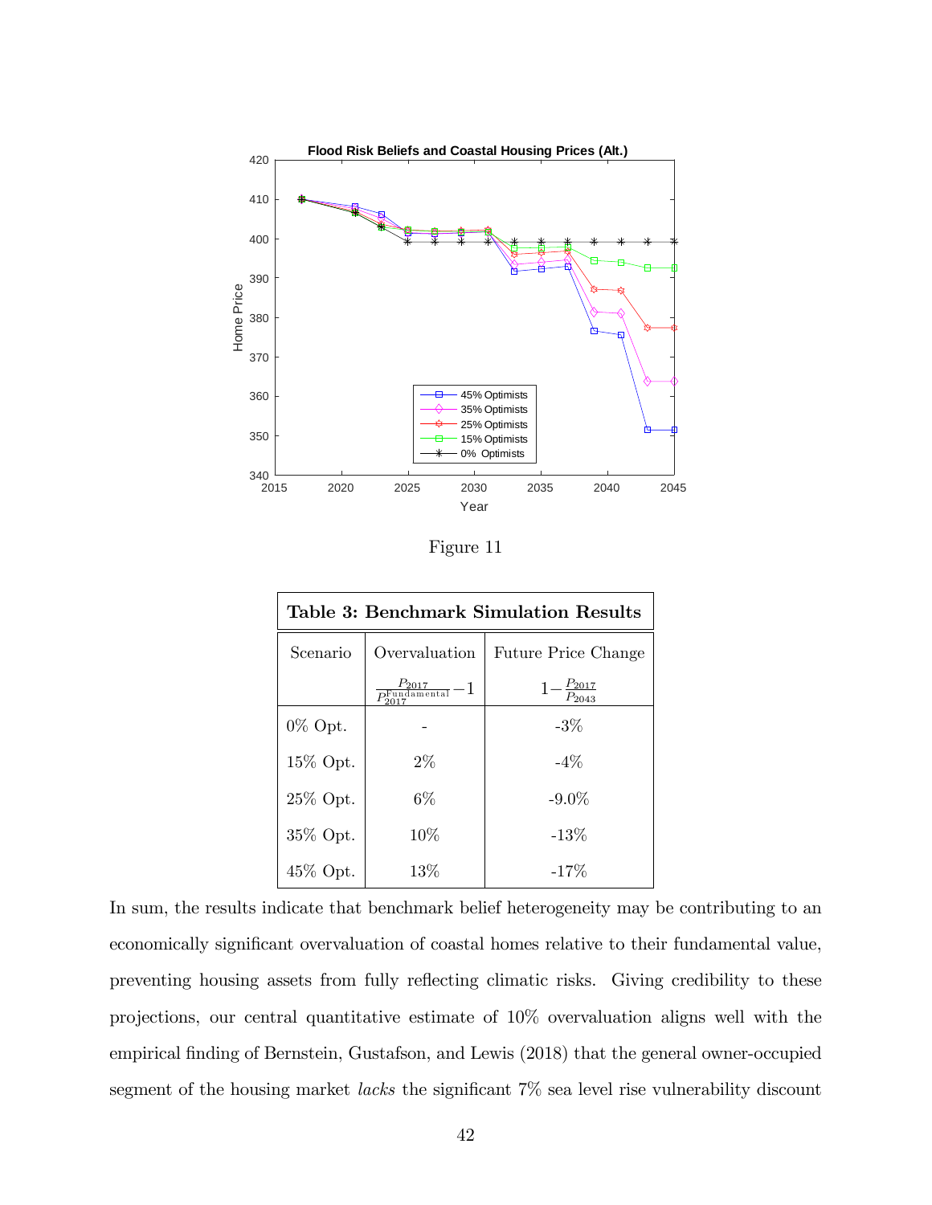Figure 11

| **Table 3: Benchmark Simulation Results** | | |
|---|---|---|
| Scenario | Overvaluation | Future Price Change |
| | $\frac{P_{2017}}{P_{2017}^{\text{Fundamental}}} - 1$ | $1 - \frac{P_{2017}}{P_{2043}}$ |
| 0% Opt. | - | -3% |
| 15% Opt. | 2% | -4% |
| 25% Opt. | 6% | -9.0% |
| 35% Opt. | 10% | -13% |
| 45% Opt. | 13% | -17% |

In sum, the results indicate that benchmark belief heterogeneity may be contributing to an economically significant overvaluation of coastal homes relative to their fundamental value, preventing housing assets from fully reflecting climatic risks. Giving credibility to these projections, our central quantitative estimate of 10% overvaluation aligns well with the empirical finding of Bernstein, Gustafson, and Lewis (2018) that the general owner-occupied segment of the housing market *lacks* the significant 7% sea level rise vulnerability discount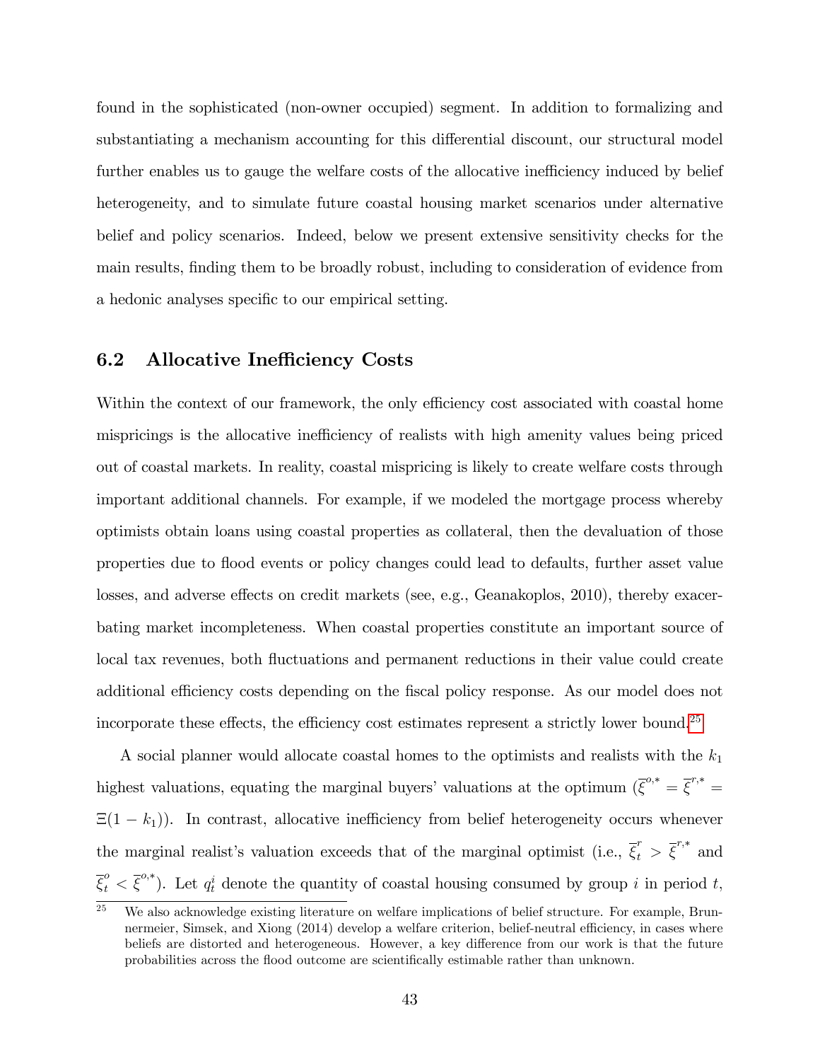found in the sophisticated (non-owner occupied) segment. In addition to formalizing and substantiating a mechanism accounting for this differential discount, our structural model further enables us to gauge the welfare costs of the allocative inefficiency induced by belief heterogeneity, and to simulate future coastal housing market scenarios under alternative belief and policy scenarios. Indeed, below we present extensive sensitivity checks for the main results, finding them to be broadly robust, including to consideration of evidence from a hedonic analyses specific to our empirical setting.

## 6.2 Allocative Inefficiency Costs

Within the context of our framework, the only efficiency cost associated with coastal home mispricings is the allocative inefficiency of realists with high amenity values being priced out of coastal markets. In reality, coastal mispricing is likely to create welfare costs through important additional channels. For example, if we modeled the mortgage process whereby optimists obtain loans using coastal properties as collateral, then the devaluation of those properties due to flood events or policy changes could lead to defaults, further asset value losses, and adverse effects on credit markets (see, e.g., Geanakoplos, 2010), thereby exacerbating market incompleteness. When coastal properties constitute an important source of local tax revenues, both fluctuations and permanent reductions in their value could create additional efficiency costs depending on the fiscal policy response. As our model does not incorporate these effects, the efficiency cost estimates represent a strictly lower bound.[25]

A social planner would allocate coastal homes to the optimists and realists with the $k_1$ highest valuations, equating the marginal buyers' valuations at the optimum ($\overline{\xi}^{o,*} = \overline{\xi}^{r,*} = \Xi(1 - k_1)$). In contrast, allocative inefficiency from belief heterogeneity occurs whenever the marginal realist's valuation exceeds that of the marginal optimist (i.e., $\overline{\xi}_t^{r} > \overline{\xi}^{r,*}$ and $\overline{\xi}_t^{o} < \overline{\xi}^{o,*}$). Let $q_t^i$ denote the quantity of coastal housing consumed by group $i$ in period $t$,

[25] We also acknowledge existing literature on welfare implications of belief structure. For example, Brunnermeier, Simsek, and Xiong (2014) develop a welfare criterion, belief-neutral efficiency, in cases where beliefs are distorted and heterogeneous. However, a key difference from our work is that the future probabilities across the flood outcome are scientifically estimable rather than unknown.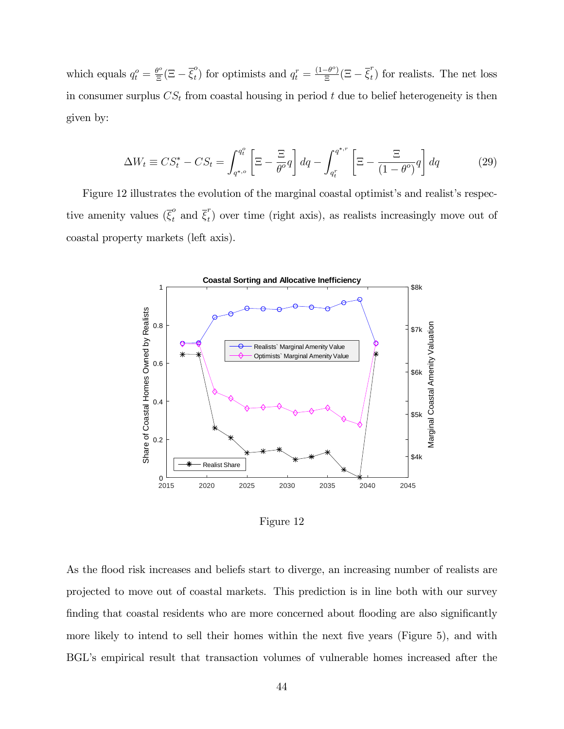which equals $q_t^o = \frac{\theta^o}{\Xi}(\Xi - \overline{\xi}_t^o)$ for optimists and $q_t^r = \frac{(1-\theta^o)}{\Xi}(\Xi - \overline{\xi}_t^r)$ for realists. The net loss in consumer surplus $CS_t$ from coastal housing in period $t$ due to belief heterogeneity is then given by:

$$\Delta W_t \equiv CS_t^* - CS_t = \int_{q^{*,o}}^{q_t^o} \left[ \Xi - \frac{\Xi}{\theta^o} q \right] dq - \int_{q_t^r}^{q^{*,r}} \left[ \Xi - \frac{\Xi}{(1-\theta^o)} q \right] dq \tag{29}$$

Figure 12 illustrates the evolution of the marginal coastal optimist's and realist's respective amenity values ($\overline{\xi}_t^o$ and $\overline{\xi}_t^r$) over time (right axis), as realists increasingly move out of coastal property markets (left axis).

Figure 12

As the flood risk increases and beliefs start to diverge, an increasing number of realists are projected to move out of coastal markets. This prediction is in line both with our survey finding that coastal residents who are more concerned about flooding are also significantly more likely to intend to sell their homes within the next five years (Figure 5), and with BGL's empirical result that transaction volumes of vulnerable homes increased after the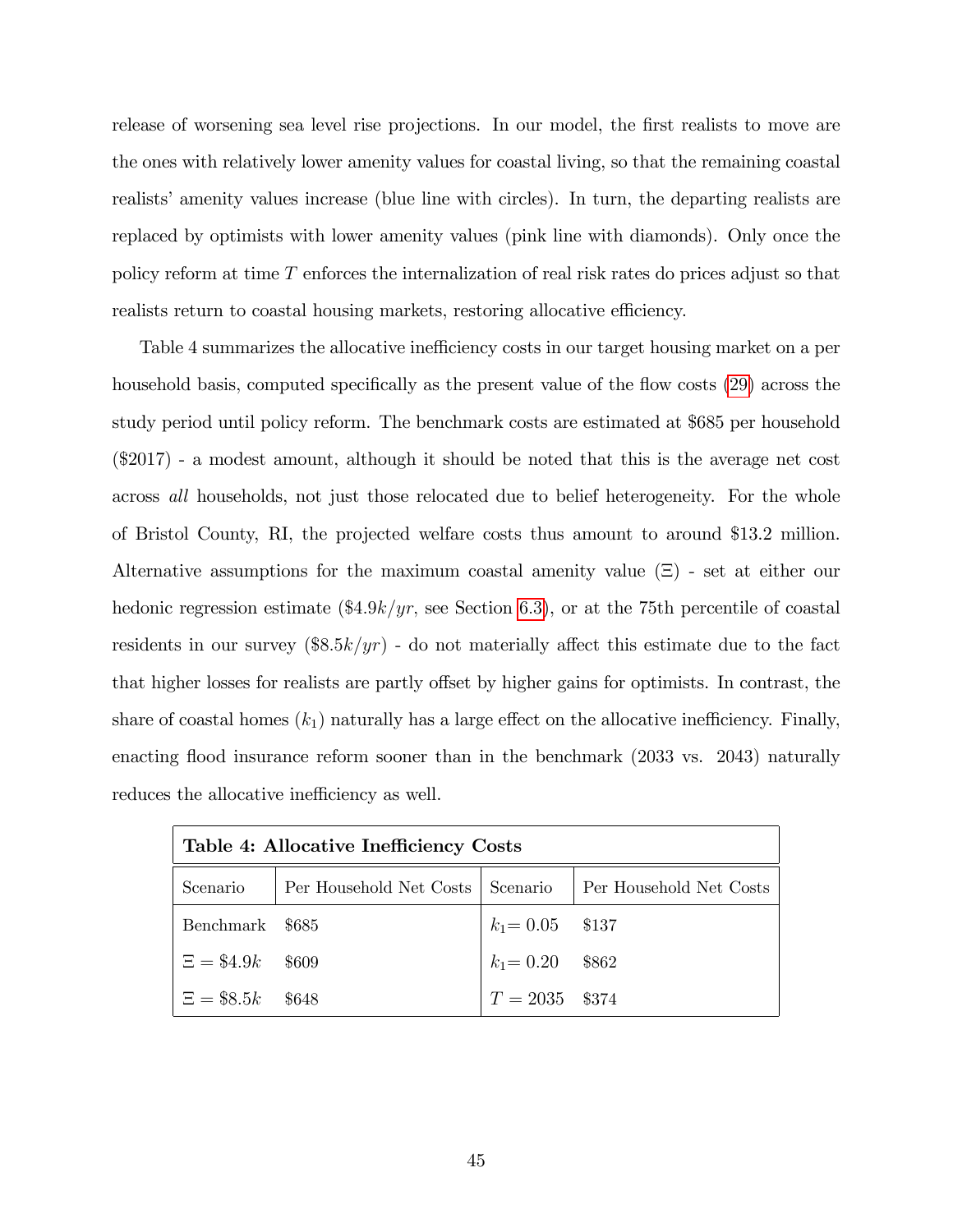release of worsening sea level rise projections. In our model, the first realists to move are the ones with relatively lower amenity values for coastal living, so that the remaining coastal realists' amenity values increase (blue line with circles). In turn, the departing realists are replaced by optimists with lower amenity values (pink line with diamonds). Only once the policy reform at time $T$ enforces the internalization of real risk rates do prices adjust so that realists return to coastal housing markets, restoring allocative efficiency.

Table 4 summarizes the allocative inefficiency costs in our target housing market on a per household basis, computed specifically as the present value of the flow costs (29) across the study period until policy reform. The benchmark costs are estimated at \$685 per household (\$2017) - a modest amount, although it should be noted that this is the average net cost across *all* households, not just those relocated due to belief heterogeneity. For the whole of Bristol County, RI, the projected welfare costs thus amount to around \$13.2 million. Alternative assumptions for the maximum coastal amenity value ($\Xi$) - set at either our hedonic regression estimate ($\$4.9k/yr$, see Section 6.3), or at the 75th percentile of coastal residents in our survey ($\$8.5k/yr$) - do not materially affect this estimate due to the fact that higher losses for realists are partly offset by higher gains for optimists. In contrast, the share of coastal homes ($k_1$) naturally has a large effect on the allocative inefficiency. Finally, enacting flood insurance reform sooner than in the benchmark (2033 vs. 2043) naturally reduces the allocative inefficiency as well.

**Table 4: Allocative Inefficiency Costs**

| Scenario | Per Household Net Costs | Scenario | Per Household Net Costs |
|---|---|---|---|
| Benchmark | \$685 | $k_1 = 0.05$ | \$137 |
| $\Xi = \$4.9k$ | \$609 | $k_1 = 0.20$ | \$862 |
| $\Xi = \$8.5k$ | \$648 | $T = 2035$ | \$374 |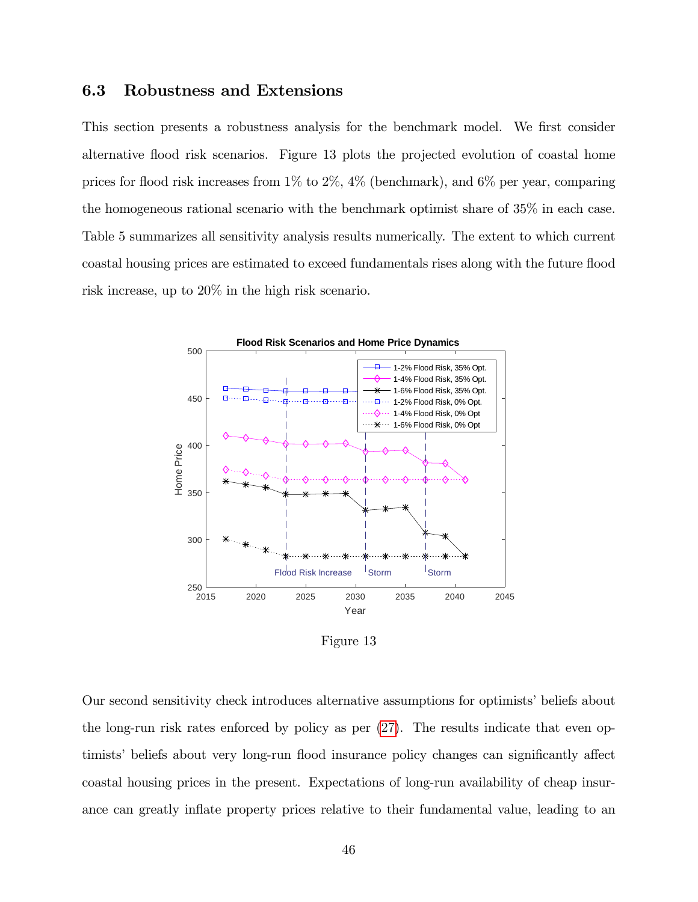### 6.3 Robustness and Extensions

This section presents a robustness analysis for the benchmark model. We first consider alternative flood risk scenarios. Figure 13 plots the projected evolution of coastal home prices for flood risk increases from 1% to 2%, 4% (benchmark), and 6% per year, comparing the homogeneous rational scenario with the benchmark optimist share of 35% in each case. Table 5 summarizes all sensitivity analysis results numerically. The extent to which current coastal housing prices are estimated to exceed fundamentals rises along with the future flood risk increase, up to 20% in the high risk scenario.

Figure 13

Our second sensitivity check introduces alternative assumptions for optimists' beliefs about the long-run risk rates enforced by policy as per (27). The results indicate that even optimists' beliefs about very long-run flood insurance policy changes can significantly affect coastal housing prices in the present. Expectations of long-run availability of cheap insurance can greatly inflate property prices relative to their fundamental value, leading to an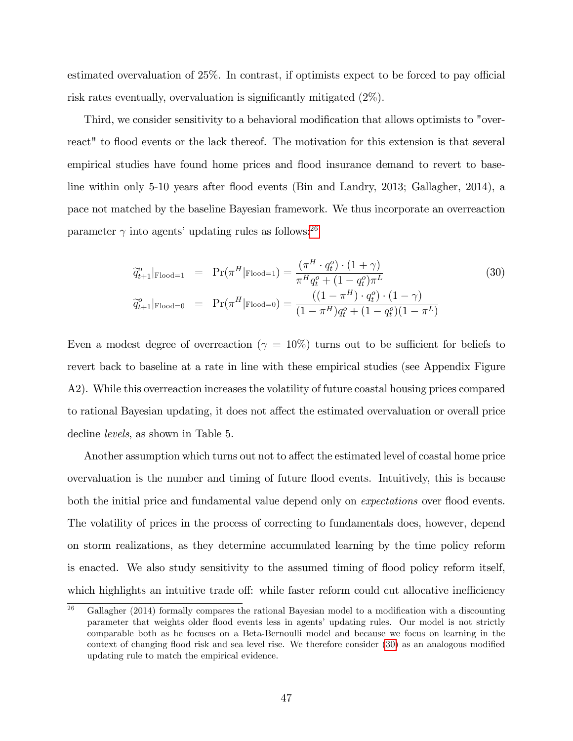estimated overvaluation of 25%. In contrast, if optimists expect to be forced to pay official risk rates eventually, overvaluation is significantly mitigated (2%).

Third, we consider sensitivity to a behavioral modification that allows optimists to "overreact" to flood events or the lack thereof. The motivation for this extension is that several empirical studies have found home prices and flood insurance demand to revert to baseline within only 5-10 years after flood events (Bin and Landry, 2013; Gallagher, 2014), a pace not matched by the baseline Bayesian framework. We thus incorporate an overreaction parameter $\gamma$ into agents' updating rules as follows:[26]

$$
\begin{aligned}
\widetilde{q}^{o}_{t+1}|_{\text{Flood}=1} &= \Pr(\pi^{H}|_{\text{Flood}=1}) = \frac{(\pi^{H} \cdot q^{o}_{t}) \cdot (1+\gamma)}{\pi^{H} q^{o}_{t} + (1-q^{o}_{t})\pi^{L}} \\
\widetilde{q}^{o}_{t+1}|_{\text{Flood}=0} &= \Pr(\pi^{H}|_{\text{Flood}=0}) = \frac{((1-\pi^{H}) \cdot q^{o}_{t}) \cdot (1-\gamma)}{(1-\pi^{H}) q^{o}_{t} + (1-q^{o}_{t})(1-\pi^{L})}
\end{aligned}
\tag{30}
$$

Even a modest degree of overreaction ($\gamma = 10\%$) turns out to be sufficient for beliefs to revert back to baseline at a rate in line with these empirical studies (see Appendix Figure A2). While this overreaction increases the volatility of future coastal housing prices compared to rational Bayesian updating, it does not affect the estimated overvaluation or overall price decline *levels*, as shown in Table 5.

Another assumption which turns out not to affect the estimated level of coastal home price overvaluation is the number and timing of future flood events. Intuitively, this is because both the initial price and fundamental value depend only on *expectations* over flood events. The volatility of prices in the process of correcting to fundamentals does, however, depend on storm realizations, as they determine accumulated learning by the time policy reform is enacted. We also study sensitivity to the assumed timing of flood policy reform itself, which highlights an intuitive trade off: while faster reform could cut allocative inefficiency

[26] Gallagher (2014) formally compares the rational Bayesian model to a modification with a discounting parameter that weights older flood events less in agents' updating rules. Our model is not strictly comparable both as he focuses on a Beta-Bernoulli model and because we focus on learning in the context of changing flood risk and sea level rise. We therefore consider (30) as an analogous modified updating rule to match the empirical evidence.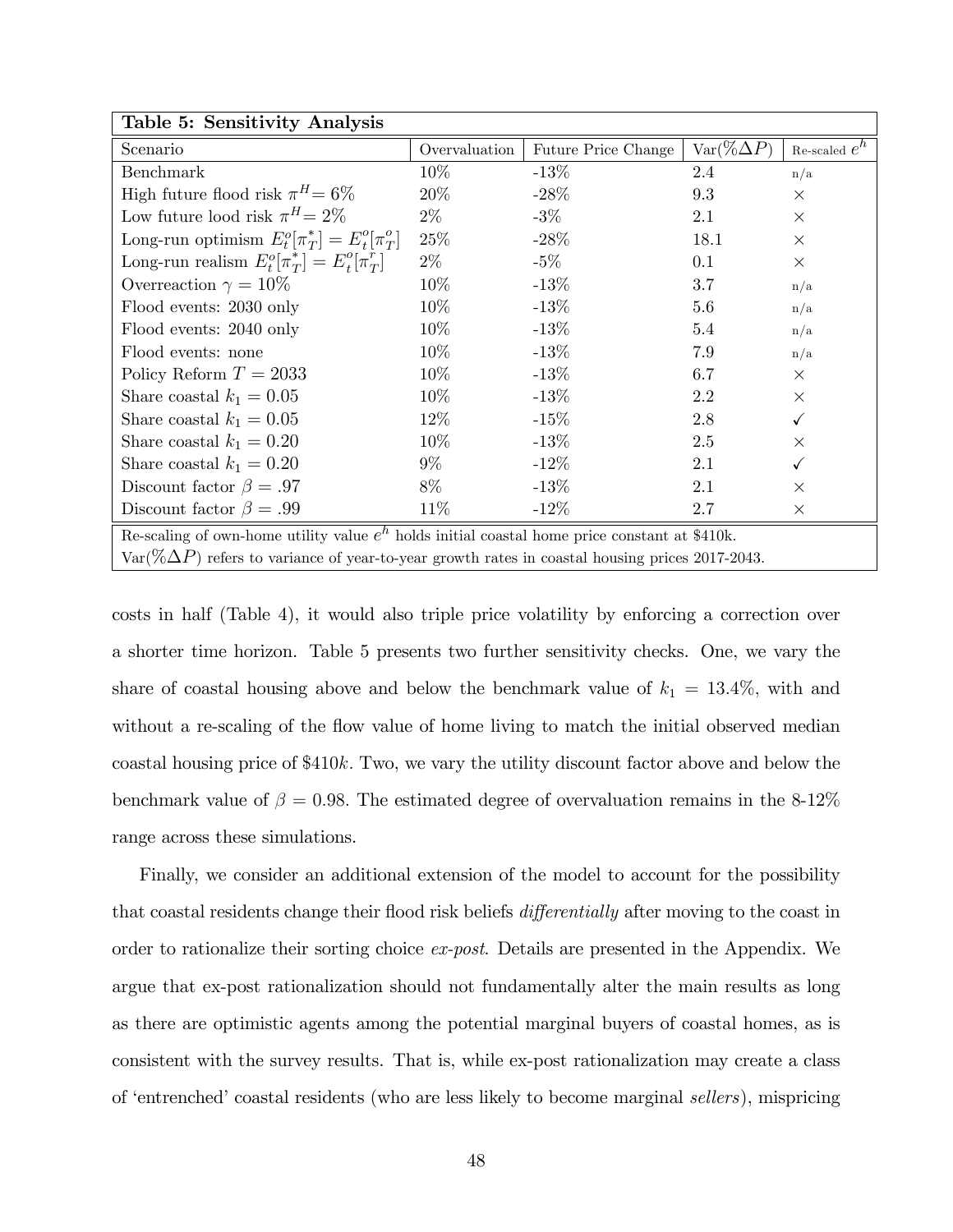**Table 5: Sensitivity Analysis**

| Scenario | Overvaluation | Future Price Change | Var($\%\Delta P$) | Re-scaled $e^h$ |
|---|---|---|---|---|
| Benchmark | 10% | -13% | 2.4 | n/a |
| High future flood risk $\pi^H = 6\%$ | 20% | -28% | 9.3 | × |
| Low future lood risk $\pi^H = 2\%$ | 2% | -3% | 2.1 | × |
| Long-run optimism $E_t^o[\pi_T^*] = E_t^o[\pi_T^o]$ | 25% | -28% | 18.1 | × |
| Long-run realism $E_t^o[\pi_T^*] = E_t^o[\pi_T^r]$ | 2% | -5% | 0.1 | × |
| Overreaction $\gamma = 10\%$ | 10% | -13% | 3.7 | n/a |
| Flood events: 2030 only | 10% | -13% | 5.6 | n/a |
| Flood events: 2040 only | 10% | -13% | 5.4 | n/a |
| Flood events: none | 10% | -13% | 7.9 | n/a |
| Policy Reform $T = 2033$ | 10% | -13% | 6.7 | × |
| Share coastal $k_1 = 0.05$ | 10% | -13% | 2.2 | × |
| Share coastal $k_1 = 0.05$ | 12% | -15% | 2.8 | ✓ |
| Share coastal $k_1 = 0.20$ | 10% | -13% | 2.5 | × |
| Share coastal $k_1 = 0.20$ | 9% | -12% | 2.1 | ✓ |
| Discount factor $\beta = .97$ | 8% | -13% | 2.1 | × |
| Discount factor $\beta = .99$ | 11% | -12% | 2.7 | × |

Re-scaling of own-home utility value $e^h$ holds initial coastal home price constant at \$410k.
Var($\%\Delta P$) refers to variance of year-to-year growth rates in coastal housing prices 2017-2043.

costs in half (Table 4), it would also triple price volatility by enforcing a correction over a shorter time horizon. Table 5 presents two further sensitivity checks. One, we vary the share of coastal housing above and below the benchmark value of $k_1 = 13.4\%$, with and without a re-scaling of the flow value of home living to match the initial observed median coastal housing price of \$410$k$. Two, we vary the utility discount factor above and below the benchmark value of $\beta = 0.98$. The estimated degree of overvaluation remains in the 8-12% range across these simulations.

Finally, we consider an additional extension of the model to account for the possibility that coastal residents change their flood risk beliefs *differentially* after moving to the coast in order to rationalize their sorting choice *ex-post*. Details are presented in the Appendix. We argue that ex-post rationalization should not fundamentally alter the main results as long as there are optimistic agents among the potential marginal buyers of coastal homes, as is consistent with the survey results. That is, while ex-post rationalization may create a class of 'entrenched' coastal residents (who are less likely to become marginal *sellers*), mispricing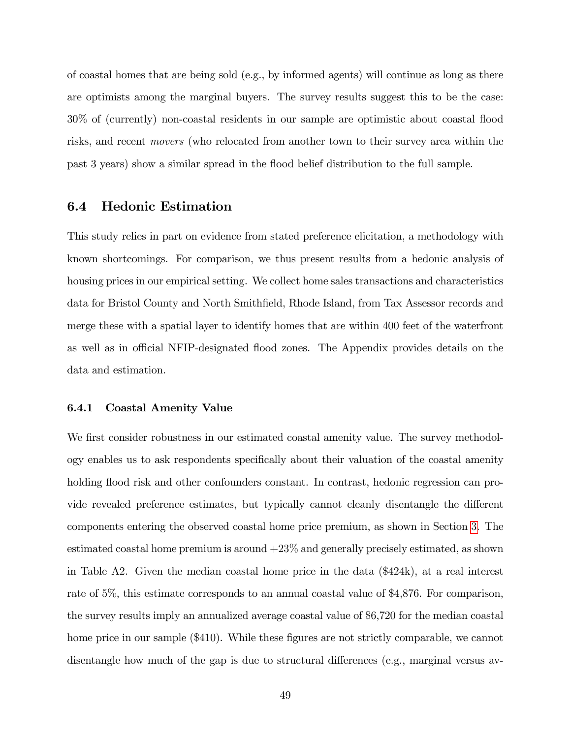of coastal homes that are being sold (e.g., by informed agents) will continue as long as there are optimists among the marginal buyers. The survey results suggest this to be the case: 30% of (currently) non-coastal residents in our sample are optimistic about coastal flood risks, and recent *movers* (who relocated from another town to their survey area within the past 3 years) show a similar spread in the flood belief distribution to the full sample.

## 6.4 Hedonic Estimation

This study relies in part on evidence from stated preference elicitation, a methodology with known shortcomings. For comparison, we thus present results from a hedonic analysis of housing prices in our empirical setting. We collect home sales transactions and characteristics data for Bristol County and North Smithfield, Rhode Island, from Tax Assessor records and merge these with a spatial layer to identify homes that are within 400 feet of the waterfront as well as in official NFIP-designated flood zones. The Appendix provides details on the data and estimation.

### 6.4.1 Coastal Amenity Value

We first consider robustness in our estimated coastal amenity value. The survey methodology enables us to ask respondents specifically about their valuation of the coastal amenity holding flood risk and other confounders constant. In contrast, hedonic regression can provide revealed preference estimates, but typically cannot cleanly disentangle the different components entering the observed coastal home price premium, as shown in Section 3. The estimated coastal home premium is around +23% and generally precisely estimated, as shown in Table A2. Given the median coastal home price in the data ($424k), at a real interest rate of 5%, this estimate corresponds to an annual coastal value of $4,876. For comparison, the survey results imply an annualized average coastal value of $6,720 for the median coastal home price in our sample ($410). While these figures are not strictly comparable, we cannot disentangle how much of the gap is due to structural differences (e.g., marginal versus av-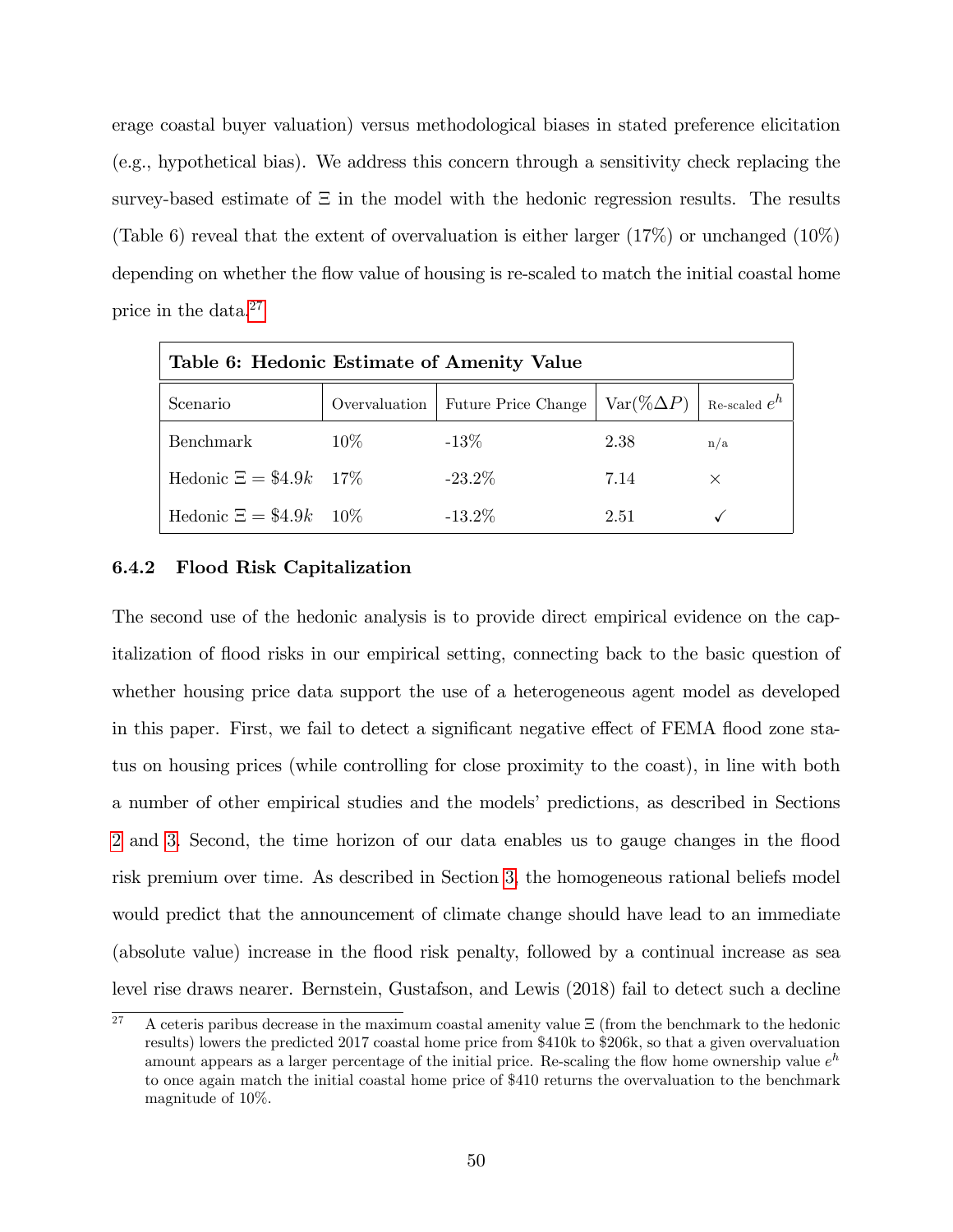erage coastal buyer valuation) versus methodological biases in stated preference elicitation (e.g., hypothetical bias). We address this concern through a sensitivity check replacing the survey-based estimate of $\Xi$ in the model with the hedonic regression results. The results (Table 6) reveal that the extent of overvaluation is either larger (17%) or unchanged (10%) depending on whether the flow value of housing is re-scaled to match the initial coastal home price in the data.[27]

**Table 6: Hedonic Estimate of Amenity Value**

| Scenario | Overvaluation | Future Price Change | Var($\%\Delta P$) | Re-scaled $e^h$ |
|---|---|---|---|---|
| Benchmark | 10% | -13% | 2.38 | n/a |
| Hedonic $\Xi = \$4.9k$ | 17% | -23.2% | 7.14 | × |
| Hedonic $\Xi = \$4.9k$ | 10% | -13.2% | 2.51 | ✓ |

### 6.4.2 Flood Risk Capitalization

The second use of the hedonic analysis is to provide direct empirical evidence on the capitalization of flood risks in our empirical setting, connecting back to the basic question of whether housing price data support the use of a heterogeneous agent model as developed in this paper. First, we fail to detect a significant negative effect of FEMA flood zone status on housing prices (while controlling for close proximity to the coast), in line with both a number of other empirical studies and the models' predictions, as described in Sections 2 and 3. Second, the time horizon of our data enables us to gauge changes in the flood risk premium over time. As described in Section 3, the homogeneous rational beliefs model would predict that the announcement of climate change should have lead to an immediate (absolute value) increase in the flood risk penalty, followed by a continual increase as sea level rise draws nearer. Bernstein, Gustafson, and Lewis (2018) fail to detect such a decline

[27] A ceteris paribus decrease in the maximum coastal amenity value $\Xi$ (from the benchmark to the hedonic results) lowers the predicted 2017 coastal home price from \$410k to \$206k, so that a given overvaluation amount appears as a larger percentage of the initial price. Re-scaling the flow home ownership value $e^h$ to once again match the initial coastal home price of \$410 returns the overvaluation to the benchmark magnitude of 10%.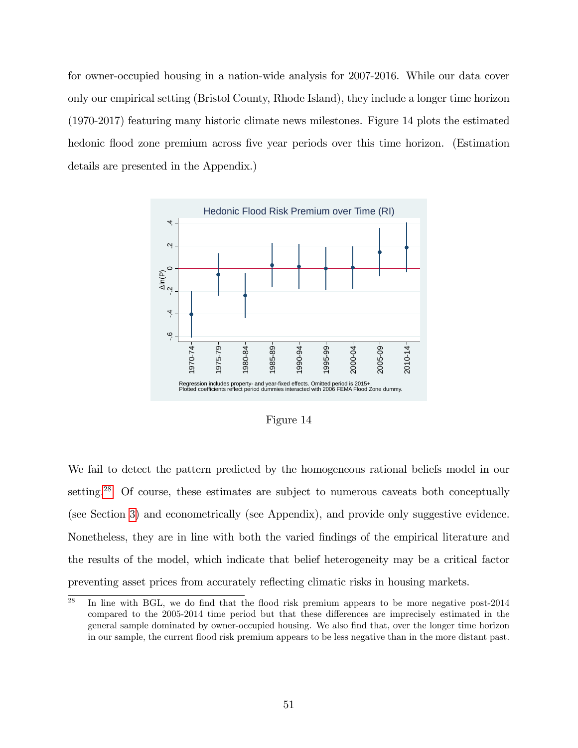for owner-occupied housing in a nation-wide analysis for 2007-2016. While our data cover only our empirical setting (Bristol County, Rhode Island), they include a longer time horizon (1970-2017) featuring many historic climate news milestones. Figure 14 plots the estimated hedonic flood zone premium across five year periods over this time horizon. (Estimation details are presented in the Appendix.)

Figure 14

We fail to detect the pattern predicted by the homogeneous rational beliefs model in our setting.[28] Of course, these estimates are subject to numerous caveats both conceptually (see Section 3) and econometrically (see Appendix), and provide only suggestive evidence. Nonetheless, they are in line with both the varied findings of the empirical literature and the results of the model, which indicate that belief heterogeneity may be a critical factor preventing asset prices from accurately reflecting climatic risks in housing markets.

[28] In line with BGL, we do find that the flood risk premium appears to be more negative post-2014 compared to the 2005-2014 time period but that these differences are imprecisely estimated in the general sample dominated by owner-occupied housing. We also find that, over the longer time horizon in our sample, the current flood risk premium appears to be less negative than in the more distant past.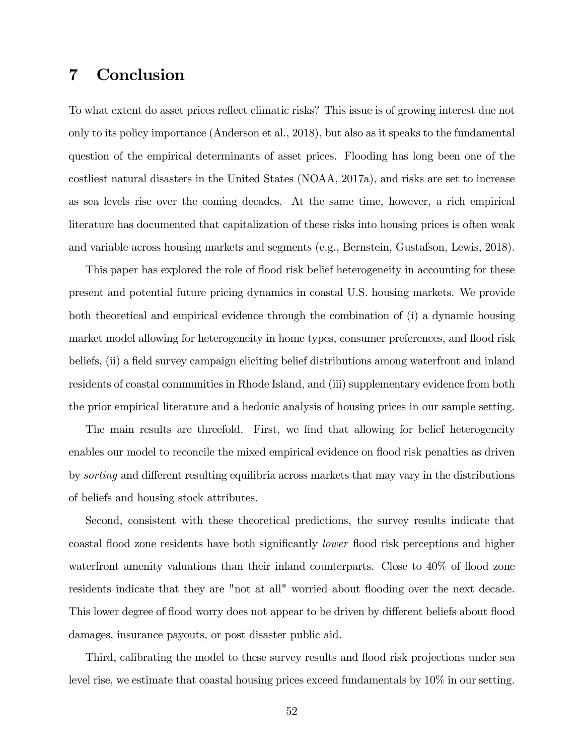# 7 Conclusion

To what extent do asset prices reflect climatic risks? This issue is of growing interest due not only to its policy importance (Anderson et al., 2018), but also as it speaks to the fundamental question of the empirical determinants of asset prices. Flooding has long been one of the costliest natural disasters in the United States (NOAA, 2017a), and risks are set to increase as sea levels rise over the coming decades. At the same time, however, a rich empirical literature has documented that capitalization of these risks into housing prices is often weak and variable across housing markets and segments (e.g., Bernstein, Gustafson, Lewis, 2018).

This paper has explored the role of flood risk belief heterogeneity in accounting for these present and potential future pricing dynamics in coastal U.S. housing markets. We provide both theoretical and empirical evidence through the combination of (i) a dynamic housing market model allowing for heterogeneity in home types, consumer preferences, and flood risk beliefs, (ii) a field survey campaign eliciting belief distributions among waterfront and inland residents of coastal communities in Rhode Island, and (iii) supplementary evidence from both the prior empirical literature and a hedonic analysis of housing prices in our sample setting.

The main results are threefold. First, we find that allowing for belief heterogeneity enables our model to reconcile the mixed empirical evidence on flood risk penalties as driven by *sorting* and different resulting equilibria across markets that may vary in the distributions of beliefs and housing stock attributes.

Second, consistent with these theoretical predictions, the survey results indicate that coastal flood zone residents have both significantly *lower* flood risk perceptions and higher waterfront amenity valuations than their inland counterparts. Close to 40% of flood zone residents indicate that they are "not at all" worried about flooding over the next decade. This lower degree of flood worry does not appear to be driven by different beliefs about flood damages, insurance payouts, or post disaster public aid.

Third, calibrating the model to these survey results and flood risk projections under sea level rise, we estimate that coastal housing prices exceed fundamentals by 10% in our setting.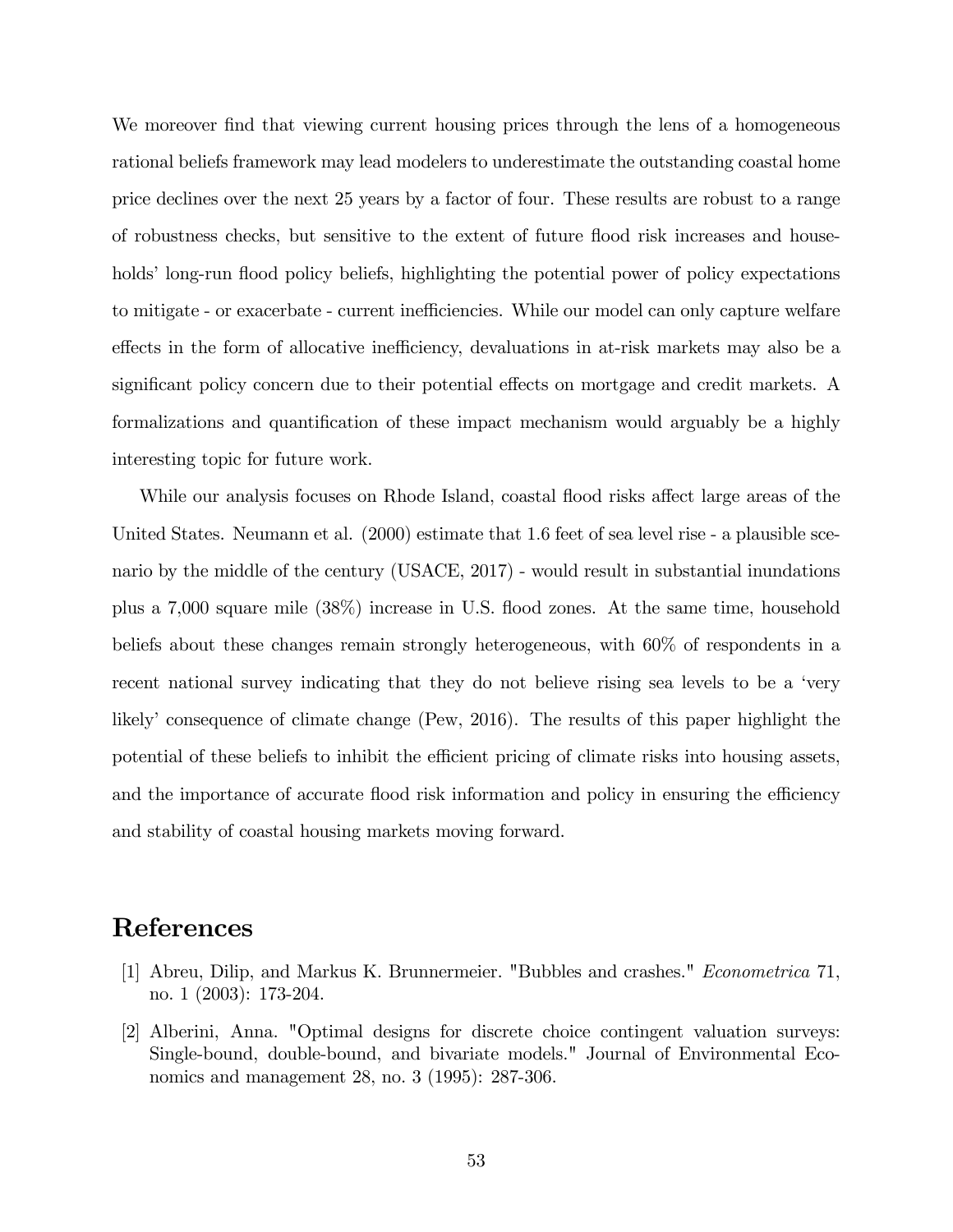We moreover find that viewing current housing prices through the lens of a homogeneous rational beliefs framework may lead modelers to underestimate the outstanding coastal home price declines over the next 25 years by a factor of four. These results are robust to a range of robustness checks, but sensitive to the extent of future flood risk increases and households' long-run flood policy beliefs, highlighting the potential power of policy expectations to mitigate - or exacerbate - current inefficiencies. While our model can only capture welfare effects in the form of allocative inefficiency, devaluations in at-risk markets may also be a significant policy concern due to their potential effects on mortgage and credit markets. A formalizations and quantification of these impact mechanism would arguably be a highly interesting topic for future work.

While our analysis focuses on Rhode Island, coastal flood risks affect large areas of the United States. Neumann et al. (2000) estimate that 1.6 feet of sea level rise - a plausible scenario by the middle of the century (USACE, 2017) - would result in substantial inundations plus a 7,000 square mile (38%) increase in U.S. flood zones. At the same time, household beliefs about these changes remain strongly heterogeneous, with 60% of respondents in a recent national survey indicating that they do not believe rising sea levels to be a 'very likely' consequence of climate change (Pew, 2016). The results of this paper highlight the potential of these beliefs to inhibit the efficient pricing of climate risks into housing assets, and the importance of accurate flood risk information and policy in ensuring the efficiency and stability of coastal housing markets moving forward.

# References

[1] Abreu, Dilip, and Markus K. Brunnermeier. "Bubbles and crashes." *Econometrica* 71, no. 1 (2003): 173-204.

[2] Alberini, Anna. "Optimal designs for discrete choice contingent valuation surveys: Single-bound, double-bound, and bivariate models." Journal of Environmental Economics and management 28, no. 3 (1995): 287-306.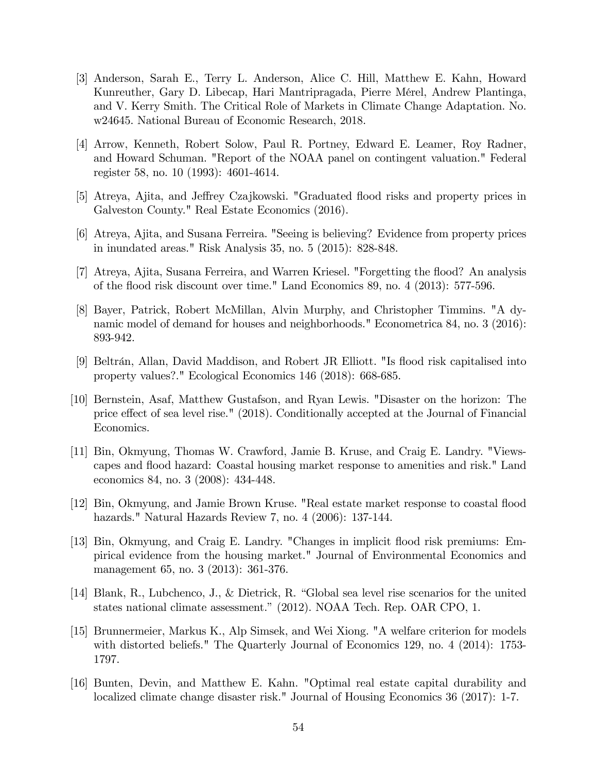[3] Anderson, Sarah E., Terry L. Anderson, Alice C. Hill, Matthew E. Kahn, Howard Kunreuther, Gary D. Libecap, Hari Mantripragada, Pierre Mérel, Andrew Plantinga, and V. Kerry Smith. The Critical Role of Markets in Climate Change Adaptation. No. w24645. National Bureau of Economic Research, 2018.

[4] Arrow, Kenneth, Robert Solow, Paul R. Portney, Edward E. Leamer, Roy Radner, and Howard Schuman. "Report of the NOAA panel on contingent valuation." Federal register 58, no. 10 (1993): 4601-4614.

[5] Atreya, Ajita, and Jeffrey Czajkowski. "Graduated flood risks and property prices in Galveston County." Real Estate Economics (2016).

[6] Atreya, Ajita, and Susana Ferreira. "Seeing is believing? Evidence from property prices in inundated areas." Risk Analysis 35, no. 5 (2015): 828-848.

[7] Atreya, Ajita, Susana Ferreira, and Warren Kriesel. "Forgetting the flood? An analysis of the flood risk discount over time." Land Economics 89, no. 4 (2013): 577-596.

[8] Bayer, Patrick, Robert McMillan, Alvin Murphy, and Christopher Timmins. "A dynamic model of demand for houses and neighborhoods." Econometrica 84, no. 3 (2016): 893-942.

[9] Beltrán, Allan, David Maddison, and Robert JR Elliott. "Is flood risk capitalised into property values?." Ecological Economics 146 (2018): 668-685.

[10] Bernstein, Asaf, Matthew Gustafson, and Ryan Lewis. "Disaster on the horizon: The price effect of sea level rise." (2018). Conditionally accepted at the Journal of Financial Economics.

[11] Bin, Okmyung, Thomas W. Crawford, Jamie B. Kruse, and Craig E. Landry. "Viewscapes and flood hazard: Coastal housing market response to amenities and risk." Land economics 84, no. 3 (2008): 434-448.

[12] Bin, Okmyung, and Jamie Brown Kruse. "Real estate market response to coastal flood hazards." Natural Hazards Review 7, no. 4 (2006): 137-144.

[13] Bin, Okmyung, and Craig E. Landry. "Changes in implicit flood risk premiums: Empirical evidence from the housing market." Journal of Environmental Economics and management 65, no. 3 (2013): 361-376.

[14] Blank, R., Lubchenco, J., & Dietrick, R. "Global sea level rise scenarios for the united states national climate assessment." (2012). NOAA Tech. Rep. OAR CPO, 1.

[15] Brunnermeier, Markus K., Alp Simsek, and Wei Xiong. "A welfare criterion for models with distorted beliefs." The Quarterly Journal of Economics 129, no. 4 (2014): 1753-1797.

[16] Bunten, Devin, and Matthew E. Kahn. "Optimal real estate capital durability and localized climate change disaster risk." Journal of Housing Economics 36 (2017): 1-7.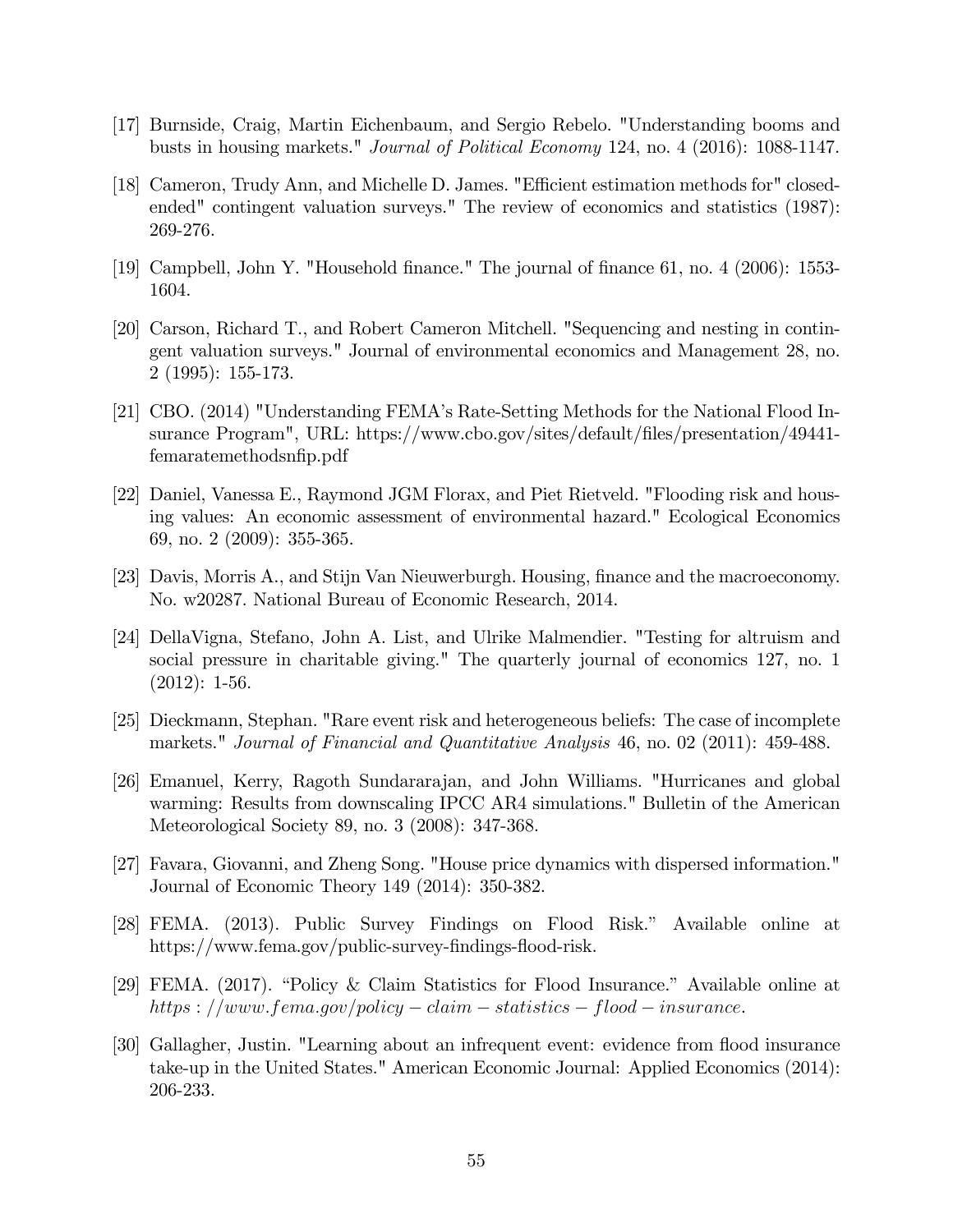[17] Burnside, Craig, Martin Eichenbaum, and Sergio Rebelo. "Understanding booms and busts in housing markets." *Journal of Political Economy* 124, no. 4 (2016): 1088-1147.

[18] Cameron, Trudy Ann, and Michelle D. James. "Efficient estimation methods for" closed-ended" contingent valuation surveys." The review of economics and statistics (1987): 269-276.

[19] Campbell, John Y. "Household finance." The journal of finance 61, no. 4 (2006): 1553-1604.

[20] Carson, Richard T., and Robert Cameron Mitchell. "Sequencing and nesting in contingent valuation surveys." Journal of environmental economics and Management 28, no. 2 (1995): 155-173.

[21] CBO. (2014) "Understanding FEMA's Rate-Setting Methods for the National Flood Insurance Program", URL: https://www.cbo.gov/sites/default/files/presentation/49441-femaratemethodsnfip.pdf

[22] Daniel, Vanessa E., Raymond JGM Florax, and Piet Rietveld. "Flooding risk and housing values: An economic assessment of environmental hazard." Ecological Economics 69, no. 2 (2009): 355-365.

[23] Davis, Morris A., and Stijn Van Nieuwerburgh. Housing, finance and the macroeconomy. No. w20287. National Bureau of Economic Research, 2014.

[24] DellaVigna, Stefano, John A. List, and Ulrike Malmendier. "Testing for altruism and social pressure in charitable giving." The quarterly journal of economics 127, no. 1 (2012): 1-56.

[25] Dieckmann, Stephan. "Rare event risk and heterogeneous beliefs: The case of incomplete markets." *Journal of Financial and Quantitative Analysis* 46, no. 02 (2011): 459-488.

[26] Emanuel, Kerry, Ragoth Sundararajan, and John Williams. "Hurricanes and global warming: Results from downscaling IPCC AR4 simulations." Bulletin of the American Meteorological Society 89, no. 3 (2008): 347-368.

[27] Favara, Giovanni, and Zheng Song. "House price dynamics with dispersed information." Journal of Economic Theory 149 (2014): 350-382.

[28] FEMA. (2013). Public Survey Findings on Flood Risk." Available online at https://www.fema.gov/public-survey-findings-flood-risk.

[29] FEMA. (2017). "Policy & Claim Statistics for Flood Insurance." Available online at *https://www.fema.gov/policy-claim-statistics-flood-insurance.*

[30] Gallagher, Justin. "Learning about an infrequent event: evidence from flood insurance take-up in the United States." American Economic Journal: Applied Economics (2014): 206-233.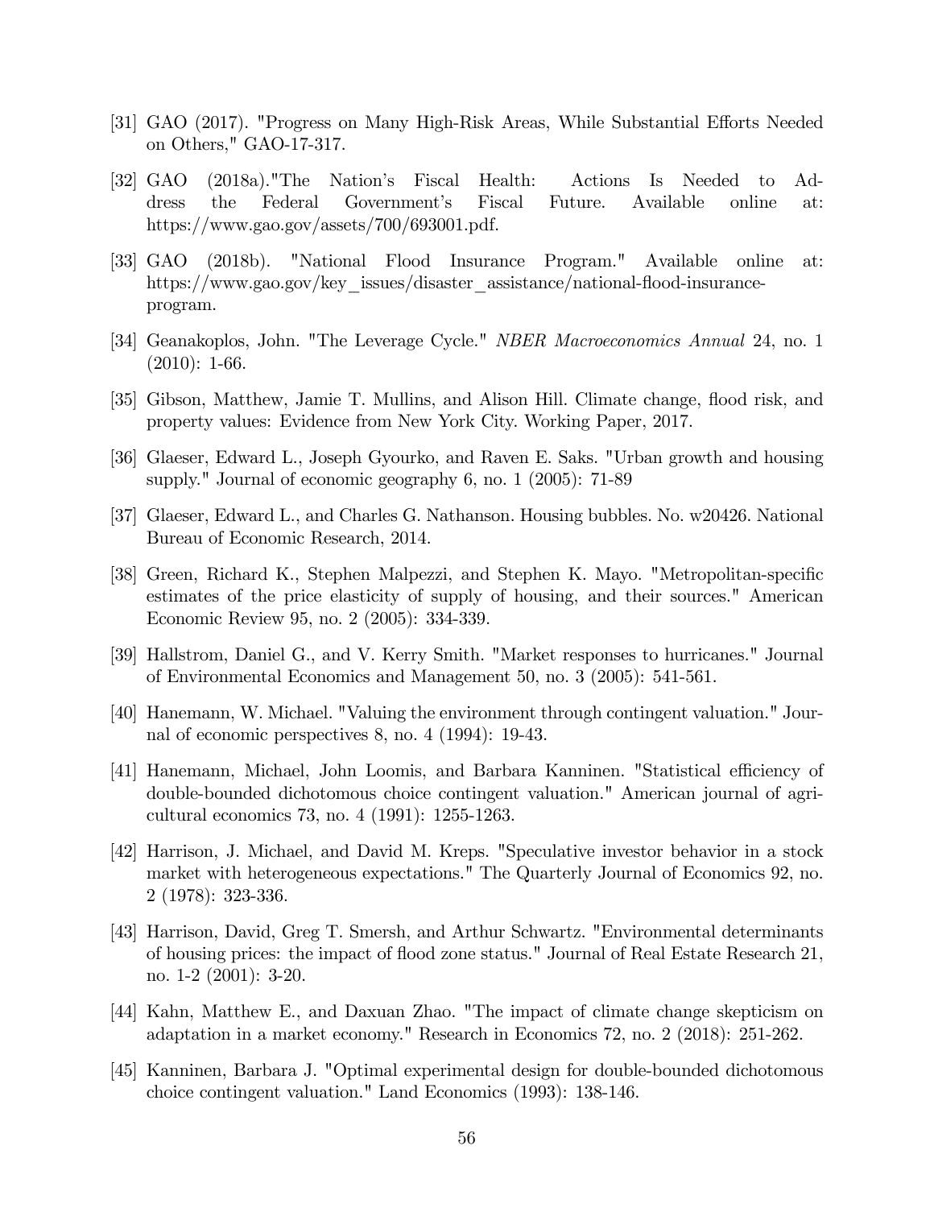[31] GAO (2017). "Progress on Many High-Risk Areas, While Substantial Efforts Needed on Others," GAO-17-317.

[32] GAO (2018a)."The Nation's Fiscal Health: Actions Is Needed to Address the Federal Government's Fiscal Future. Available online at: https://www.gao.gov/assets/700/693001.pdf.

[33] GAO (2018b). "National Flood Insurance Program." Available online at: https://www.gao.gov/key_issues/disaster_assistance/national-flood-insurance-program.

[34] Geanakoplos, John. "The Leverage Cycle." *NBER Macroeconomics Annual* 24, no. 1 (2010): 1-66.

[35] Gibson, Matthew, Jamie T. Mullins, and Alison Hill. Climate change, flood risk, and property values: Evidence from New York City. Working Paper, 2017.

[36] Glaeser, Edward L., Joseph Gyourko, and Raven E. Saks. "Urban growth and housing supply." Journal of economic geography 6, no. 1 (2005): 71-89

[37] Glaeser, Edward L., and Charles G. Nathanson. Housing bubbles. No. w20426. National Bureau of Economic Research, 2014.

[38] Green, Richard K., Stephen Malpezzi, and Stephen K. Mayo. "Metropolitan-specific estimates of the price elasticity of supply of housing, and their sources." American Economic Review 95, no. 2 (2005): 334-339.

[39] Hallstrom, Daniel G., and V. Kerry Smith. "Market responses to hurricanes." Journal of Environmental Economics and Management 50, no. 3 (2005): 541-561.

[40] Hanemann, W. Michael. "Valuing the environment through contingent valuation." Journal of economic perspectives 8, no. 4 (1994): 19-43.

[41] Hanemann, Michael, John Loomis, and Barbara Kanninen. "Statistical efficiency of double-bounded dichotomous choice contingent valuation." American journal of agricultural economics 73, no. 4 (1991): 1255-1263.

[42] Harrison, J. Michael, and David M. Kreps. "Speculative investor behavior in a stock market with heterogeneous expectations." The Quarterly Journal of Economics 92, no. 2 (1978): 323-336.

[43] Harrison, David, Greg T. Smersh, and Arthur Schwartz. "Environmental determinants of housing prices: the impact of flood zone status." Journal of Real Estate Research 21, no. 1-2 (2001): 3-20.

[44] Kahn, Matthew E., and Daxuan Zhao. "The impact of climate change skepticism on adaptation in a market economy." Research in Economics 72, no. 2 (2018): 251-262.

[45] Kanninen, Barbara J. "Optimal experimental design for double-bounded dichotomous choice contingent valuation." Land Economics (1993): 138-146.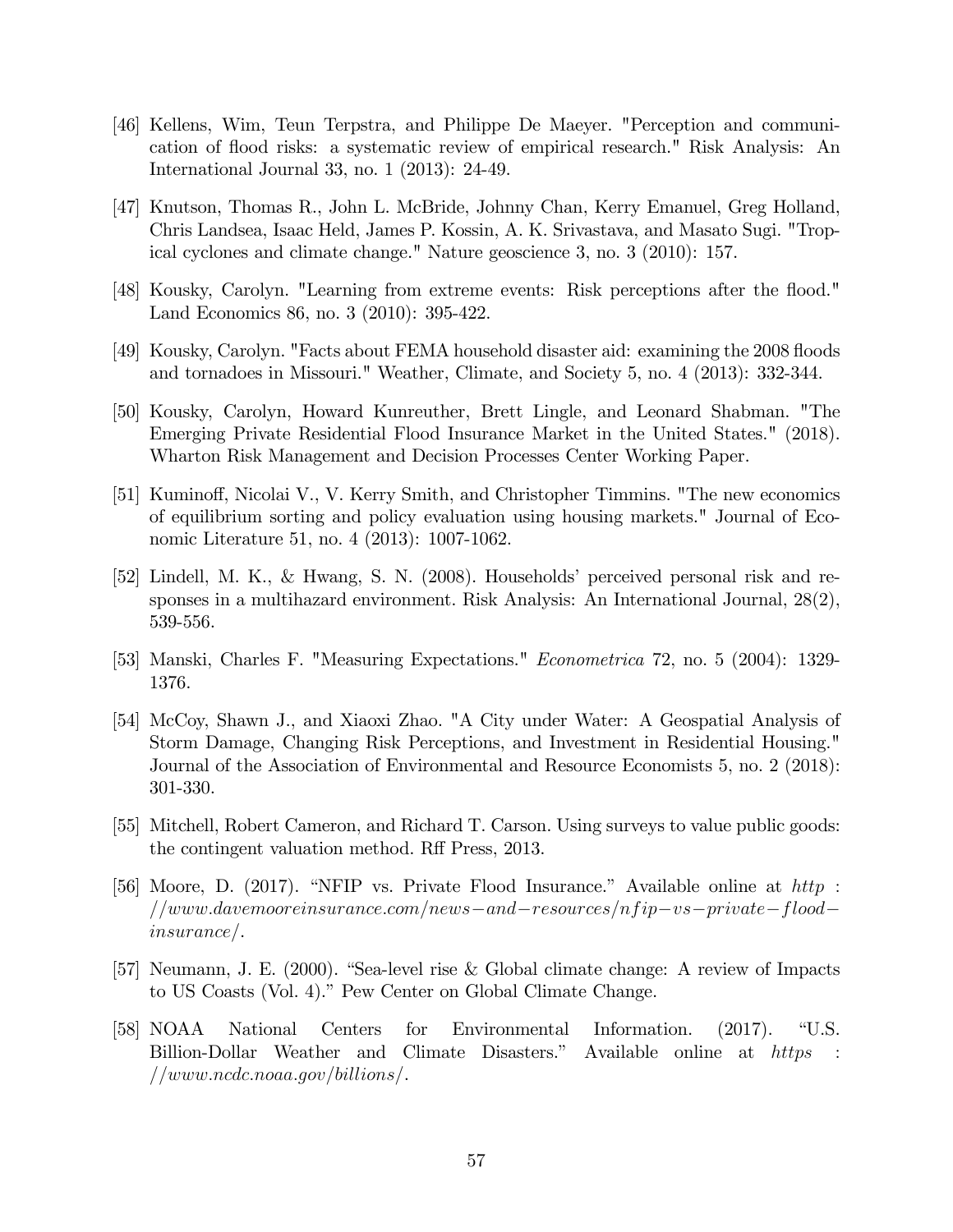[46] Kellens, Wim, Teun Terpstra, and Philippe De Maeyer. "Perception and communication of flood risks: a systematic review of empirical research." Risk Analysis: An International Journal 33, no. 1 (2013): 24-49.

[47] Knutson, Thomas R., John L. McBride, Johnny Chan, Kerry Emanuel, Greg Holland, Chris Landsea, Isaac Held, James P. Kossin, A. K. Srivastava, and Masato Sugi. "Tropical cyclones and climate change." Nature geoscience 3, no. 3 (2010): 157.

[48] Kousky, Carolyn. "Learning from extreme events: Risk perceptions after the flood." Land Economics 86, no. 3 (2010): 395-422.

[49] Kousky, Carolyn. "Facts about FEMA household disaster aid: examining the 2008 floods and tornadoes in Missouri." Weather, Climate, and Society 5, no. 4 (2013): 332-344.

[50] Kousky, Carolyn, Howard Kunreuther, Brett Lingle, and Leonard Shabman. "The Emerging Private Residential Flood Insurance Market in the United States." (2018). Wharton Risk Management and Decision Processes Center Working Paper.

[51] Kuminoff, Nicolai V., V. Kerry Smith, and Christopher Timmins. "The new economics of equilibrium sorting and policy evaluation using housing markets." Journal of Economic Literature 51, no. 4 (2013): 1007-1062.

[52] Lindell, M. K., & Hwang, S. N. (2008). Households' perceived personal risk and responses in a multihazard environment. Risk Analysis: An International Journal, 28(2), 539-556.

[53] Manski, Charles F. "Measuring Expectations." *Econometrica* 72, no. 5 (2004): 1329-1376.

[54] McCoy, Shawn J., and Xiaoxi Zhao. "A City under Water: A Geospatial Analysis of Storm Damage, Changing Risk Perceptions, and Investment in Residential Housing." Journal of the Association of Environmental and Resource Economists 5, no. 2 (2018): 301-330.

[55] Mitchell, Robert Cameron, and Richard T. Carson. Using surveys to value public goods: the contingent valuation method. Rff Press, 2013.

[56] Moore, D. (2017). "NFIP vs. Private Flood Insurance." Available online at *http://www.davemooreinsurance.com/news-and-resources/nfip-vs-private-flood-insurance/*.

[57] Neumann, J. E. (2000). "Sea-level rise & Global climate change: A review of Impacts to US Coasts (Vol. 4)." Pew Center on Global Climate Change.

[58] NOAA National Centers for Environmental Information. (2017). "U.S. Billion-Dollar Weather and Climate Disasters." Available online at *https://www.ncdc.noaa.gov/billions/*.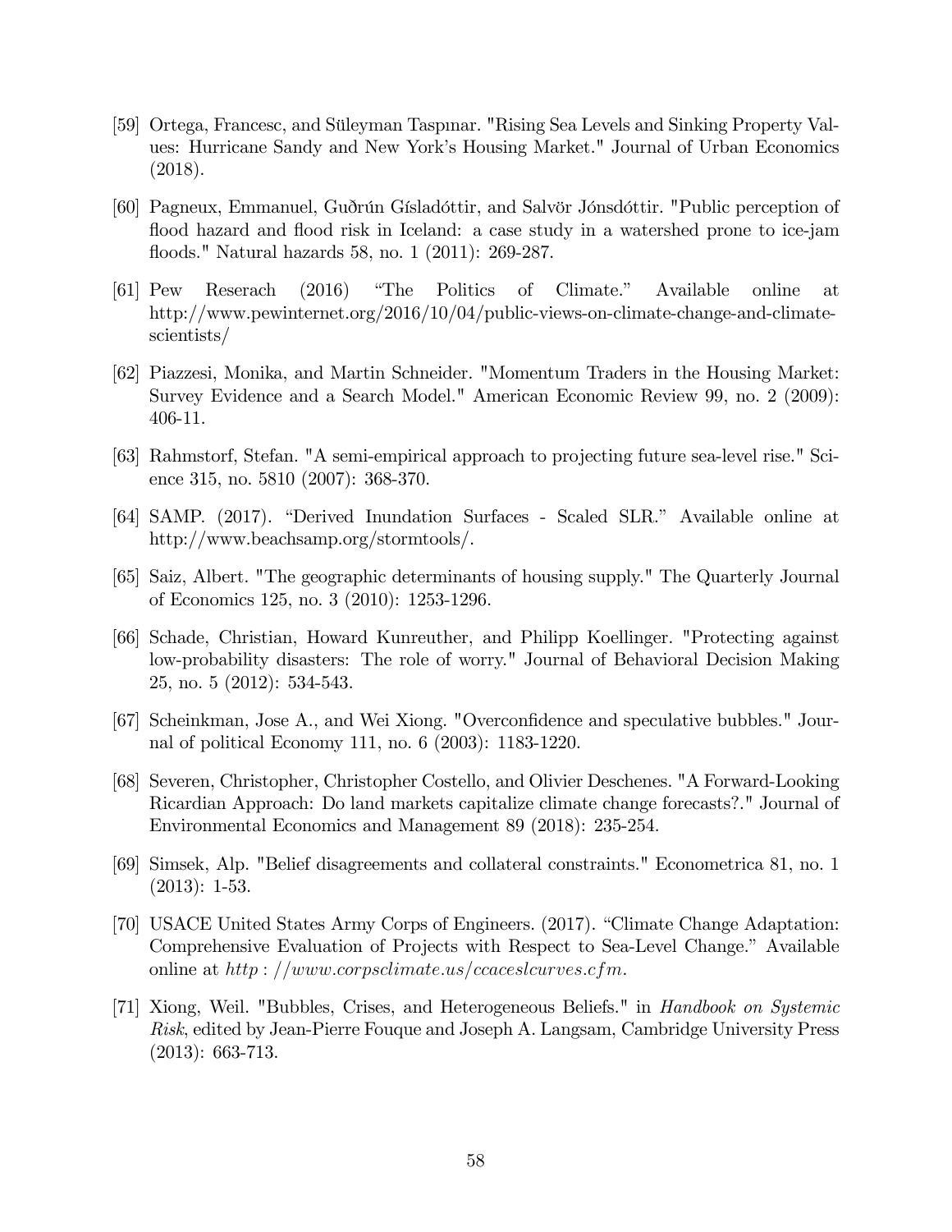[59] Ortega, Francesc, and Süleyman Taspınar. "Rising Sea Levels and Sinking Property Values: Hurricane Sandy and New York's Housing Market." Journal of Urban Economics (2018).

[60] Pagneux, Emmanuel, Guðrún Gísladóttir, and Salvör Jónsdóttir. "Public perception of flood hazard and flood risk in Iceland: a case study in a watershed prone to ice-jam floods." Natural hazards 58, no. 1 (2011): 269-287.

[61] Pew Reserach (2016) "The Politics of Climate." Available online at http://www.pewinternet.org/2016/10/04/public-views-on-climate-change-and-climate-scientists/

[62] Piazzesi, Monika, and Martin Schneider. "Momentum Traders in the Housing Market: Survey Evidence and a Search Model." American Economic Review 99, no. 2 (2009): 406-11.

[63] Rahmstorf, Stefan. "A semi-empirical approach to projecting future sea-level rise." Science 315, no. 5810 (2007): 368-370.

[64] SAMP. (2017). "Derived Inundation Surfaces - Scaled SLR." Available online at http://www.beachsamp.org/stormtools/.

[65] Saiz, Albert. "The geographic determinants of housing supply." The Quarterly Journal of Economics 125, no. 3 (2010): 1253-1296.

[66] Schade, Christian, Howard Kunreuther, and Philipp Koellinger. "Protecting against low-probability disasters: The role of worry." Journal of Behavioral Decision Making 25, no. 5 (2012): 534-543.

[67] Scheinkman, Jose A., and Wei Xiong. "Overconfidence and speculative bubbles." Journal of political Economy 111, no. 6 (2003): 1183-1220.

[68] Severen, Christopher, Christopher Costello, and Olivier Deschenes. "A Forward-Looking Ricardian Approach: Do land markets capitalize climate change forecasts?." Journal of Environmental Economics and Management 89 (2018): 235-254.

[69] Simsek, Alp. "Belief disagreements and collateral constraints." Econometrica 81, no. 1 (2013): 1-53.

[70] USACE United States Army Corps of Engineers. (2017). "Climate Change Adaptation: Comprehensive Evaluation of Projects with Respect to Sea-Level Change." Available online at *http://www.corpsclimate.us/ccaceslcurves.cfm*.

[71] Xiong, Weil. "Bubbles, Crises, and Heterogeneous Beliefs." in *Handbook on Systemic Risk*, edited by Jean-Pierre Fouque and Joseph A. Langsam, Cambridge University Press (2013): 663-713.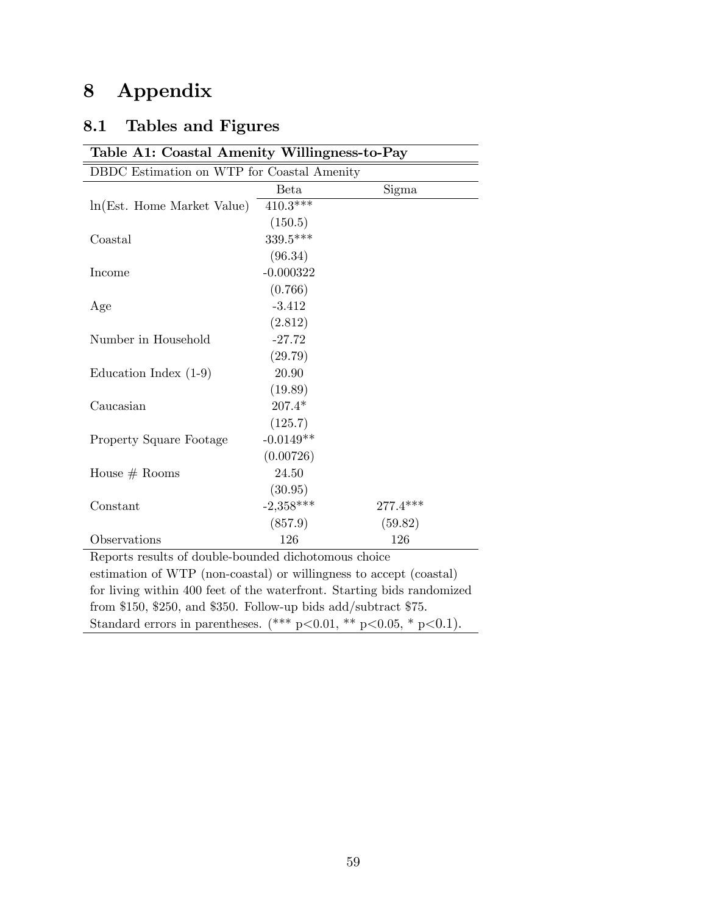# 8 Appendix

## 8.1 Tables and Figures

**Table A1: Coastal Amenity Willingness-to-Pay**

| DBDC Estimation on WTP for Coastal Amenity | | |
|---|---|---|
| | Beta | Sigma |
| ln(Est. Home Market Value) | 410.3*** | |
| | (150.5) | |
| Coastal | 339.5*** | |
| | (96.34) | |
| Income | -0.000322 | |
| | (0.766) | |
| Age | -3.412 | |
| | (2.812) | |
| Number in Household | -27.72 | |
| | (29.79) | |
| Education Index (1-9) | 20.90 | |
| | (19.89) | |
| Caucasian | 207.4* | |
| | (125.7) | |
| Property Square Footage | -0.0149** | |
| | (0.00726) | |
| House # Rooms | 24.50 | |
| | (30.95) | |
| Constant | -2,358*** | 277.4*** |
| | (857.9) | (59.82) |
| Observations | 126 | 126 |

Reports results of double-bounded dichotomous choice estimation of WTP (non-coastal) or willingness to accept (coastal) for living within 400 feet of the waterfront. Starting bids randomized from \$150, \$250, and \$350. Follow-up bids add/subtract \$75. Standard errors in parentheses. (*** $p<0.01$, ** $p<0.05$, * $p<0.1$).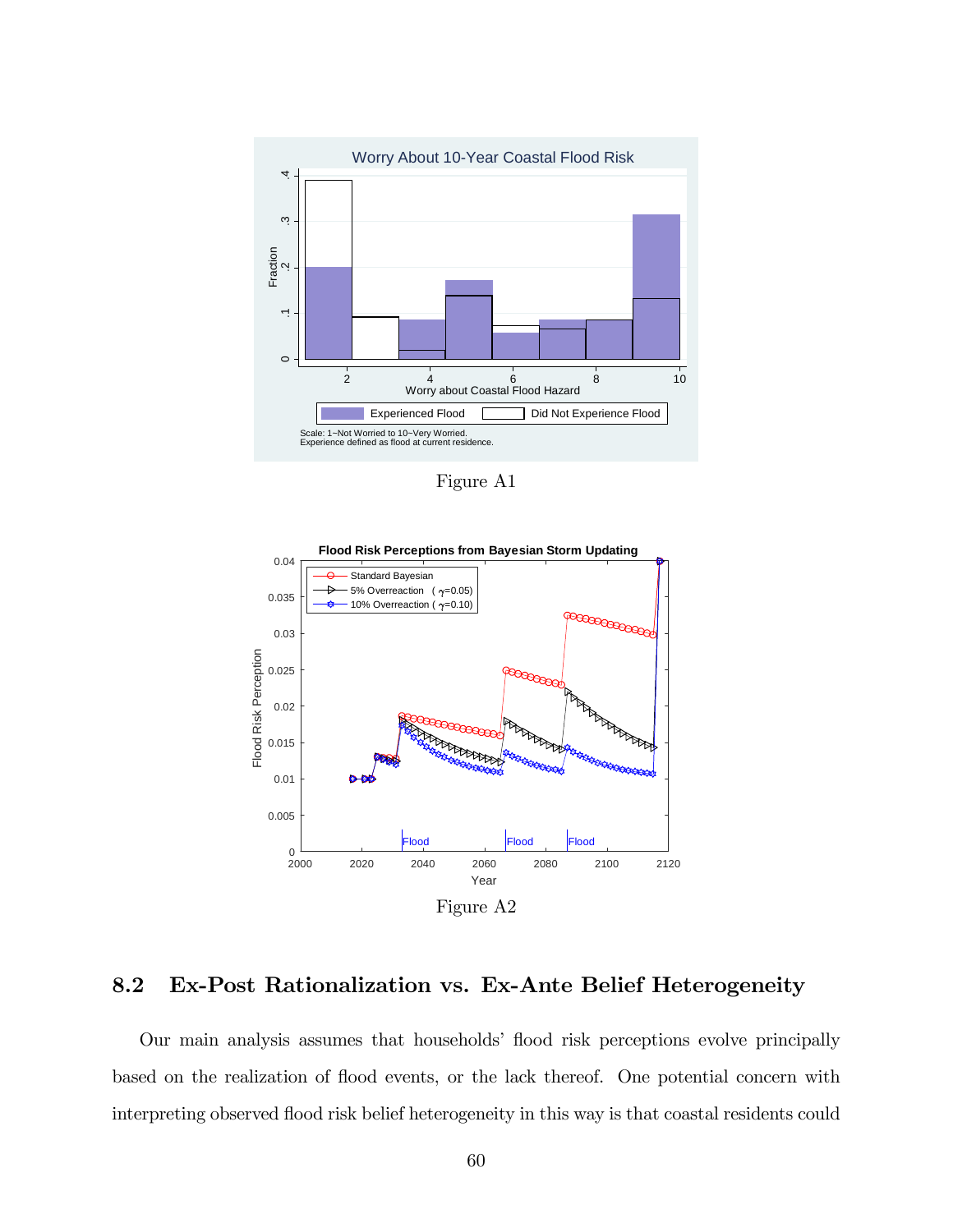Figure A1

Figure A2

## 8.2 Ex-Post Rationalization vs. Ex-Ante Belief Heterogeneity

Our main analysis assumes that households' flood risk perceptions evolve principally based on the realization of flood events, or the lack thereof. One potential concern with interpreting observed flood risk belief heterogeneity in this way is that coastal residents could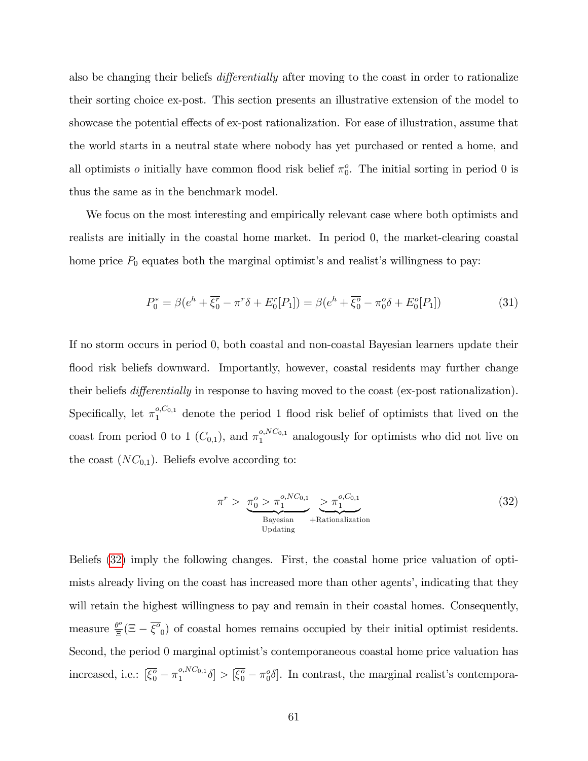also be changing their beliefs *differentially* after moving to the coast in order to rationalize their sorting choice ex-post. This section presents an illustrative extension of the model to showcase the potential effects of ex-post rationalization. For ease of illustration, assume that the world starts in a neutral state where nobody has yet purchased or rented a home, and all optimists $o$ initially have common flood risk belief $\pi_0^o$. The initial sorting in period 0 is thus the same as in the benchmark model.

We focus on the most interesting and empirically relevant case where both optimists and realists are initially in the coastal home market. In period 0, the market-clearing coastal home price $P_0$ equates both the marginal optimist's and realist's willingness to pay:

$$P_0^* = \beta(e^h + \overline{\xi_0^r} - \pi^r\delta + E_0^r[P_1]) = \beta(e^h + \overline{\xi_0^o} - \pi_0^o\delta + E_0^o[P_1]) \tag{31}$$

If no storm occurs in period 0, both coastal and non-coastal Bayesian learners update their flood risk beliefs downward. Importantly, however, coastal residents may further change their beliefs *differentially* in response to having moved to the coast (ex-post rationalization). Specifically, let $\pi_1^{o,C_{0,1}}$ denote the period 1 flood risk belief of optimists that lived on the coast from period 0 to 1 ($C_{0,1}$), and $\pi_1^{o,NC_{0,1}}$ analogously for optimists who did not live on the coast ($NC_{0,1}$). Beliefs evolve according to:

$$\pi^r > \underbrace{\pi_0^o > \pi_1^{o,NC_{0,1}}}_{\substack{\text{Bayesian} \\ \text{Updating}}} \underbrace{> \pi_1^{o,C_{0,1}}}_{\text{+Rationalization}} \tag{32}$$

Beliefs (32) imply the following changes. First, the coastal home price valuation of optimists already living on the coast has increased more than other agents', indicating that they will retain the highest willingness to pay and remain in their coastal homes. Consequently, measure $\frac{\theta^o}{\Xi}(\Xi - \overline{\xi^o}_0)$ of coastal homes remains occupied by their initial optimist residents. Second, the period 0 marginal optimist's contemporaneous coastal home price valuation has increased, i.e.: $[\overline{\xi_0^o} - \pi_1^{o,NC_{0,1}}\delta] > [\overline{\xi_0^o} - \pi_0^o\delta]$. In contrast, the marginal realist's contempora-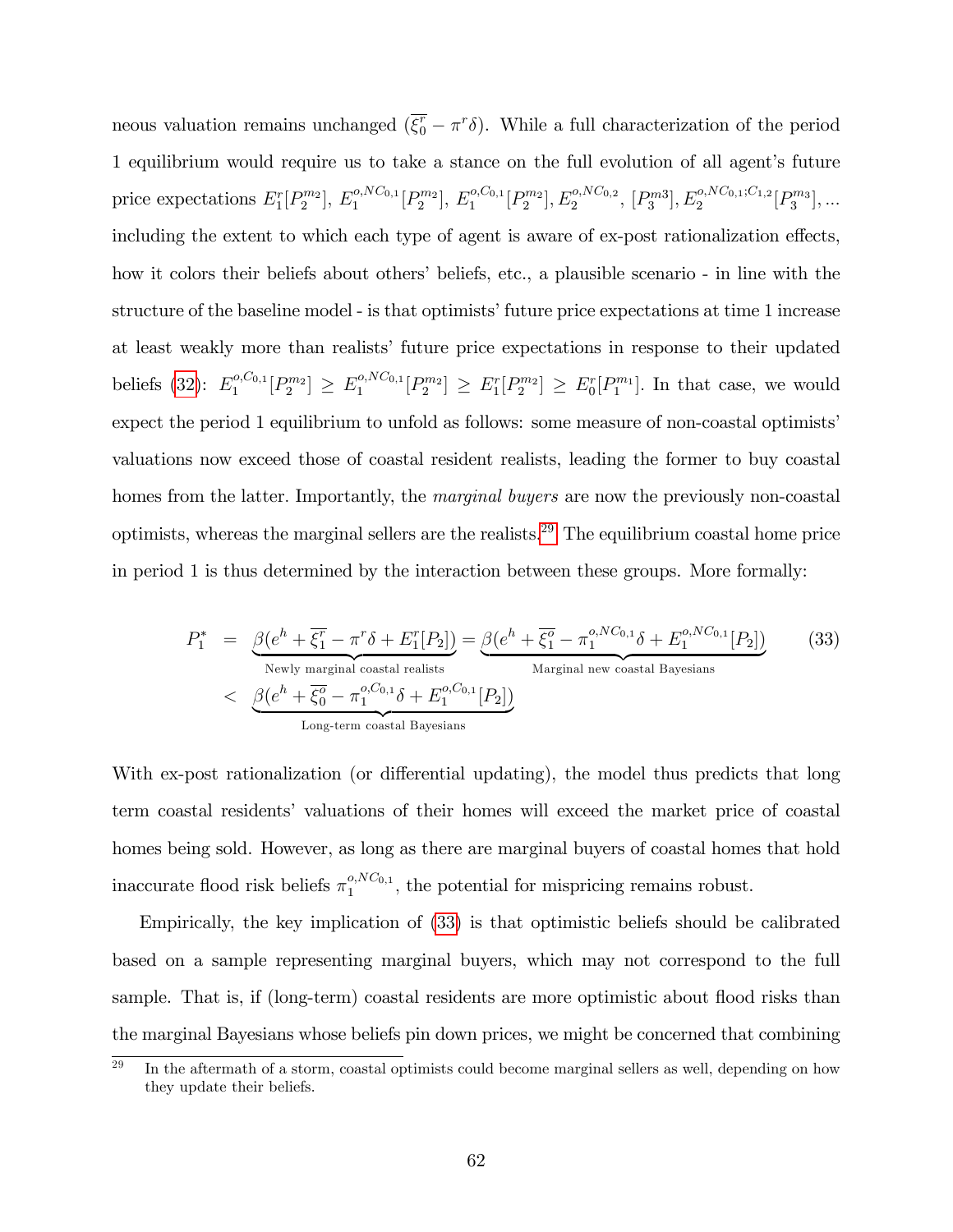neous valuation remains unchanged ($\overline{\xi_0^r} - \pi^r\delta$). While a full characterization of the period 1 equilibrium would require us to take a stance on the full evolution of all agent's future price expectations $E_1^r[P_2^{m_2}]$, $E_1^{o,NC_{0,1}}[P_2^{m_2}]$, $E_1^{o,C_{0,1}}[P_2^{m_2}]$, $E_2^{o,NC_{0,2}}$, $[P_3^{m3}]$, $E_2^{o,NC_{0,1};C_{1,2}}[P_3^{m_3}]$, ... including the extent to which each type of agent is aware of ex-post rationalization effects, how it colors their beliefs about others' beliefs, etc., a plausible scenario - in line with the structure of the baseline model - is that optimists' future price expectations at time 1 increase at least weakly more than realists' future price expectations in response to their updated beliefs (32): $E_1^{o,C_{0,1}}[P_2^{m_2}] \geq E_1^{o,NC_{0,1}}[P_2^{m_2}] \geq E_1^r[P_2^{m_2}] \geq E_0^r[P_1^{m_1}]$. In that case, we would expect the period 1 equilibrium to unfold as follows: some measure of non-coastal optimists' valuations now exceed those of coastal resident realists, leading the former to buy coastal homes from the latter. Importantly, the *marginal buyers* are now the previously non-coastal optimists, whereas the marginal sellers are the realists.[29] The equilibrium coastal home price in period 1 is thus determined by the interaction between these groups. More formally:

$$
\begin{aligned}
P_1^* &= \underbrace{\beta(e^h + \overline{\xi_1^r} - \pi^r\delta + E_1^r[P_2])}_{\text{Newly marginal coastal realists}} = \underbrace{\beta(e^h + \overline{\xi_1^o} - \pi_1^{o,NC_{0,1}}\delta + E_1^{o,NC_{0,1}}[P_2])}_{\text{Marginal new coastal Bayesians}} \\
&< \underbrace{\beta(e^h + \overline{\xi_0^o} - \pi_1^{o,C_{0,1}}\delta + E_1^{o,C_{0,1}}[P_2])}_{\text{Long-term coastal Bayesians}}
\end{aligned} \tag{33}
$$

With ex-post rationalization (or differential updating), the model thus predicts that long term coastal residents' valuations of their homes will exceed the market price of coastal homes being sold. However, as long as there are marginal buyers of coastal homes that hold inaccurate flood risk beliefs $\pi_1^{o,NC_{0,1}}$, the potential for mispricing remains robust.

Empirically, the key implication of (33) is that optimistic beliefs should be calibrated based on a sample representing marginal buyers, which may not correspond to the full sample. That is, if (long-term) coastal residents are more optimistic about flood risks than the marginal Bayesians whose beliefs pin down prices, we might be concerned that combining

[29] In the aftermath of a storm, coastal optimists could become marginal sellers as well, depending on how they update their beliefs.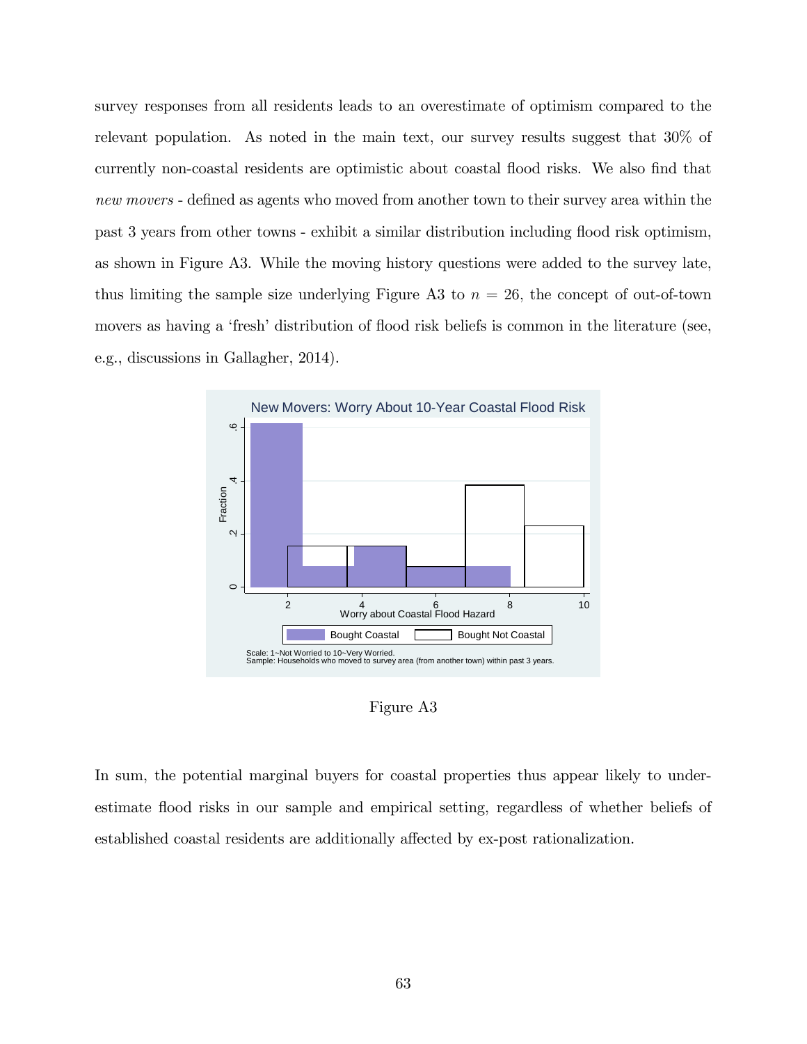survey responses from all residents leads to an overestimate of optimism compared to the relevant population. As noted in the main text, our survey results suggest that 30% of currently non-coastal residents are optimistic about coastal flood risks. We also find that *new movers* - defined as agents who moved from another town to their survey area within the past 3 years from other towns - exhibit a similar distribution including flood risk optimism, as shown in Figure A3. While the moving history questions were added to the survey late, thus limiting the sample size underlying Figure A3 to $n = 26$, the concept of out-of-town movers as having a 'fresh' distribution of flood risk beliefs is common in the literature (see, e.g., discussions in Gallagher, 2014).

Figure A3

In sum, the potential marginal buyers for coastal properties thus appear likely to underestimate flood risks in our sample and empirical setting, regardless of whether beliefs of established coastal residents are additionally affected by ex-post rationalization.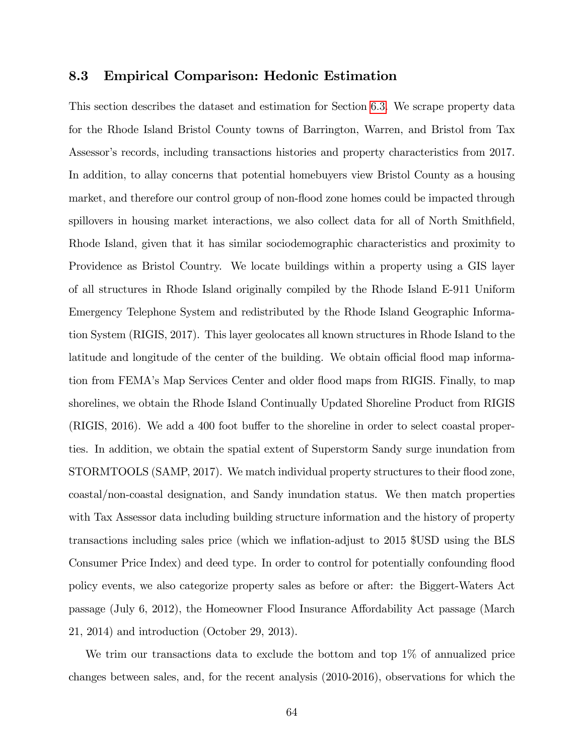### 8.3 Empirical Comparison: Hedonic Estimation

This section describes the dataset and estimation for Section 6.3. We scrape property data for the Rhode Island Bristol County towns of Barrington, Warren, and Bristol from Tax Assessor's records, including transactions histories and property characteristics from 2017. In addition, to allay concerns that potential homebuyers view Bristol County as a housing market, and therefore our control group of non-flood zone homes could be impacted through spillovers in housing market interactions, we also collect data for all of North Smithfield, Rhode Island, given that it has similar sociodemographic characteristics and proximity to Providence as Bristol Country. We locate buildings within a property using a GIS layer of all structures in Rhode Island originally compiled by the Rhode Island E-911 Uniform Emergency Telephone System and redistributed by the Rhode Island Geographic Information System (RIGIS, 2017). This layer geolocates all known structures in Rhode Island to the latitude and longitude of the center of the building. We obtain official flood map information from FEMA's Map Services Center and older flood maps from RIGIS. Finally, to map shorelines, we obtain the Rhode Island Continually Updated Shoreline Product from RIGIS (RIGIS, 2016). We add a 400 foot buffer to the shoreline in order to select coastal properties. In addition, we obtain the spatial extent of Superstorm Sandy surge inundation from STORMTOOLS (SAMP, 2017). We match individual property structures to their flood zone, coastal/non-coastal designation, and Sandy inundation status. We then match properties with Tax Assessor data including building structure information and the history of property transactions including sales price (which we inflation-adjust to 2015 $USD using the BLS Consumer Price Index) and deed type. In order to control for potentially confounding flood policy events, we also categorize property sales as before or after: the Biggert-Waters Act passage (July 6, 2012), the Homeowner Flood Insurance Affordability Act passage (March 21, 2014) and introduction (October 29, 2013).

We trim our transactions data to exclude the bottom and top 1% of annualized price changes between sales, and, for the recent analysis (2010-2016), observations for which the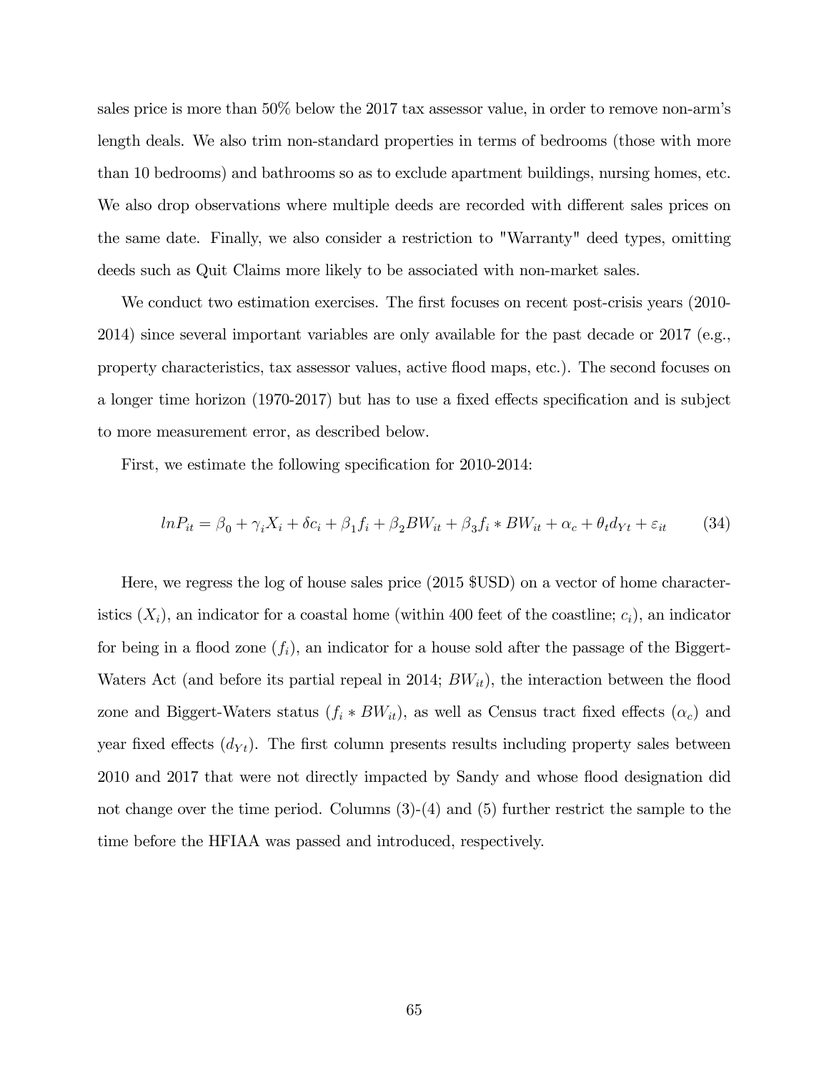sales price is more than 50% below the 2017 tax assessor value, in order to remove non-arm's length deals. We also trim non-standard properties in terms of bedrooms (those with more than 10 bedrooms) and bathrooms so as to exclude apartment buildings, nursing homes, etc. We also drop observations where multiple deeds are recorded with different sales prices on the same date. Finally, we also consider a restriction to "Warranty" deed types, omitting deeds such as Quit Claims more likely to be associated with non-market sales.

We conduct two estimation exercises. The first focuses on recent post-crisis years (2010-2014) since several important variables are only available for the past decade or 2017 (e.g., property characteristics, tax assessor values, active flood maps, etc.). The second focuses on a longer time horizon (1970-2017) but has to use a fixed effects specification and is subject to more measurement error, as described below.

First, we estimate the following specification for 2010-2014:

$$lnP_{it} = \beta_0 + \gamma_i X_i + \delta c_i + \beta_1 f_i + \beta_2 BW_{it} + \beta_3 f_i * BW_{it} + \alpha_c + \theta_t d_{Yt} + \varepsilon_{it} \tag{34}$$

Here, we regress the log of house sales price (2015 $USD) on a vector of home characteristics ($X_i$), an indicator for a coastal home (within 400 feet of the coastline; $c_i$), an indicator for being in a flood zone ($f_i$), an indicator for a house sold after the passage of the Biggert-Waters Act (and before its partial repeal in 2014; $BW_{it}$), the interaction between the flood zone and Biggert-Waters status ($f_i * BW_{it}$), as well as Census tract fixed effects ($\alpha_c$) and year fixed effects ($d_{Yt}$). The first column presents results including property sales between 2010 and 2017 that were not directly impacted by Sandy and whose flood designation did not change over the time period. Columns (3)-(4) and (5) further restrict the sample to the time before the HFIAA was passed and introduced, respectively.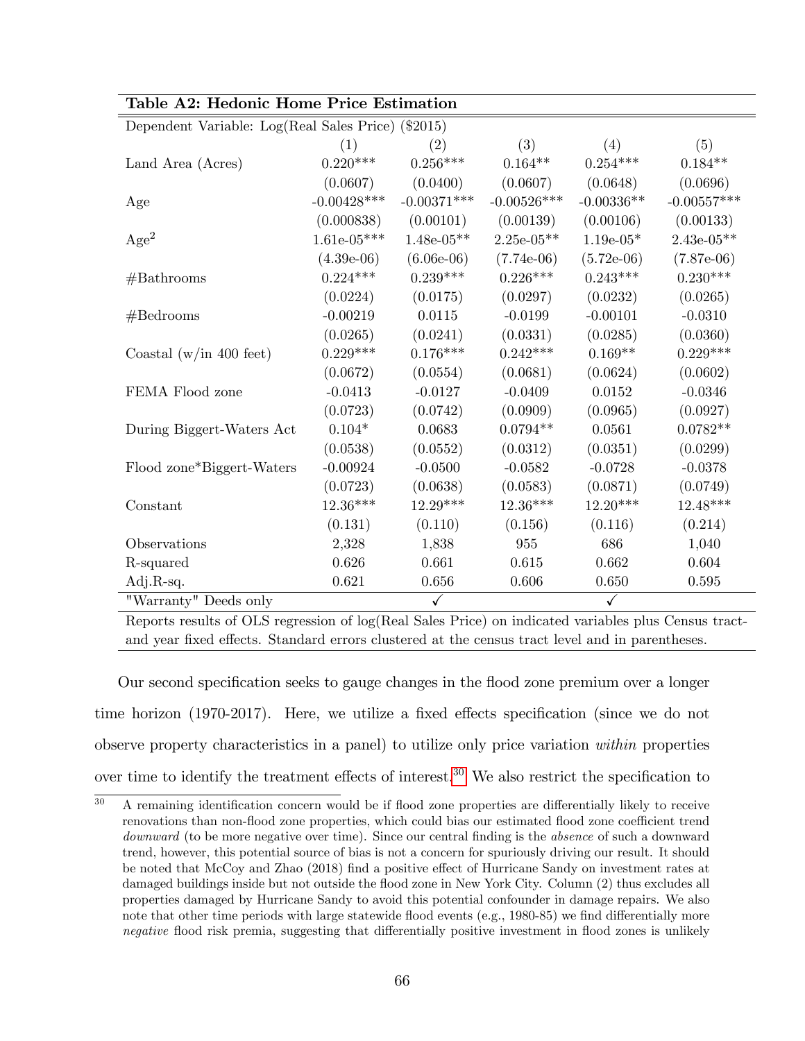**Table A2: Hedonic Home Price Estimation**

Dependent Variable: Log(Real Sales Price) ($2015)

| | (1) | (2) | (3) | (4) | (5) |
|---|---|---|---|---|---|
| Land Area (Acres) | 0.220*** | 0.256*** | 0.164** | 0.254*** | 0.184** |
| | (0.0607) | (0.0400) | (0.0607) | (0.0648) | (0.0696) |
| Age | -0.00428*** | -0.00371*** | -0.00526*** | -0.00336** | -0.00557*** |
| | (0.000838) | (0.00101) | (0.00139) | (0.00106) | (0.00133) |
| Age$^2$ | 1.61e-05*** | 1.48e-05** | 2.25e-05** | 1.19e-05* | 2.43e-05** |
| | (4.39e-06) | (6.06e-06) | (7.74e-06) | (5.72e-06) | (7.87e-06) |
| #Bathrooms | 0.224*** | 0.239*** | 0.226*** | 0.243*** | 0.230*** |
| | (0.0224) | (0.0175) | (0.0297) | (0.0232) | (0.0265) |
| #Bedrooms | -0.00219 | 0.0115 | -0.0199 | -0.00101 | -0.0310 |
| | (0.0265) | (0.0241) | (0.0331) | (0.0285) | (0.0360) |
| Coastal (w/in 400 feet) | 0.229*** | 0.176*** | 0.242*** | 0.169** | 0.229*** |
| | (0.0672) | (0.0554) | (0.0681) | (0.0624) | (0.0602) |
| FEMA Flood zone | -0.0413 | -0.0127 | -0.0409 | 0.0152 | -0.0346 |
| | (0.0723) | (0.0742) | (0.0909) | (0.0965) | (0.0927) |
| During Biggert-Waters Act | 0.104* | 0.0683 | 0.0794** | 0.0561 | 0.0782** |
| | (0.0538) | (0.0552) | (0.0312) | (0.0351) | (0.0299) |
| Flood zone*Biggert-Waters | -0.00924 | -0.0500 | -0.0582 | -0.0728 | -0.0378 |
| | (0.0723) | (0.0638) | (0.0583) | (0.0871) | (0.0749) |
| Constant | 12.36*** | 12.29*** | 12.36*** | 12.20*** | 12.48*** |
| | (0.131) | (0.110) | (0.156) | (0.116) | (0.214) |
| Observations | 2,328 | 1,838 | 955 | 686 | 1,040 |
| R-squared | 0.626 | 0.661 | 0.615 | 0.662 | 0.604 |
| Adj.R-sq. | 0.621 | 0.656 | 0.606 | 0.650 | 0.595 |
| "Warranty" Deeds only | | ✓ | | ✓ | |

Reports results of OLS regression of log(Real Sales Price) on indicated variables plus Census tract- and year fixed effects. Standard errors clustered at the census tract level and in parentheses.

Our second specification seeks to gauge changes in the flood zone premium over a longer time horizon (1970-2017). Here, we utilize a fixed effects specification (since we do not observe property characteristics in a panel) to utilize only price variation *within* properties over time to identify the treatment effects of interest.[30] We also restrict the specification to

[30] A remaining identification concern would be if flood zone properties are differentially likely to receive renovations than non-flood zone properties, which could bias our estimated flood zone coefficient trend *downward* (to be more negative over time). Since our central finding is the *absence* of such a downward trend, however, this potential source of bias is not a concern for spuriously driving our result. It should be noted that McCoy and Zhao (2018) find a positive effect of Hurricane Sandy on investment rates at damaged buildings inside but not outside the flood zone in New York City. Column (2) thus excludes all properties damaged by Hurricane Sandy to avoid this potential confounder in damage repairs. We also note that other time periods with large statewide flood events (e.g., 1980-85) we find differentially more *negative* flood risk premia, suggesting that differentially positive investment in flood zones is unlikely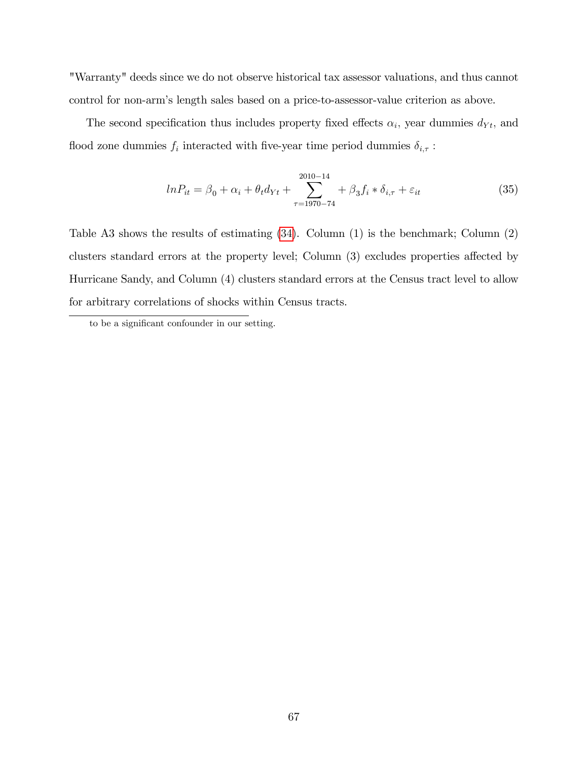"Warranty" deeds since we do not observe historical tax assessor valuations, and thus cannot control for non-arm's length sales based on a price-to-assessor-value criterion as above.

The second specification thus includes property fixed effects $\alpha_i$, year dummies $d_{Yt}$, and flood zone dummies $f_i$ interacted with five-year time period dummies $\delta_{i,\tau}$ :

$$lnP_{it} = \beta_0 + \alpha_i + \theta_t d_{Yt} + \sum_{\tau=1970-74}^{2010-14} + \beta_3 f_i * \delta_{i,\tau} + \varepsilon_{it} \tag{35}$$

Table A3 shows the results of estimating (34). Column (1) is the benchmark; Column (2) clusters standard errors at the property level; Column (3) excludes properties affected by Hurricane Sandy, and Column (4) clusters standard errors at the Census tract level to allow for arbitrary correlations of shocks within Census tracts.

to be a significant confounder in our setting.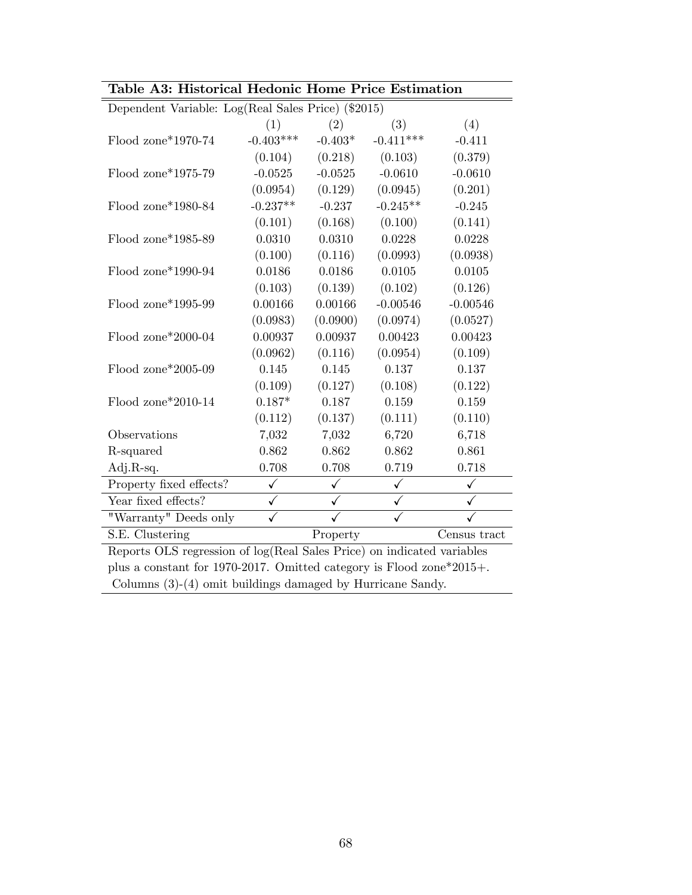**Table A3: Historical Hedonic Home Price Estimation**

| Dependent Variable: Log(Real Sales Price) ($2015) | | | | |
|---|---|---|---|---|
| | (1) | (2) | (3) | (4) |
| Flood zone*1970-74 | -0.403*** | -0.403* | -0.411*** | -0.411 |
| | (0.104) | (0.218) | (0.103) | (0.379) |
| Flood zone*1975-79 | -0.0525 | -0.0525 | -0.0610 | -0.0610 |
| | (0.0954) | (0.129) | (0.0945) | (0.201) |
| Flood zone*1980-84 | -0.237** | -0.237 | -0.245** | -0.245 |
| | (0.101) | (0.168) | (0.100) | (0.141) |
| Flood zone*1985-89 | 0.0310 | 0.0310 | 0.0228 | 0.0228 |
| | (0.100) | (0.116) | (0.0993) | (0.0938) |
| Flood zone*1990-94 | 0.0186 | 0.0186 | 0.0105 | 0.0105 |
| | (0.103) | (0.139) | (0.102) | (0.126) |
| Flood zone*1995-99 | 0.00166 | 0.00166 | -0.00546 | -0.00546 |
| | (0.0983) | (0.0900) | (0.0974) | (0.0527) |
| Flood zone*2000-04 | 0.00937 | 0.00937 | 0.00423 | 0.00423 |
| | (0.0962) | (0.116) | (0.0954) | (0.109) |
| Flood zone*2005-09 | 0.145 | 0.145 | 0.137 | 0.137 |
| | (0.109) | (0.127) | (0.108) | (0.122) |
| Flood zone*2010-14 | 0.187* | 0.187 | 0.159 | 0.159 |
| | (0.112) | (0.137) | (0.111) | (0.110) |
| Observations | 7,032 | 7,032 | 6,720 | 6,718 |
| R-squared | 0.862 | 0.862 | 0.862 | 0.861 |
| Adj.R-sq. | 0.708 | 0.708 | 0.719 | 0.718 |
| Property fixed effects? | ✓ | ✓ | ✓ | ✓ |
| Year fixed effects? | ✓ | ✓ | ✓ | ✓ |
| "Warranty" Deeds only | ✓ | ✓ | ✓ | ✓ |
| S.E. Clustering | | Property | | Census tract |

Reports OLS regression of log(Real Sales Price) on indicated variables plus a constant for 1970-2017. Omitted category is Flood zone*2015+. Columns (3)-(4) omit buildings damaged by Hurricane Sandy.